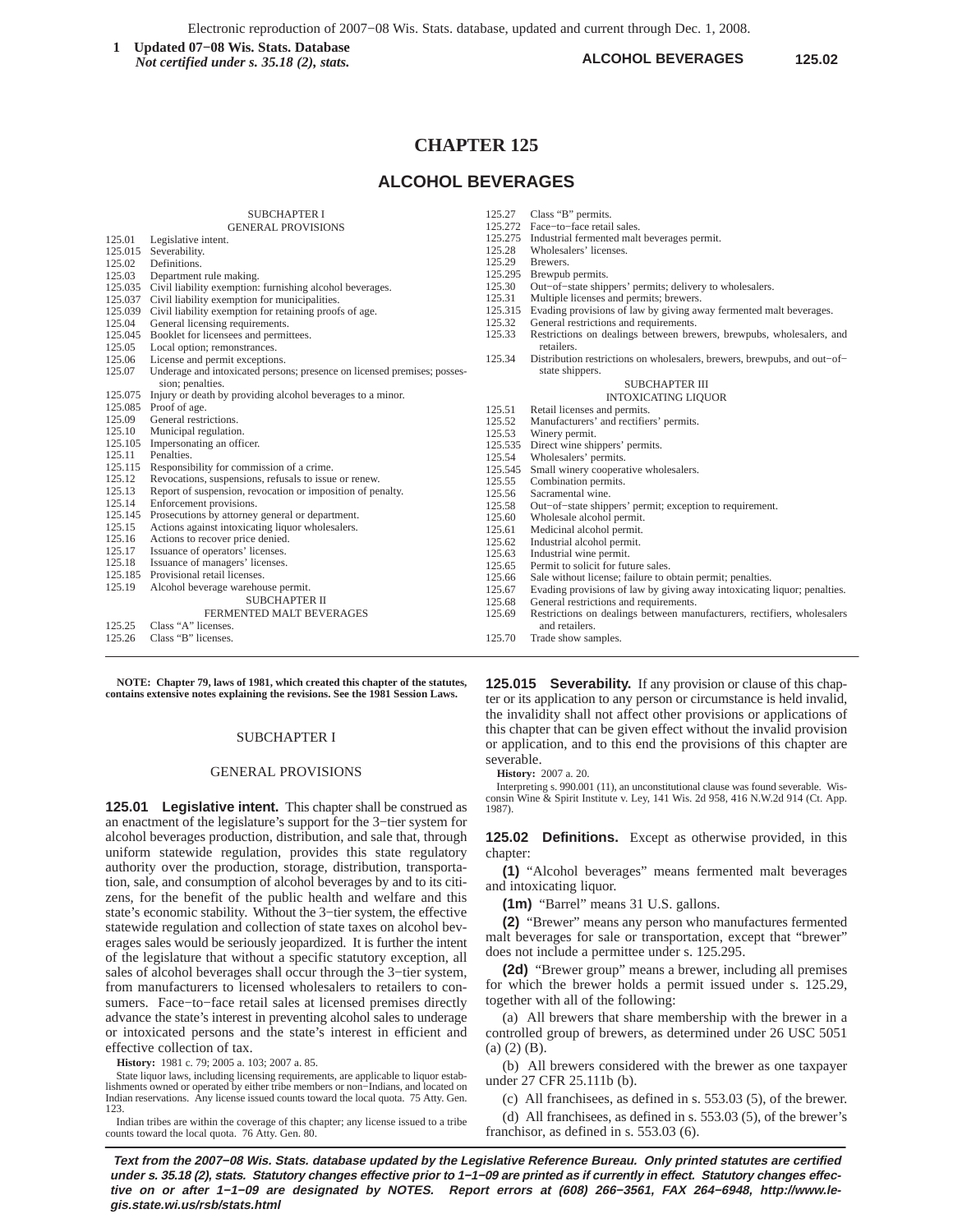# CHAPTER 125

## ALCOHOL BEVERAGES

SUBCHAPTER I
GENERAL PROVISIONS

| | |
|---|---|
| 125.01 | Legislative intent. |
| 125.015 | Severability. |
| 125.02 | Definitions. |
| 125.03 | Department rule making. |
| 125.035 | Civil liability exemption: furnishing alcohol beverages. |
| 125.037 | Civil liability exemption for municipalities. |
| 125.039 | Civil liability exemption for retaining proofs of age. |
| 125.04 | General licensing requirements. |
| 125.045 | Booklet for licensees and permittees. |
| 125.05 | Local option; remonstrances. |
| 125.06 | License and permit exceptions. |
| 125.07 | Underage and intoxicated persons; presence on licensed premises; possession; penalties. |
| 125.075 | Injury or death by providing alcohol beverages to a minor. |
| 125.085 | Proof of age. |
| 125.09 | General restrictions. |
| 125.10 | Municipal regulation. |
| 125.105 | Impersonating an officer. |
| 125.11 | Penalties. |
| 125.115 | Responsibility for commission of a crime. |
| 125.12 | Revocations, suspensions, refusals to issue or renew. |
| 125.13 | Report of suspension, revocation or imposition of penalty. |
| 125.14 | Enforcement provisions. |
| 125.145 | Prosecutions by attorney general or department. |
| 125.15 | Actions against intoxicating liquor wholesalers. |
| 125.16 | Actions to recover price denied. |
| 125.17 | Issuance of operators' licenses. |
| 125.18 | Issuance of managers' licenses. |
| 125.185 | Provisional retail licenses. |
| 125.19 | Alcohol beverage warehouse permit. |

SUBCHAPTER II
FERMENTED MALT BEVERAGES

| | |
|---|---|
| 125.25 | Class "A" licenses. |
| 125.26 | Class "B" licenses. |
| 125.27 | Class "B" permits. |
| 125.272 | Face-to-face retail sales. |
| 125.275 | Industrial fermented malt beverages permit. |
| 125.28 | Wholesalers' licenses. |
| 125.29 | Brewers. |
| 125.295 | Brewpub permits. |
| 125.30 | Out-of-state shippers' permits; delivery to wholesalers. |
| 125.31 | Multiple licenses and permits; brewers. |
| 125.315 | Evading provisions of law by giving away fermented malt beverages. |
| 125.32 | General restrictions and requirements. |
| 125.33 | Restrictions on dealings between brewers, brewpubs, wholesalers, and retailers. |
| 125.34 | Distribution restrictions on wholesalers, brewers, brewpubs, and out-of-state shippers. |

SUBCHAPTER III
INTOXICATING LIQUOR

| | |
|---|---|
| 125.51 | Retail licenses and permits. |
| 125.52 | Manufacturers' and rectifiers' permits. |
| 125.53 | Winery permit. |
| 125.535 | Direct wine shippers' permits. |
| 125.54 | Wholesalers' permits. |
| 125.545 | Small winery cooperative wholesalers. |
| 125.55 | Combination permits. |
| 125.56 | Sacramental wine. |
| 125.58 | Out-of-state shippers' permit; exception to requirement. |
| 125.60 | Wholesale alcohol permit. |
| 125.61 | Medicinal alcohol permit. |
| 125.62 | Industrial alcohol permit. |
| 125.63 | Industrial wine permit. |
| 125.65 | Permit to solicit for future sales. |
| 125.66 | Sale without license; failure to obtain permit; penalties. |
| 125.67 | Evading provisions of law by giving away intoxicating liquor; penalties. |
| 125.68 | General restrictions and requirements. |
| 125.69 | Restrictions on dealings between manufacturers, rectifiers, wholesalers and retailers. |
| 125.70 | Trade show samples. |

**NOTE: Chapter 79, laws of 1981, which created this chapter of the statutes, contains extensive notes explaining the revisions. See the 1981 Session Laws.**

## SUBCHAPTER I

## GENERAL PROVISIONS

**125.01 Legislative intent.** This chapter shall be construed as an enactment of the legislature's support for the 3-tier system for alcohol beverages production, distribution, and sale that, through uniform statewide regulation, provides this state regulatory authority over the production, storage, distribution, transportation, sale, and consumption of alcohol beverages by and to its citizens, for the benefit of the public health and welfare and this state's economic stability. Without the 3-tier system, the effective statewide regulation and collection of state taxes on alcohol beverages sales would be seriously jeopardized. It is further the intent of the legislature that without a specific statutory exception, all sales of alcohol beverages shall occur through the 3-tier system, from manufacturers to licensed wholesalers to retailers to consumers. Face-to-face retail sales at licensed premises directly advance the state's interest in preventing alcohol sales to underage or intoxicated persons and the state's interest in efficient and effective collection of tax.

**History:** 1981 c. 79; 2005 a. 103; 2007 a. 85.

State liquor laws, including licensing requirements, are applicable to liquor establishments owned or operated by either tribe members or non-Indians, and located on Indian reservations. Any license issued counts toward the local quota. 75 Atty. Gen. 123.

Indian tribes are within the coverage of this chapter; any license issued to a tribe counts toward the local quota. 76 Atty. Gen. 80.

**125.015 Severability.** If any provision or clause of this chapter or its application to any person or circumstance is held invalid, the invalidity shall not affect other provisions or applications of this chapter that can be given effect without the invalid provision or application, and to this end the provisions of this chapter are severable.

**History:** 2007 a. 20.

Interpreting s. 990.001 (11), an unconstitutional clause was found severable. Wisconsin Wine & Spirit Institute v. Ley, 141 Wis. 2d 958, 416 N.W.2d 914 (Ct. App. 1987).

**125.02 Definitions.** Except as otherwise provided, in this chapter:

**(1)** "Alcohol beverages" means fermented malt beverages and intoxicating liquor.

**(1m)** "Barrel" means 31 U.S. gallons.

**(2)** "Brewer" means any person who manufactures fermented malt beverages for sale or transportation, except that "brewer" does not include a permittee under s. 125.295.

**(2d)** "Brewer group" means a brewer, including all premises for which the brewer holds a permit issued under s. 125.29, together with all of the following:

(a) All brewers that share membership with the brewer in a controlled group of brewers, as determined under 26 USC 5051 (a) (2) (B).

(b) All brewers considered with the brewer as one taxpayer under 27 CFR 25.111b (b).

(c) All franchisees, as defined in s. 553.03 (5), of the brewer.

(d) All franchisees, as defined in s. 553.03 (5), of the brewer's franchisor, as defined in s. 553.03 (6).

**Text from the 2007-08 Wis. Stats. database updated by the Legislative Reference Bureau. Only printed statutes are certified under s. 35.18 (2), stats. Statutory changes effective prior to 1-1-09 are printed as if currently in effect. Statutory changes effective on or after 1-1-09 are designated by NOTES. Report errors at (608) 266-3561, FAX 264-6948, http://www.legis.state.wi.us/rsb/stats.html**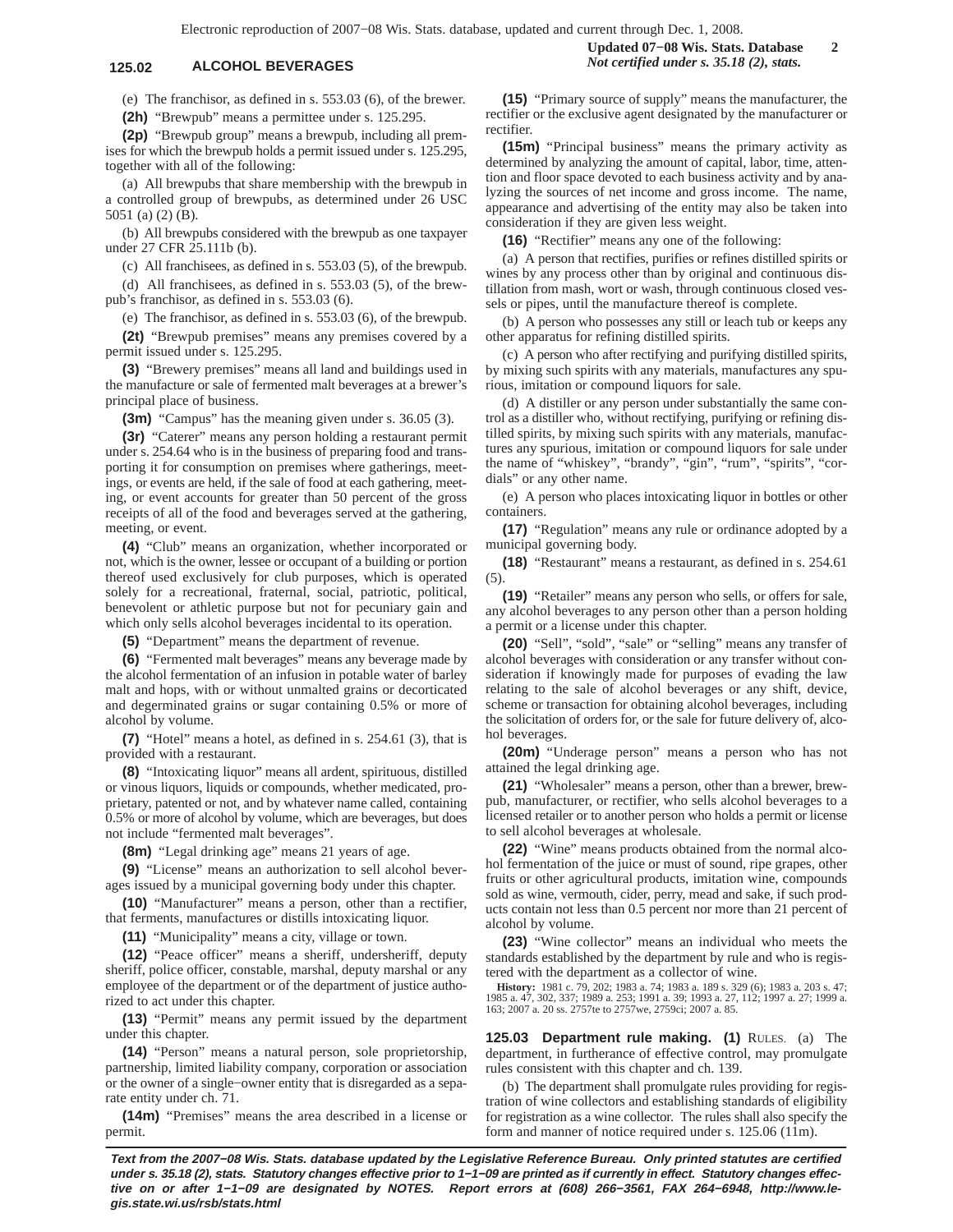(e) The franchisor, as defined in s. 553.03 (6), of the brewer.

**(2h)** "Brewpub" means a permittee under s. 125.295.

**(2p)** "Brewpub group" means a brewpub, including all premises for which the brewpub holds a permit issued under s. 125.295, together with all of the following:

(a) All brewpubs that share membership with the brewpub in a controlled group of brewpubs, as determined under 26 USC 5051 (a) (2) (B).

(b) All brewpubs considered with the brewpub as one taxpayer under 27 CFR 25.111b (b).

(c) All franchisees, as defined in s. 553.03 (5), of the brewpub.

(d) All franchisees, as defined in s. 553.03 (5), of the brewpub's franchisor, as defined in s. 553.03 (6).

(e) The franchisor, as defined in s. 553.03 (6), of the brewpub.

**(2t)** "Brewpub premises" means any premises covered by a permit issued under s. 125.295.

**(3)** "Brewery premises" means all land and buildings used in the manufacture or sale of fermented malt beverages at a brewer's principal place of business.

**(3m)** "Campus" has the meaning given under s. 36.05 (3).

**(3r)** "Caterer" means any person holding a restaurant permit under s. 254.64 who is in the business of preparing food and transporting it for consumption on premises where gatherings, meetings, or events are held, if the sale of food at each gathering, meeting, or event accounts for greater than 50 percent of the gross receipts of all of the food and beverages served at the gathering, meeting, or event.

**(4)** "Club" means an organization, whether incorporated or not, which is the owner, lessee or occupant of a building or portion thereof used exclusively for club purposes, which is operated solely for a recreational, fraternal, social, patriotic, political, benevolent or athletic purpose but not for pecuniary gain and which only sells alcohol beverages incidental to its operation.

**(5)** "Department" means the department of revenue.

**(6)** "Fermented malt beverages" means any beverage made by the alcohol fermentation of an infusion in potable water of barley malt and hops, with or without unmalted grains or decorticated and degerminated grains or sugar containing 0.5% or more of alcohol by volume.

**(7)** "Hotel" means a hotel, as defined in s. 254.61 (3), that is provided with a restaurant.

**(8)** "Intoxicating liquor" means all ardent, spirituous, distilled or vinous liquors, liquids or compounds, whether medicated, proprietary, patented or not, and by whatever name called, containing 0.5% or more of alcohol by volume, which are beverages, but does not include "fermented malt beverages".

**(8m)** "Legal drinking age" means 21 years of age.

**(9)** "License" means an authorization to sell alcohol beverages issued by a municipal governing body under this chapter.

**(10)** "Manufacturer" means a person, other than a rectifier, that ferments, manufactures or distills intoxicating liquor.

**(11)** "Municipality" means a city, village or town.

**(12)** "Peace officer" means a sheriff, undersheriff, deputy sheriff, police officer, constable, marshal, deputy marshal or any employee of the department or of the department of justice authorized to act under this chapter.

**(13)** "Permit" means any permit issued by the department under this chapter.

**(14)** "Person" means a natural person, sole proprietorship, partnership, limited liability company, corporation or association or the owner of a single−owner entity that is disregarded as a separate entity under ch. 71.

**(14m)** "Premises" means the area described in a license or permit.

**(15)** "Primary source of supply" means the manufacturer, the rectifier or the exclusive agent designated by the manufacturer or rectifier.

**(15m)** "Principal business" means the primary activity as determined by analyzing the amount of capital, labor, time, attention and floor space devoted to each business activity and by analyzing the sources of net income and gross income. The name, appearance and advertising of the entity may also be taken into consideration if they are given less weight.

**(16)** "Rectifier" means any one of the following:

(a) A person that rectifies, purifies or refines distilled spirits or wines by any process other than by original and continuous distillation from mash, wort or wash, through continuous closed vessels or pipes, until the manufacture thereof is complete.

(b) A person who possesses any still or leach tub or keeps any other apparatus for refining distilled spirits.

(c) A person who after rectifying and purifying distilled spirits, by mixing such spirits with any materials, manufactures any spurious, imitation or compound liquors for sale.

(d) A distiller or any person under substantially the same control as a distiller who, without rectifying, purifying or refining distilled spirits, by mixing such spirits with any materials, manufactures any spurious, imitation or compound liquors for sale under the name of "whiskey", "brandy", "gin", "rum", "spirits", "cordials" or any other name.

(e) A person who places intoxicating liquor in bottles or other containers.

**(17)** "Regulation" means any rule or ordinance adopted by a municipal governing body.

**(18)** "Restaurant" means a restaurant, as defined in s. 254.61 (5).

**(19)** "Retailer" means any person who sells, or offers for sale, any alcohol beverages to any person other than a person holding a permit or a license under this chapter.

**(20)** "Sell", "sold", "sale" or "selling" means any transfer of alcohol beverages with consideration or any transfer without consideration if knowingly made for purposes of evading the law relating to the sale of alcohol beverages or any shift, device, scheme or transaction for obtaining alcohol beverages, including the solicitation of orders for, or the sale for future delivery of, alcohol beverages.

**(20m)** "Underage person" means a person who has not attained the legal drinking age.

**(21)** "Wholesaler" means a person, other than a brewer, brewpub, manufacturer, or rectifier, who sells alcohol beverages to a licensed retailer or to another person who holds a permit or license to sell alcohol beverages at wholesale.

**(22)** "Wine" means products obtained from the normal alcohol fermentation of the juice or must of sound, ripe grapes, other fruits or other agricultural products, imitation wine, compounds sold as wine, vermouth, cider, perry, mead and sake, if such products contain not less than 0.5 percent nor more than 21 percent of alcohol by volume.

**(23)** "Wine collector" means an individual who meets the standards established by the department by rule and who is registered with the department as a collector of wine.

**History:** 1981 c. 79, 202; 1983 a. 74; 1983 a. 189 s. 329 (6); 1983 a. 203 s. 47; 1985 a. 47, 302, 337; 1989 a. 253; 1991 a. 39; 1993 a. 27, 112; 1997 a. 27; 1999 a. 163; 2007 a. 20 ss. 2757te to 2757we, 2759ci; 2007 a. 85.

**125.03 Department rule making. (1)** RULES. (a) The department, in furtherance of effective control, may promulgate rules consistent with this chapter and ch. 139.

(b) The department shall promulgate rules providing for registration of wine collectors and establishing standards of eligibility for registration as a wine collector. The rules shall also specify the form and manner of notice required under s. 125.06 (11m).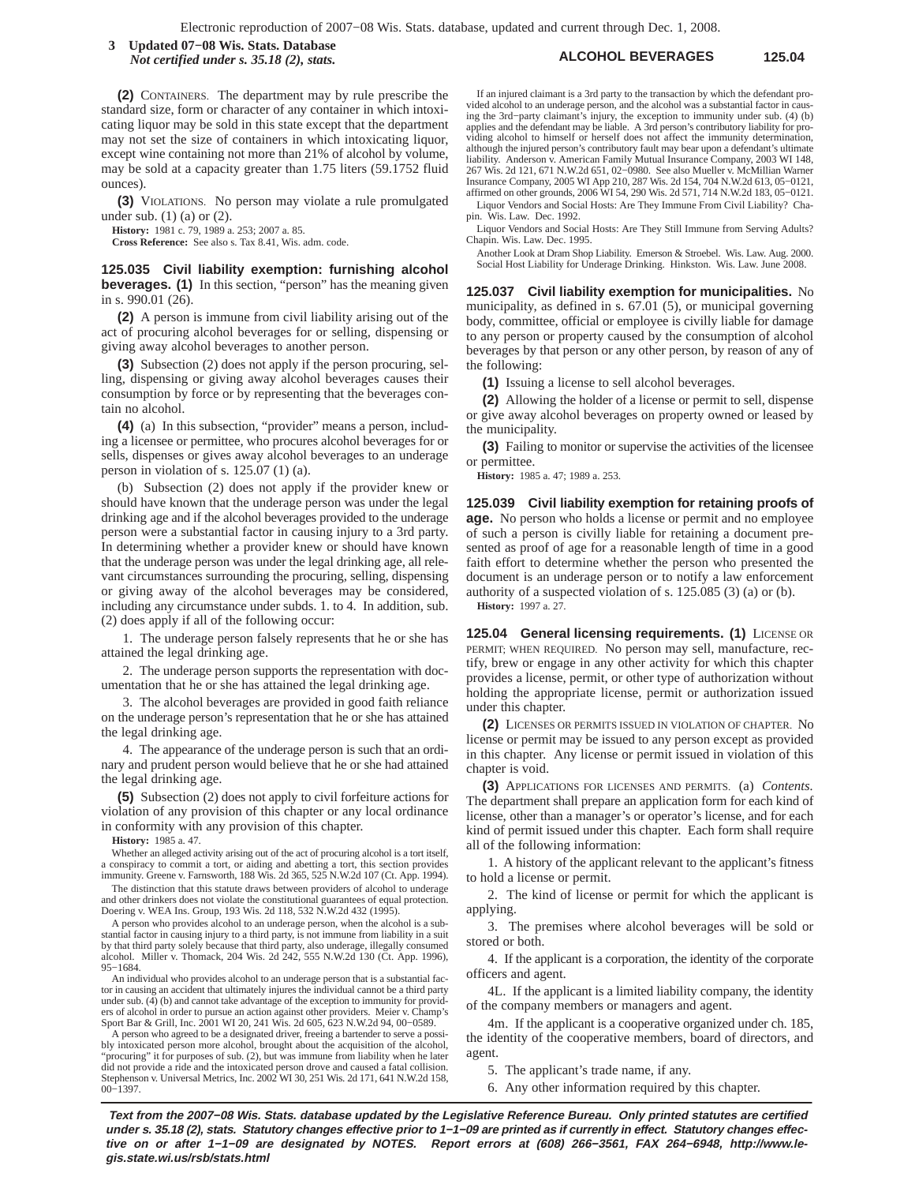**(2)** CONTAINERS. The department may by rule prescribe the standard size, form or character of any container in which intoxicating liquor may be sold in this state except that the department may not set the size of containers in which intoxicating liquor, except wine containing not more than 21% of alcohol by volume, may be sold at a capacity greater than 1.75 liters (59.1752 fluid ounces).

**(3)** VIOLATIONS. No person may violate a rule promulgated under sub. (1) (a) or (2).

**History:** 1981 c. 79, 1989 a. 253; 2007 a. 85.

**Cross Reference:** See also s. Tax 8.41, Wis. adm. code.

**125.035 Civil liability exemption: furnishing alcohol beverages. (1)** In this section, "person" has the meaning given in s. 990.01 (26).

**(2)** A person is immune from civil liability arising out of the act of procuring alcohol beverages for or selling, dispensing or giving away alcohol beverages to another person.

**(3)** Subsection (2) does not apply if the person procuring, selling, dispensing or giving away alcohol beverages causes their consumption by force or by representing that the beverages contain no alcohol.

**(4)** (a) In this subsection, "provider" means a person, including a licensee or permittee, who procures alcohol beverages for or sells, dispenses or gives away alcohol beverages to an underage person in violation of s. 125.07 (1) (a).

(b) Subsection (2) does not apply if the provider knew or should have known that the underage person was under the legal drinking age and if the alcohol beverages provided to the underage person were a substantial factor in causing injury to a 3rd party. In determining whether a provider knew or should have known that the underage person was under the legal drinking age, all relevant circumstances surrounding the procuring, selling, dispensing or giving away of the alcohol beverages may be considered, including any circumstance under subds. 1. to 4. In addition, sub. (2) does apply if all of the following occur:

1. The underage person falsely represents that he or she has attained the legal drinking age.

2. The underage person supports the representation with documentation that he or she has attained the legal drinking age.

3. The alcohol beverages are provided in good faith reliance on the underage person's representation that he or she has attained the legal drinking age.

4. The appearance of the underage person is such that an ordinary and prudent person would believe that he or she had attained the legal drinking age.

**(5)** Subsection (2) does not apply to civil forfeiture actions for violation of any provision of this chapter or any local ordinance in conformity with any provision of this chapter.

**History:** 1985 a. 47.

Whether an alleged activity arising out of the act of procuring alcohol is a tort itself, a conspiracy to commit a tort, or aiding and abetting a tort, this section provides immunity. Greene v. Farnsworth, 188 Wis. 2d 365, 525 N.W.2d 107 (Ct. App. 1994).

The distinction that this statute draws between providers of alcohol to underage and other drinkers does not violate the constitutional guarantees of equal protection. Doering v. WEA Ins. Group, 193 Wis. 2d 118, 532 N.W.2d 432 (1995).

A person who provides alcohol to an underage person, when the alcohol is a substantial factor in causing injury to a third party, is not immune from liability in a suit by that third party solely because that third party, also underage, illegally consumed alcohol. Miller v. Thomack, 204 Wis. 2d 242, 555 N.W.2d 130 (Ct. App. 1996), 95−1684.

An individual who provides alcohol to an underage person that is a substantial factor in causing an accident that ultimately injures the individual cannot be a third party under sub. (4) (b) and cannot take advantage of the exception to immunity for providers of alcohol in order to pursue an action against other providers. Meier v. Champ's Sport Bar & Grill, Inc. 2001 WI 20, 241 Wis. 2d 605, 623 N.W.2d 94, 00−0589.

A person who agreed to be a designated driver, freeing a bartender to serve a possibly intoxicated person more alcohol, brought about the acquisition of the alcohol, "procuring" it for purposes of sub. (2), but was immune from liability when he later did not provide a ride and the intoxicated person drove and caused a fatal collision. Stephenson v. Universal Metrics, Inc. 2002 WI 30, 251 Wis. 2d 171, 641 N.W.2d 158, 00−1397.

If an injured claimant is a 3rd party to the transaction by which the defendant provided alcohol to an underage person, and the alcohol was a substantial factor in causing the 3rd−party claimant's injury, the exception to immunity under sub. (4) (b) applies and the defendant may be liable. A 3rd person's contributory liability for providing alcohol to himself or herself does not affect the immunity determination, although the injured person's contributory fault may bear upon a defendant's ultimate liability. Anderson v. American Family Mutual Insurance Company, 2003 WI 148, 267 Wis. 2d 121, 671 N.W.2d 651, 02−0980. See also Mueller v. McMillian Warner Insurance Company, 2005 WI App 210, 287 Wis. 2d 154, 704 N.W.2d 613, 05−0121, affirmed on other grounds, 2006 WI 54, 290 Wis. 2d 571, 714 N.W.2d 183, 05−0121.

Liquor Vendors and Social Hosts: Are They Immune From Civil Liability? Chapin. Wis. Law. Dec. 1992.

Liquor Vendors and Social Hosts: Are They Still Immune from Serving Adults? Chapin. Wis. Law. Dec. 1995.

Another Look at Dram Shop Liability. Emerson & Stroebel. Wis. Law. Aug. 2000.

Social Host Liability for Underage Drinking. Hinkston. Wis. Law. June 2008.

**125.037 Civil liability exemption for municipalities.** No municipality, as defined in s. 67.01 (5), or municipal governing body, committee, official or employee is civilly liable for damage to any person or property caused by the consumption of alcohol beverages by that person or any other person, by reason of any of the following:

**(1)** Issuing a license to sell alcohol beverages.

**(2)** Allowing the holder of a license or permit to sell, dispense or give away alcohol beverages on property owned or leased by the municipality.

**(3)** Failing to monitor or supervise the activities of the licensee or permittee.

**History:** 1985 a. 47; 1989 a. 253.

**125.039 Civil liability exemption for retaining proofs of age.** No person who holds a license or permit and no employee of such a person is civilly liable for retaining a document presented as proof of age for a reasonable length of time in a good faith effort to determine whether the person who presented the document is an underage person or to notify a law enforcement authority of a suspected violation of s. 125.085 (3) (a) or (b).

**History:** 1997 a. 27.

**125.04 General licensing requirements. (1)** LICENSE OR PERMIT; WHEN REQUIRED. No person may sell, manufacture, rectify, brew or engage in any other activity for which this chapter provides a license, permit, or other type of authorization without holding the appropriate license, permit or authorization issued under this chapter.

**(2)** LICENSES OR PERMITS ISSUED IN VIOLATION OF CHAPTER. No license or permit may be issued to any person except as provided in this chapter. Any license or permit issued in violation of this chapter is void.

**(3)** APPLICATIONS FOR LICENSES AND PERMITS. (a) *Contents.* The department shall prepare an application form for each kind of license, other than a manager's or operator's license, and for each kind of permit issued under this chapter. Each form shall require all of the following information:

1. A history of the applicant relevant to the applicant's fitness to hold a license or permit.

2. The kind of license or permit for which the applicant is applying.

3. The premises where alcohol beverages will be sold or stored or both.

4. If the applicant is a corporation, the identity of the corporate officers and agent.

4L. If the applicant is a limited liability company, the identity of the company members or managers and agent.

4m. If the applicant is a cooperative organized under ch. 185, the identity of the cooperative members, board of directors, and agent.

5. The applicant's trade name, if any.

6. Any other information required by this chapter.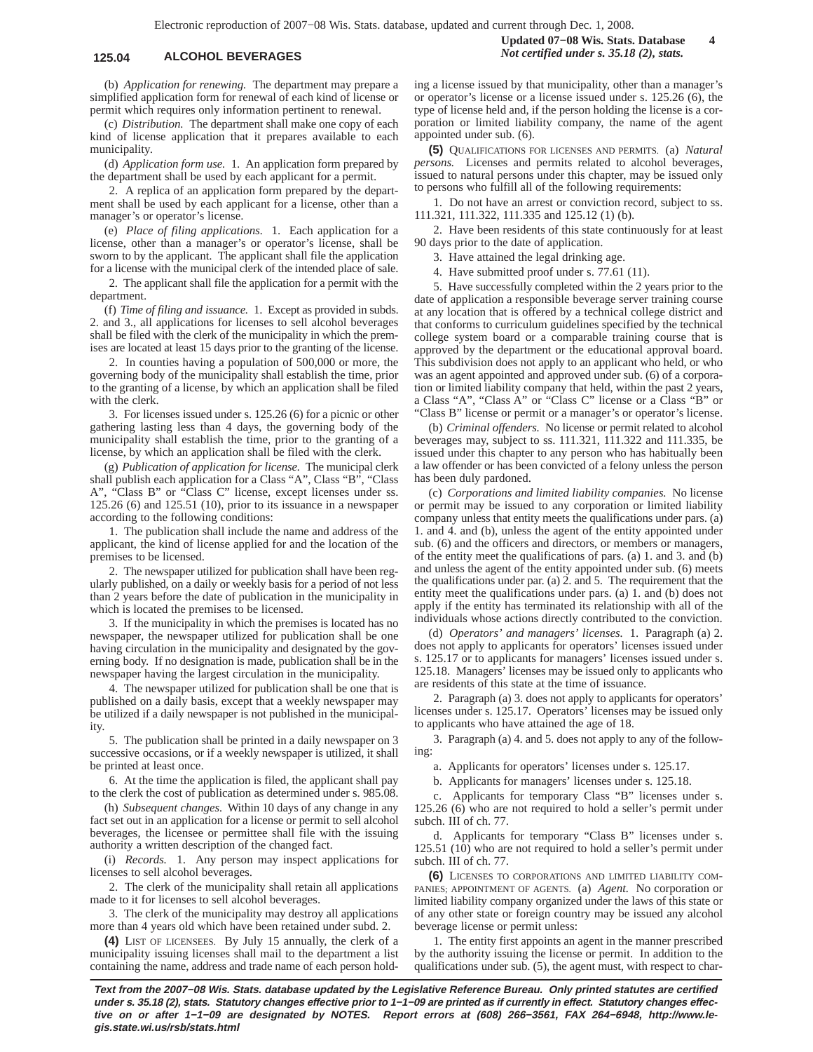(b) *Application for renewing.* The department may prepare a simplified application form for renewal of each kind of license or permit which requires only information pertinent to renewal.

(c) *Distribution.* The department shall make one copy of each kind of license application that it prepares available to each municipality.

(d) *Application form use.* 1. An application form prepared by the department shall be used by each applicant for a permit.

2. A replica of an application form prepared by the department shall be used by each applicant for a license, other than a manager's or operator's license.

(e) *Place of filing applications.* 1. Each application for a license, other than a manager's or operator's license, shall be sworn to by the applicant. The applicant shall file the application for a license with the municipal clerk of the intended place of sale.

2. The applicant shall file the application for a permit with the department.

(f) *Time of filing and issuance.* 1. Except as provided in subds. 2. and 3., all applications for licenses to sell alcohol beverages shall be filed with the clerk of the municipality in which the premises are located at least 15 days prior to the granting of the license.

2. In counties having a population of 500,000 or more, the governing body of the municipality shall establish the time, prior to the granting of a license, by which an application shall be filed with the clerk.

3. For licenses issued under s. 125.26 (6) for a picnic or other gathering lasting less than 4 days, the governing body of the municipality shall establish the time, prior to the granting of a license, by which an application shall be filed with the clerk.

(g) *Publication of application for license.* The municipal clerk shall publish each application for a Class "A", Class "B", "Class A", "Class B" or "Class C" license, except licenses under ss. 125.26 (6) and 125.51 (10), prior to its issuance in a newspaper according to the following conditions:

1. The publication shall include the name and address of the applicant, the kind of license applied for and the location of the premises to be licensed.

2. The newspaper utilized for publication shall have been regularly published, on a daily or weekly basis for a period of not less than 2 years before the date of publication in the municipality in which is located the premises to be licensed.

3. If the municipality in which the premises is located has no newspaper, the newspaper utilized for publication shall be one having circulation in the municipality and designated by the governing body. If no designation is made, publication shall be in the newspaper having the largest circulation in the municipality.

4. The newspaper utilized for publication shall be one that is published on a daily basis, except that a weekly newspaper may be utilized if a daily newspaper is not published in the municipality.

5. The publication shall be printed in a daily newspaper on 3 successive occasions, or if a weekly newspaper is utilized, it shall be printed at least once.

6. At the time the application is filed, the applicant shall pay to the clerk the cost of publication as determined under s. 985.08.

(h) *Subsequent changes.* Within 10 days of any change in any fact set out in an application for a license or permit to sell alcohol beverages, the licensee or permittee shall file with the issuing authority a written description of the changed fact.

(i) *Records.* 1. Any person may inspect applications for licenses to sell alcohol beverages.

2. The clerk of the municipality shall retain all applications made to it for licenses to sell alcohol beverages.

3. The clerk of the municipality may destroy all applications more than 4 years old which have been retained under subd. 2.

**(4)** LIST OF LICENSEES. By July 15 annually, the clerk of a municipality issuing licenses shall mail to the department a list containing the name, address and trade name of each person holding a license issued by that municipality, other than a manager's or operator's license or a license issued under s. 125.26 (6), the type of license held and, if the person holding the license is a corporation or limited liability company, the name of the agent appointed under sub. (6).

**(5)** QUALIFICATIONS FOR LICENSES AND PERMITS. (a) *Natural persons.* Licenses and permits related to alcohol beverages, issued to natural persons under this chapter, may be issued only to persons who fulfill all of the following requirements:

1. Do not have an arrest or conviction record, subject to ss. 111.321, 111.322, 111.335 and 125.12 (1) (b).

2. Have been residents of this state continuously for at least 90 days prior to the date of application.

3. Have attained the legal drinking age.

4. Have submitted proof under s. 77.61 (11).

5. Have successfully completed within the 2 years prior to the date of application a responsible beverage server training course at any location that is offered by a technical college district and that conforms to curriculum guidelines specified by the technical college system board or a comparable training course that is approved by the department or the educational approval board. This subdivision does not apply to an applicant who held, or who was an agent appointed and approved under sub. (6) of a corporation or limited liability company that held, within the past 2 years, a Class "A", "Class A" or "Class C" license or a Class "B" or "Class B" license or permit or a manager's or operator's license.

(b) *Criminal offenders.* No license or permit related to alcohol beverages may, subject to ss. 111.321, 111.322 and 111.335, be issued under this chapter to any person who has habitually been a law offender or has been convicted of a felony unless the person has been duly pardoned.

(c) *Corporations and limited liability companies.* No license or permit may be issued to any corporation or limited liability company unless that entity meets the qualifications under pars. (a) 1. and 4. and (b), unless the agent of the entity appointed under sub. (6) and the officers and directors, or members or managers, of the entity meet the qualifications of pars. (a) 1. and 3. and (b) and unless the agent of the entity appointed under sub. (6) meets the qualifications under par. (a) 2. and 5. The requirement that the entity meet the qualifications under pars. (a) 1. and (b) does not apply if the entity has terminated its relationship with all of the individuals whose actions directly contributed to the conviction.

(d) *Operators' and managers' licenses.* 1. Paragraph (a) 2. does not apply to applicants for operators' licenses issued under s. 125.17 or to applicants for managers' licenses issued under s. 125.18. Managers' licenses may be issued only to applicants who are residents of this state at the time of issuance.

2. Paragraph (a) 3. does not apply to applicants for operators' licenses under s. 125.17. Operators' licenses may be issued only to applicants who have attained the age of 18.

3. Paragraph (a) 4. and 5. does not apply to any of the following:

a. Applicants for operators' licenses under s. 125.17.

b. Applicants for managers' licenses under s. 125.18.

c. Applicants for temporary Class "B" licenses under s. 125.26 (6) who are not required to hold a seller's permit under subch. III of ch. 77.

d. Applicants for temporary "Class B" licenses under s. 125.51 (10) who are not required to hold a seller's permit under subch. III of ch. 77.

**(6)** LICENSES TO CORPORATIONS AND LIMITED LIABILITY COMPANIES; APPOINTMENT OF AGENTS. (a) *Agent.* No corporation or limited liability company organized under the laws of this state or of any other state or foreign country may be issued any alcohol beverage license or permit unless:

1. The entity first appoints an agent in the manner prescribed by the authority issuing the license or permit. In addition to the qualifications under sub. (5), the agent must, with respect to char-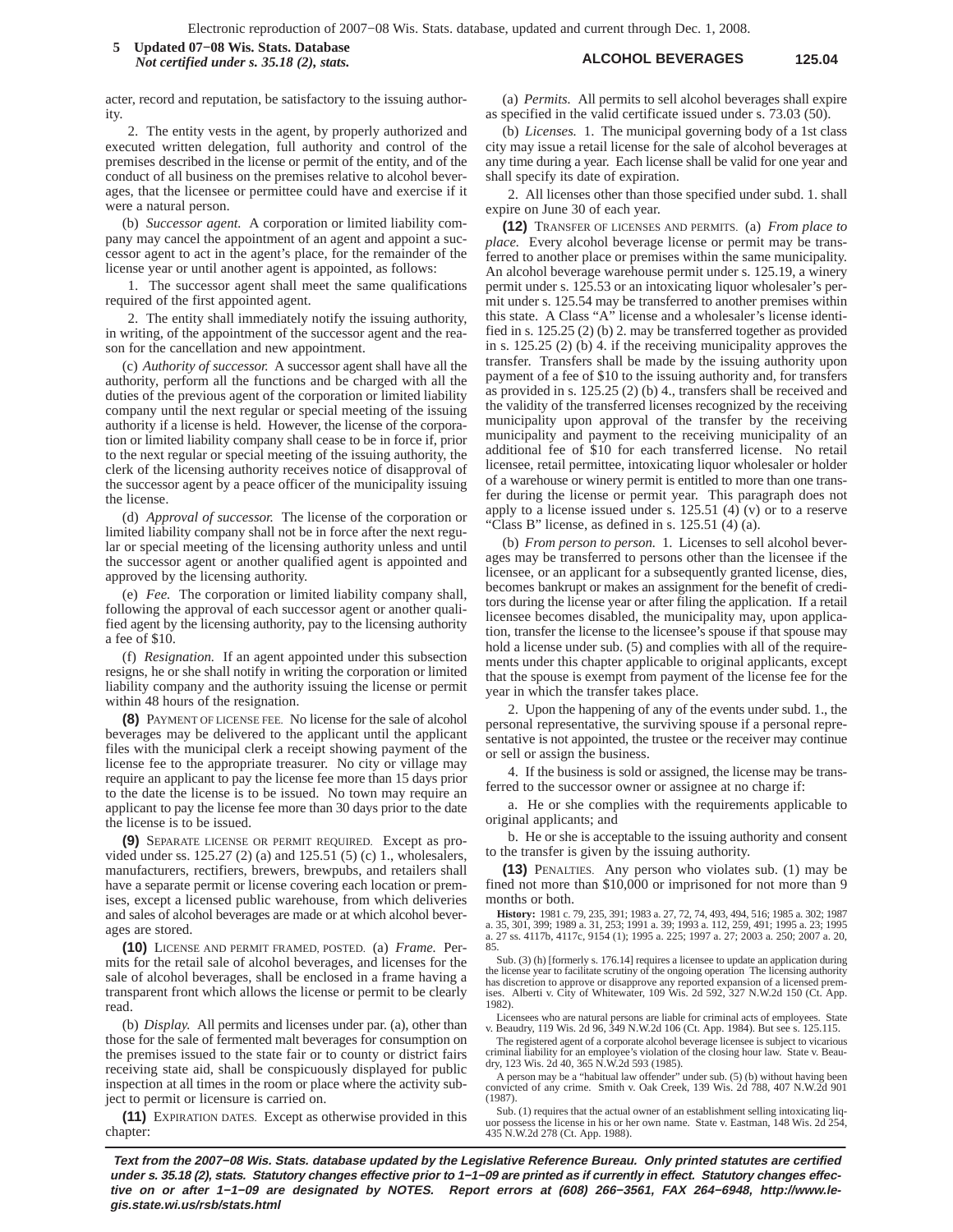acter, record and reputation, be satisfactory to the issuing authority.

2. The entity vests in the agent, by properly authorized and executed written delegation, full authority and control of the premises described in the license or permit of the entity, and of the conduct of all business on the premises relative to alcohol beverages, that the licensee or permittee could have and exercise if it were a natural person.

(b) *Successor agent.* A corporation or limited liability company may cancel the appointment of an agent and appoint a successor agent to act in the agent's place, for the remainder of the license year or until another agent is appointed, as follows:

1. The successor agent shall meet the same qualifications required of the first appointed agent.

2. The entity shall immediately notify the issuing authority, in writing, of the appointment of the successor agent and the reason for the cancellation and new appointment.

(c) *Authority of successor.* A successor agent shall have all the authority, perform all the functions and be charged with all the duties of the previous agent of the corporation or limited liability company until the next regular or special meeting of the issuing authority if a license is held. However, the license of the corporation or limited liability company shall cease to be in force if, prior to the next regular or special meeting of the issuing authority, the clerk of the licensing authority receives notice of disapproval of the successor agent by a peace officer of the municipality issuing the license.

(d) *Approval of successor.* The license of the corporation or limited liability company shall not be in force after the next regular or special meeting of the licensing authority unless and until the successor agent or another qualified agent is appointed and approved by the licensing authority.

(e) *Fee.* The corporation or limited liability company shall, following the approval of each successor agent or another qualified agent by the licensing authority, pay to the licensing authority a fee of $10.

(f) *Resignation.* If an agent appointed under this subsection resigns, he or she shall notify in writing the corporation or limited liability company and the authority issuing the license or permit within 48 hours of the resignation.

**(8)** PAYMENT OF LICENSE FEE. No license for the sale of alcohol beverages may be delivered to the applicant until the applicant files with the municipal clerk a receipt showing payment of the license fee to the appropriate treasurer. No city or village may require an applicant to pay the license fee more than 15 days prior to the date the license is to be issued. No town may require an applicant to pay the license fee more than 30 days prior to the date the license is to be issued.

**(9)** SEPARATE LICENSE OR PERMIT REQUIRED. Except as provided under ss. 125.27 (2) (a) and 125.51 (5) (c) 1., wholesalers, manufacturers, rectifiers, brewers, brewpubs, and retailers shall have a separate permit or license covering each location or premises, except a licensed public warehouse, from which deliveries and sales of alcohol beverages are made or at which alcohol beverages are stored.

**(10)** LICENSE AND PERMIT FRAMED, POSTED. (a) *Frame.* Permits for the retail sale of alcohol beverages, and licenses for the sale of alcohol beverages, shall be enclosed in a frame having a transparent front which allows the license or permit to be clearly read.

(b) *Display.* All permits and licenses under par. (a), other than those for the sale of fermented malt beverages for consumption on the premises issued to the state fair or to county or district fairs receiving state aid, shall be conspicuously displayed for public inspection at all times in the room or place where the activity subject to permit or licensure is carried on.

**(11)** EXPIRATION DATES. Except as otherwise provided in this chapter:

(a) *Permits.* All permits to sell alcohol beverages shall expire as specified in the valid certificate issued under s. 73.03 (50).

(b) *Licenses.* 1. The municipal governing body of a 1st class city may issue a retail license for the sale of alcohol beverages at any time during a year. Each license shall be valid for one year and shall specify its date of expiration.

2. All licenses other than those specified under subd. 1. shall expire on June 30 of each year.

**(12)** TRANSFER OF LICENSES AND PERMITS. (a) *From place to place.* Every alcohol beverage license or permit may be transferred to another place or premises within the same municipality. An alcohol beverage warehouse permit under s. 125.19, a winery permit under s. 125.53 or an intoxicating liquor wholesaler's permit under s. 125.54 may be transferred to another premises within this state. A Class "A" license and a wholesaler's license identified in s. 125.25 (2) (b) 2. may be transferred together as provided in s. 125.25 (2) (b) 4. if the receiving municipality approves the transfer. Transfers shall be made by the issuing authority upon payment of a fee of $10 to the issuing authority and, for transfers as provided in s. 125.25 (2) (b) 4., transfers shall be received and the validity of the transferred licenses recognized by the receiving municipality upon approval of the transfer by the receiving municipality and payment to the receiving municipality of an additional fee of $10 for each transferred license. No retail licensee, retail permittee, intoxicating liquor wholesaler or holder of a warehouse or winery permit is entitled to more than one transfer during the license or permit year. This paragraph does not apply to a license issued under s. 125.51 (4) (v) or to a reserve "Class B" license, as defined in s. 125.51 (4) (a).

(b) *From person to person.* 1. Licenses to sell alcohol beverages may be transferred to persons other than the licensee if the licensee, or an applicant for a subsequently granted license, dies, becomes bankrupt or makes an assignment for the benefit of creditors during the license year or after filing the application. If a retail licensee becomes disabled, the municipality may, upon application, transfer the license to the licensee's spouse if that spouse may hold a license under sub. (5) and complies with all of the requirements under this chapter applicable to original applicants, except that the spouse is exempt from payment of the license fee for the year in which the transfer takes place.

2. Upon the happening of any of the events under subd. 1., the personal representative, the surviving spouse if a personal representative is not appointed, the trustee or the receiver may continue or sell or assign the business.

4. If the business is sold or assigned, the license may be transferred to the successor owner or assignee at no charge if:

a. He or she complies with the requirements applicable to original applicants; and

b. He or she is acceptable to the issuing authority and consent to the transfer is given by the issuing authority.

**(13)** PENALTIES. Any person who violates sub. (1) may be fined not more than $10,000 or imprisoned for not more than 9 months or both.

**History:** 1981 c. 79, 235, 391; 1983 a. 27, 72, 74, 493, 494, 516; 1985 a. 302; 1987 a. 35, 301, 399; 1989 a. 31, 253; 1991 a. 39; 1993 a. 112, 259, 491; 1995 a. 23; 1995 a. 27 ss. 4117b, 4117c, 9154 (1); 1995 a. 225; 1997 a. 27; 2003 a. 250; 2007 a. 20, 85.

Sub. (3) (h) [formerly s. 176.14] requires a licensee to update an application during the license year to facilitate scrutiny of the ongoing operation. The licensing authority has discretion to approve or disapprove any reported expansion of a licensed premises. Alberti v. City of Whitewater, 109 Wis. 2d 592, 327 N.W.2d 150 (Ct. App. 1982).

Licensees who are natural persons are liable for criminal acts of employees. State v. Beaudry, 119 Wis. 2d 96, 349 N.W.2d 106 (Ct. App. 1984). But see s. 125.115.

The registered agent of a corporate alcohol beverage licensee is subject to vicarious criminal liability for an employee's violation of the closing hour law. State v. Beaudry, 123 Wis. 2d 40, 365 N.W.2d 593 (1985).

A person may be a "habitual law offender" under sub. (5) (b) without having been convicted of any crime. Smith v. Oak Creek, 139 Wis. 2d 788, 407 N.W.2d 901 (1987).

Sub. (1) requires that the actual owner of an establishment selling intoxicating liquor possess the license in his or her own name. State v. Eastman, 148 Wis. 2d 254, 435 N.W.2d 278 (Ct. App. 1988).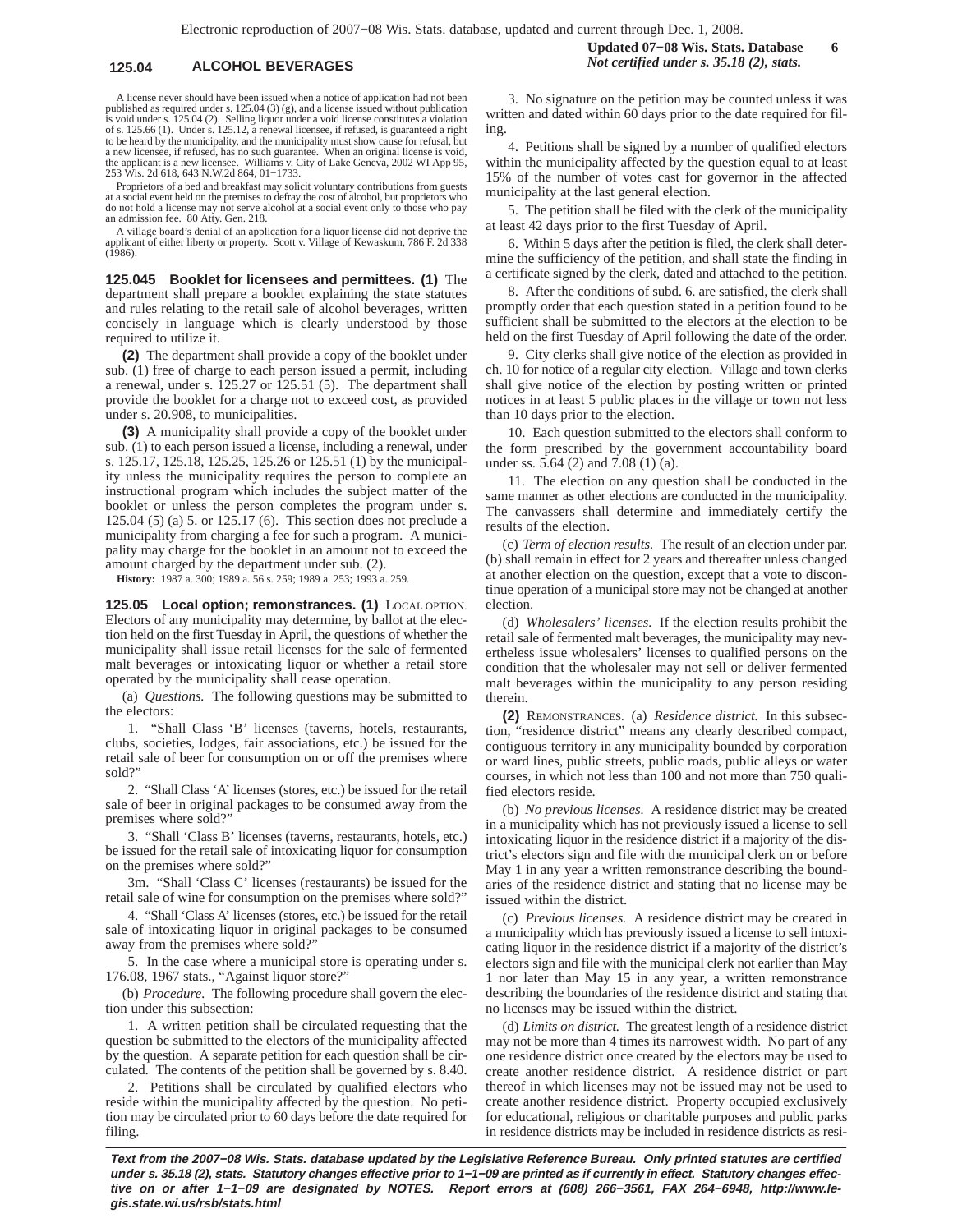A license never should have been issued when a notice of application had not been published as required under s. 125.04 (3) (g), and a license issued without publication is void under s. 125.04 (2). Selling liquor under a void license constitutes a violation of s. 125.66 (1). Under s. 125.12, a renewal licensee, if refused, is guaranteed a right to be heard by the municipality, and the municipality must show cause for refusal, but a new licensee, if refused, has no such guarantee. When an original license is void, the applicant is a new licensee. Williams v. City of Lake Geneva, 2002 WI App 95, 253 Wis. 2d 618, 643 N.W.2d 864, 01−1733.

Proprietors of a bed and breakfast may solicit voluntary contributions from guests at a social event held on the premises to defray the cost of alcohol, but proprietors who do not hold a license may not serve alcohol at a social event only to those who pay an admission fee. 80 Atty. Gen. 218.

A village board's denial of an application for a liquor license did not deprive the applicant of either liberty or property. Scott v. Village of Kewaskum, 786 F. 2d 338 (1986).

**125.045 Booklet for licensees and permittees. (1)** The department shall prepare a booklet explaining the state statutes and rules relating to the retail sale of alcohol beverages, written concisely in language which is clearly understood by those required to utilize it.

**(2)** The department shall provide a copy of the booklet under sub. (1) free of charge to each person issued a permit, including a renewal, under s. 125.27 or 125.51 (5). The department shall provide the booklet for a charge not to exceed cost, as provided under s. 20.908, to municipalities.

**(3)** A municipality shall provide a copy of the booklet under sub. (1) to each person issued a license, including a renewal, under s. 125.17, 125.18, 125.25, 125.26 or 125.51 (1) by the municipality unless the municipality requires the person to complete an instructional program which includes the subject matter of the booklet or unless the person completes the program under s. 125.04 (5) (a) 5. or 125.17 (6). This section does not preclude a municipality from charging a fee for such a program. A municipality may charge for the booklet in an amount not to exceed the amount charged by the department under sub. (2).

**History:** 1987 a. 300; 1989 a. 56 s. 259; 1989 a. 253; 1993 a. 259.

**125.05 Local option; remonstrances. (1)** LOCAL OPTION. Electors of any municipality may determine, by ballot at the election held on the first Tuesday in April, the questions of whether the municipality shall issue retail licenses for the sale of fermented malt beverages or intoxicating liquor or whether a retail store operated by the municipality shall cease operation.

(a) *Questions.* The following questions may be submitted to the electors:

1. "Shall Class 'B' licenses (taverns, hotels, restaurants, clubs, societies, lodges, fair associations, etc.) be issued for the retail sale of beer for consumption on or off the premises where sold?"

2. "Shall Class 'A' licenses (stores, etc.) be issued for the retail sale of beer in original packages to be consumed away from the premises where sold?"

3. "Shall 'Class B' licenses (taverns, restaurants, hotels, etc.) be issued for the retail sale of intoxicating liquor for consumption on the premises where sold?"

3m. "Shall 'Class C' licenses (restaurants) be issued for the retail sale of wine for consumption on the premises where sold?"

4. "Shall 'Class A' licenses (stores, etc.) be issued for the retail sale of intoxicating liquor in original packages to be consumed away from the premises where sold?"

5. In the case where a municipal store is operating under s. 176.08, 1967 stats., "Against liquor store?"

(b) *Procedure.* The following procedure shall govern the election under this subsection:

1. A written petition shall be circulated requesting that the question be submitted to the electors of the municipality affected by the question. A separate petition for each question shall be circulated. The contents of the petition shall be governed by s. 8.40.

2. Petitions shall be circulated by qualified electors who reside within the municipality affected by the question. No petition may be circulated prior to 60 days before the date required for filing.

3. No signature on the petition may be counted unless it was written and dated within 60 days prior to the date required for filing.

4. Petitions shall be signed by a number of qualified electors within the municipality affected by the question equal to at least 15% of the number of votes cast for governor in the affected municipality at the last general election.

5. The petition shall be filed with the clerk of the municipality at least 42 days prior to the first Tuesday of April.

6. Within 5 days after the petition is filed, the clerk shall determine the sufficiency of the petition, and shall state the finding in a certificate signed by the clerk, dated and attached to the petition.

8. After the conditions of subd. 6. are satisfied, the clerk shall promptly order that each question stated in a petition found to be sufficient shall be submitted to the electors at the election to be held on the first Tuesday of April following the date of the order.

9. City clerks shall give notice of the election as provided in ch. 10 for notice of a regular city election. Village and town clerks shall give notice of the election by posting written or printed notices in at least 5 public places in the village or town not less than 10 days prior to the election.

10. Each question submitted to the electors shall conform to the form prescribed by the government accountability board under ss. 5.64 (2) and 7.08 (1) (a).

11. The election on any question shall be conducted in the same manner as other elections are conducted in the municipality. The canvassers shall determine and immediately certify the results of the election.

(c) *Term of election results.* The result of an election under par. (b) shall remain in effect for 2 years and thereafter unless changed at another election on the question, except that a vote to discontinue operation of a municipal store may not be changed at another election.

(d) *Wholesalers' licenses.* If the election results prohibit the retail sale of fermented malt beverages, the municipality may nevertheless issue wholesalers' licenses to qualified persons on the condition that the wholesaler may not sell or deliver fermented malt beverages within the municipality to any person residing therein.

**(2)** REMONSTRANCES. (a) *Residence district.* In this subsection, "residence district" means any clearly described compact, contiguous territory in any municipality bounded by corporation or ward lines, public streets, public roads, public alleys or water courses, in which not less than 100 and not more than 750 qualified electors reside.

(b) *No previous licenses.* A residence district may be created in a municipality which has not previously issued a license to sell intoxicating liquor in the residence district if a majority of the district's electors sign and file with the municipal clerk on or before May 1 in any year a written remonstrance describing the boundaries of the residence district and stating that no license may be issued within the district.

(c) *Previous licenses.* A residence district may be created in a municipality which has previously issued a license to sell intoxicating liquor in the residence district if a majority of the district's electors sign and file with the municipal clerk not earlier than May 1 nor later than May 15 in any year, a written remonstrance describing the boundaries of the residence district and stating that no licenses may be issued within the district.

(d) *Limits on district.* The greatest length of a residence district may not be more than 4 times its narrowest width. No part of any one residence district once created by the electors may be used to create another residence district. A residence district or part thereof in which licenses may not be issued may not be used to create another residence district. Property occupied exclusively for educational, religious or charitable purposes and public parks in residence districts may be included in residence districts as resi-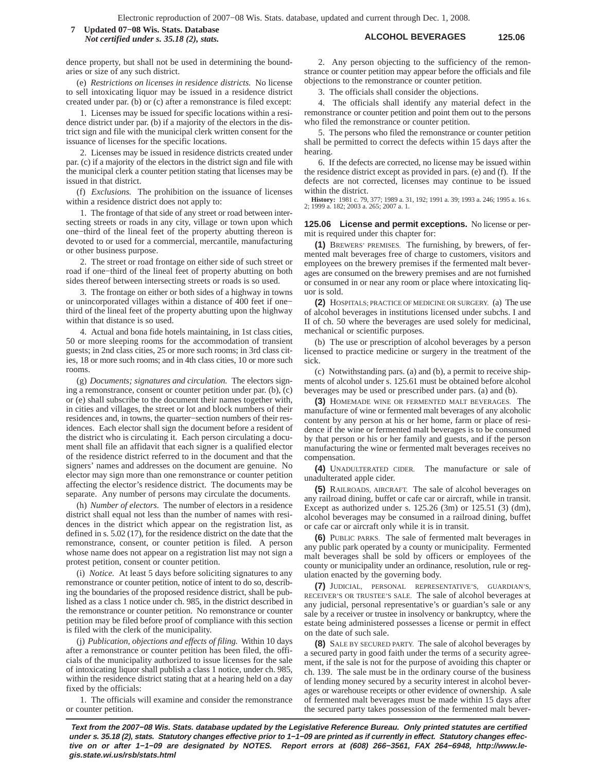dence property, but shall not be used in determining the boundaries or size of any such district.

(e) *Restrictions on licenses in residence districts.* No license to sell intoxicating liquor may be issued in a residence district created under par. (b) or (c) after a remonstrance is filed except:

1. Licenses may be issued for specific locations within a residence district under par. (b) if a majority of the electors in the district sign and file with the municipal clerk written consent for the issuance of licenses for the specific locations.

2. Licenses may be issued in residence districts created under par. (c) if a majority of the electors in the district sign and file with the municipal clerk a counter petition stating that licenses may be issued in that district.

(f) *Exclusions.* The prohibition on the issuance of licenses within a residence district does not apply to:

1. The frontage of that side of any street or road between intersecting streets or roads in any city, village or town upon which one−third of the lineal feet of the property abutting thereon is devoted to or used for a commercial, mercantile, manufacturing or other business purpose.

2. The street or road frontage on either side of such street or road if one−third of the lineal feet of property abutting on both sides thereof between intersecting streets or roads is so used.

3. The frontage on either or both sides of a highway in towns or unincorporated villages within a distance of 400 feet if one−third of the lineal feet of the property abutting upon the highway within that distance is so used.

4. Actual and bona fide hotels maintaining, in 1st class cities, 50 or more sleeping rooms for the accommodation of transient guests; in 2nd class cities, 25 or more such rooms; in 3rd class cities, 18 or more such rooms; and in 4th class cities, 10 or more such rooms.

(g) *Documents; signatures and circulation.* The electors signing a remonstrance, consent or counter petition under par. (b), (c) or (e) shall subscribe to the document their names together with, in cities and villages, the street or lot and block numbers of their residences and, in towns, the quarter−section numbers of their residences. Each elector shall sign the document before a resident of the district who is circulating it. Each person circulating a document shall file an affidavit that each signer is a qualified elector of the residence district referred to in the document and that the signers' names and addresses on the document are genuine. No elector may sign more than one remonstrance or counter petition affecting the elector's residence district. The documents may be separate. Any number of persons may circulate the documents.

(h) *Number of electors.* The number of electors in a residence district shall equal not less than the number of names with residences in the district which appear on the registration list, as defined in s. 5.02 (17), for the residence district on the date that the remonstrance, consent, or counter petition is filed. A person whose name does not appear on a registration list may not sign a protest petition, consent or counter petition.

(i) *Notice.* At least 5 days before soliciting signatures to any remonstrance or counter petition, notice of intent to do so, describing the boundaries of the proposed residence district, shall be published as a class 1 notice under ch. 985, in the district described in the remonstrance or counter petition. No remonstrance or counter petition may be filed before proof of compliance with this section is filed with the clerk of the municipality.

(j) *Publication, objections and effects of filing.* Within 10 days after a remonstrance or counter petition has been filed, the officials of the municipality authorized to issue licenses for the sale of intoxicating liquor shall publish a class 1 notice, under ch. 985, within the residence district stating that at a hearing held on a day fixed by the officials:

1. The officials will examine and consider the remonstrance or counter petition.

2. Any person objecting to the sufficiency of the remonstrance or counter petition may appear before the officials and file objections to the remonstrance or counter petition.

3. The officials shall consider the objections.

4. The officials shall identify any material defect in the remonstrance or counter petition and point them out to the persons who filed the remonstrance or counter petition.

5. The persons who filed the remonstrance or counter petition shall be permitted to correct the defects within 15 days after the hearing.

6. If the defects are corrected, no license may be issued within the residence district except as provided in pars. (e) and (f). If the defects are not corrected, licenses may continue to be issued within the district.

**History:** 1981 c. 79, 377; 1989 a. 31, 192; 1991 a. 39; 1993 a. 246; 1995 a. 16 s. 2; 1999 a. 182; 2003 a. 265; 2007 a. 1.

**125.06 License and permit exceptions.** No license or permit is required under this chapter for:

**(1)** BREWERS' PREMISES. The furnishing, by brewers, of fermented malt beverages free of charge to customers, visitors and employees on the brewery premises if the fermented malt beverages are consumed on the brewery premises and are not furnished or consumed in or near any room or place where intoxicating liquor is sold.

**(2)** HOSPITALS; PRACTICE OF MEDICINE OR SURGERY. (a) The use of alcohol beverages in institutions licensed under subchs. I and II of ch. 50 where the beverages are used solely for medicinal, mechanical or scientific purposes.

(b) The use or prescription of alcohol beverages by a person licensed to practice medicine or surgery in the treatment of the sick.

(c) Notwithstanding pars. (a) and (b), a permit to receive shipments of alcohol under s. 125.61 must be obtained before alcohol beverages may be used or prescribed under pars. (a) and (b).

**(3)** HOMEMADE WINE OR FERMENTED MALT BEVERAGES. The manufacture of wine or fermented malt beverages of any alcoholic content by any person at his or her home, farm or place of residence if the wine or fermented malt beverages is to be consumed by that person or his or her family and guests, and if the person manufacturing the wine or fermented malt beverages receives no compensation.

**(4)** UNADULTERATED CIDER. The manufacture or sale of unadulterated apple cider.

**(5)** RAILROADS, AIRCRAFT. The sale of alcohol beverages on any railroad dining, buffet or cafe car or aircraft, while in transit. Except as authorized under s. 125.26 (3m) or 125.51 (3) (dm), alcohol beverages may be consumed in a railroad dining, buffet or cafe car or aircraft only while it is in transit.

**(6)** PUBLIC PARKS. The sale of fermented malt beverages in any public park operated by a county or municipality. Fermented malt beverages shall be sold by officers or employees of the county or municipality under an ordinance, resolution, rule or regulation enacted by the governing body.

**(7)** JUDICIAL, PERSONAL REPRESENTATIVE'S, GUARDIAN'S, RECEIVER'S OR TRUSTEE'S SALE. The sale of alcohol beverages at any judicial, personal representative's or guardian's sale or any sale by a receiver or trustee in insolvency or bankruptcy, where the estate being administered possesses a license or permit in effect on the date of such sale.

**(8)** SALE BY SECURED PARTY. The sale of alcohol beverages by a secured party in good faith under the terms of a security agreement, if the sale is not for the purpose of avoiding this chapter or ch. 139. The sale must be in the ordinary course of the business of lending money secured by a security interest in alcohol beverages or warehouse receipts or other evidence of ownership. A sale of fermented malt beverages must be made within 15 days after the secured party takes possession of the fermented malt bever-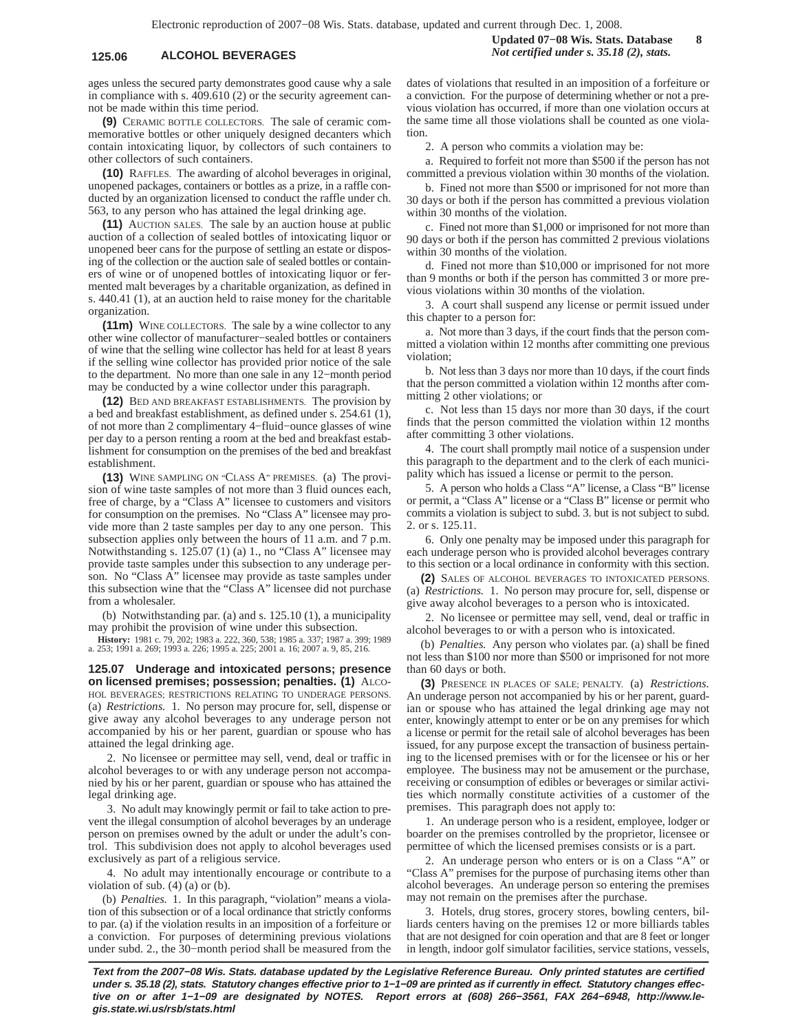ages unless the secured party demonstrates good cause why a sale in compliance with s. 409.610 (2) or the security agreement cannot be made within this time period.

**(9)** CERAMIC BOTTLE COLLECTORS. The sale of ceramic commemorative bottles or other uniquely designed decanters which contain intoxicating liquor, by collectors of such containers to other collectors of such containers.

**(10)** RAFFLES. The awarding of alcohol beverages in original, unopened packages, containers or bottles as a prize, in a raffle conducted by an organization licensed to conduct the raffle under ch. 563, to any person who has attained the legal drinking age.

**(11)** AUCTION SALES. The sale by an auction house at public auction of a collection of sealed bottles of intoxicating liquor or unopened beer cans for the purpose of settling an estate or disposing of the collection or the auction sale of sealed bottles or containers of wine or of unopened bottles of intoxicating liquor or fermented malt beverages by a charitable organization, as defined in s. 440.41 (1), at an auction held to raise money for the charitable organization.

**(11m)** WINE COLLECTORS. The sale by a wine collector to any other wine collector of manufacturer−sealed bottles or containers of wine that the selling wine collector has held for at least 8 years if the selling wine collector has provided prior notice of the sale to the department. No more than one sale in any 12−month period may be conducted by a wine collector under this paragraph.

**(12)** BED AND BREAKFAST ESTABLISHMENTS. The provision by a bed and breakfast establishment, as defined under s. 254.61 (1), of not more than 2 complimentary 4−fluid−ounce glasses of wine per day to a person renting a room at the bed and breakfast establishment for consumption on the premises of the bed and breakfast establishment.

**(13)** WINE SAMPLING ON "CLASS A" PREMISES. (a) The provision of wine taste samples of not more than 3 fluid ounces each, free of charge, by a "Class A" licensee to customers and visitors for consumption on the premises. No "Class A" licensee may provide more than 2 taste samples per day to any one person. This subsection applies only between the hours of 11 a.m. and 7 p.m. Notwithstanding s. 125.07 (1) (a) 1., no "Class A" licensee may provide taste samples under this subsection to any underage person. No "Class A" licensee may provide as taste samples under this subsection wine that the "Class A" licensee did not purchase from a wholesaler.

(b) Notwithstanding par. (a) and s. 125.10 (1), a municipality may prohibit the provision of wine under this subsection.

**History:** 1981 c. 79, 202; 1983 a. 222, 360, 538; 1985 a. 337; 1987 a. 399; 1989 a. 253; 1991 a. 269; 1993 a. 226; 1995 a. 225; 2001 a. 16; 2007 a. 9, 85, 216.

**125.07 Underage and intoxicated persons; presence on licensed premises; possession; penalties. (1)** ALCOHOL BEVERAGES; RESTRICTIONS RELATING TO UNDERAGE PERSONS. (a) *Restrictions.* 1. No person may procure for, sell, dispense or give away any alcohol beverages to any underage person not accompanied by his or her parent, guardian or spouse who has attained the legal drinking age.

2. No licensee or permittee may sell, vend, deal or traffic in alcohol beverages to or with any underage person not accompanied by his or her parent, guardian or spouse who has attained the legal drinking age.

3. No adult may knowingly permit or fail to take action to prevent the illegal consumption of alcohol beverages by an underage person on premises owned by the adult or under the adult's control. This subdivision does not apply to alcohol beverages used exclusively as part of a religious service.

4. No adult may intentionally encourage or contribute to a violation of sub. (4) (a) or (b).

(b) *Penalties.* 1. In this paragraph, "violation" means a violation of this subsection or of a local ordinance that strictly conforms to par. (a) if the violation results in an imposition of a forfeiture or a conviction. For purposes of determining previous violations under subd. 2., the 30−month period shall be measured from the dates of violations that resulted in an imposition of a forfeiture or a conviction. For the purpose of determining whether or not a previous violation has occurred, if more than one violation occurs at the same time all those violations shall be counted as one violation.

2. A person who commits a violation may be:

a. Required to forfeit not more than $500 if the person has not committed a previous violation within 30 months of the violation.

b. Fined not more than $500 or imprisoned for not more than 30 days or both if the person has committed a previous violation within 30 months of the violation.

c. Fined not more than $1,000 or imprisoned for not more than 90 days or both if the person has committed 2 previous violations within 30 months of the violation.

d. Fined not more than $10,000 or imprisoned for not more than 9 months or both if the person has committed 3 or more previous violations within 30 months of the violation.

3. A court shall suspend any license or permit issued under this chapter to a person for:

a. Not more than 3 days, if the court finds that the person committed a violation within 12 months after committing one previous violation;

b. Not less than 3 days nor more than 10 days, if the court finds that the person committed a violation within 12 months after committing 2 other violations; or

c. Not less than 15 days nor more than 30 days, if the court finds that the person committed the violation within 12 months after committing 3 other violations.

4. The court shall promptly mail notice of a suspension under this paragraph to the department and to the clerk of each municipality which has issued a license or permit to the person.

5. A person who holds a Class "A" license, a Class "B" license or permit, a "Class A" license or a "Class B" license or permit who commits a violation is subject to subd. 3. but is not subject to subd. 2. or s. 125.11.

6. Only one penalty may be imposed under this paragraph for each underage person who is provided alcohol beverages contrary to this section or a local ordinance in conformity with this section.

**(2)** SALES OF ALCOHOL BEVERAGES TO INTOXICATED PERSONS. (a) *Restrictions.* 1. No person may procure for, sell, dispense or give away alcohol beverages to a person who is intoxicated.

2. No licensee or permittee may sell, vend, deal or traffic in alcohol beverages to or with a person who is intoxicated.

(b) *Penalties.* Any person who violates par. (a) shall be fined not less than $100 nor more than $500 or imprisoned for not more than 60 days or both.

**(3)** PRESENCE IN PLACES OF SALE; PENALTY. (a) *Restrictions.* An underage person not accompanied by his or her parent, guardian or spouse who has attained the legal drinking age may not enter, knowingly attempt to enter or be on any premises for which a license or permit for the retail sale of alcohol beverages has been issued, for any purpose except the transaction of business pertaining to the licensed premises with or for the licensee or his or her employee. The business may not be amusement or the purchase, receiving or consumption of edibles or beverages or similar activities which normally constitute activities of a customer of the premises. This paragraph does not apply to:

1. An underage person who is a resident, employee, lodger or boarder on the premises controlled by the proprietor, licensee or permittee of which the licensed premises consists or is a part.

2. An underage person who enters or is on a Class "A" or "Class A" premises for the purpose of purchasing items other than alcohol beverages. An underage person so entering the premises may not remain on the premises after the purchase.

3. Hotels, drug stores, grocery stores, bowling centers, billiards centers having on the premises 12 or more billiards tables that are not designed for coin operation and that are 8 feet or longer in length, indoor golf simulator facilities, service stations, vessels,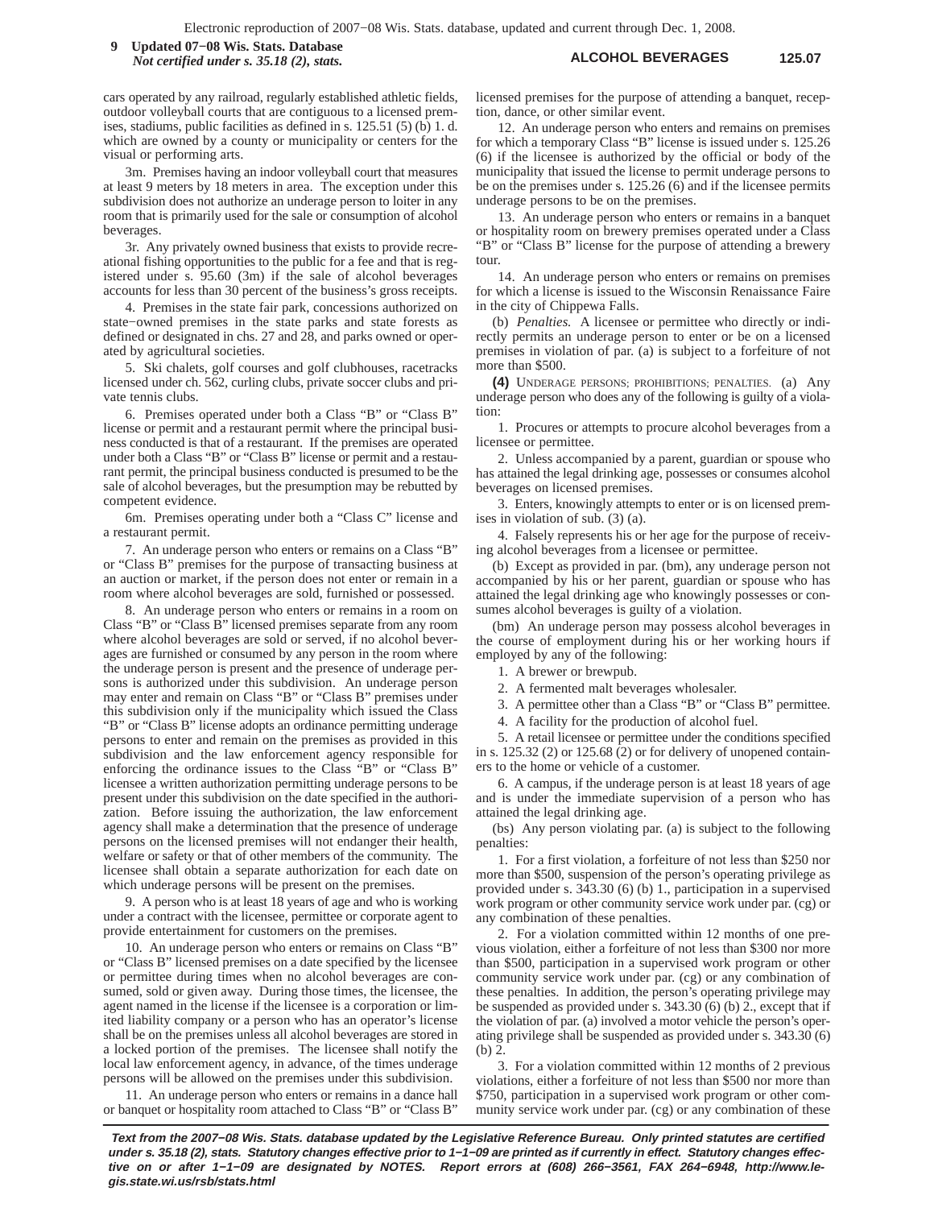cars operated by any railroad, regularly established athletic fields, outdoor volleyball courts that are contiguous to a licensed premises, stadiums, public facilities as defined in s. 125.51 (5) (b) 1. d. which are owned by a county or municipality or centers for the visual or performing arts.

3m. Premises having an indoor volleyball court that measures at least 9 meters by 18 meters in area. The exception under this subdivision does not authorize an underage person to loiter in any room that is primarily used for the sale or consumption of alcohol beverages.

3r. Any privately owned business that exists to provide recreational fishing opportunities to the public for a fee and that is registered under s. 95.60 (3m) if the sale of alcohol beverages accounts for less than 30 percent of the business's gross receipts.

4. Premises in the state fair park, concessions authorized on state−owned premises in the state parks and state forests as defined or designated in chs. 27 and 28, and parks owned or operated by agricultural societies.

5. Ski chalets, golf courses and golf clubhouses, racetracks licensed under ch. 562, curling clubs, private soccer clubs and private tennis clubs.

6. Premises operated under both a Class "B" or "Class B" license or permit and a restaurant permit where the principal business conducted is that of a restaurant. If the premises are operated under both a Class "B" or "Class B" license or permit and a restaurant permit, the principal business conducted is presumed to be the sale of alcohol beverages, but the presumption may be rebutted by competent evidence.

6m. Premises operating under both a "Class C" license and a restaurant permit.

7. An underage person who enters or remains on a Class "B" or "Class B" premises for the purpose of transacting business at an auction or market, if the person does not enter or remain in a room where alcohol beverages are sold, furnished or possessed.

8. An underage person who enters or remains in a room on Class "B" or "Class B" licensed premises separate from any room where alcohol beverages are sold or served, if no alcohol beverages are furnished or consumed by any person in the room where the underage person is present and the presence of underage persons is authorized under this subdivision. An underage person may enter and remain on Class "B" or "Class B" premises under this subdivision only if the municipality which issued the Class "B" or "Class B" license adopts an ordinance permitting underage persons to enter and remain on the premises as provided in this subdivision and the law enforcement agency responsible for enforcing the ordinance issues to the Class "B" or "Class B" licensee a written authorization permitting underage persons to be present under this subdivision on the date specified in the authorization. Before issuing the authorization, the law enforcement agency shall make a determination that the presence of underage persons on the licensed premises will not endanger their health, welfare or safety or that of other members of the community. The licensee shall obtain a separate authorization for each date on which underage persons will be present on the premises.

9. A person who is at least 18 years of age and who is working under a contract with the licensee, permittee or corporate agent to provide entertainment for customers on the premises.

10. An underage person who enters or remains on Class "B" or "Class B" licensed premises on a date specified by the licensee or permittee during times when no alcohol beverages are consumed, sold or given away. During those times, the licensee, the agent named in the license if the licensee is a corporation or limited liability company or a person who has an operator's license shall be on the premises unless all alcohol beverages are stored in a locked portion of the premises. The licensee shall notify the local law enforcement agency, in advance, of the times underage persons will be allowed on the premises under this subdivision.

11. An underage person who enters or remains in a dance hall or banquet or hospitality room attached to Class "B" or "Class B" licensed premises for the purpose of attending a banquet, reception, dance, or other similar event.

12. An underage person who enters and remains on premises for which a temporary Class "B" license is issued under s. 125.26 (6) if the licensee is authorized by the official or body of the municipality that issued the license to permit underage persons to be on the premises under s. 125.26 (6) and if the licensee permits underage persons to be on the premises.

13. An underage person who enters or remains in a banquet or hospitality room on brewery premises operated under a Class "B" or "Class B" license for the purpose of attending a brewery tour.

14. An underage person who enters or remains on premises for which a license is issued to the Wisconsin Renaissance Faire in the city of Chippewa Falls.

(b) *Penalties.* A licensee or permittee who directly or indirectly permits an underage person to enter or be on a licensed premises in violation of par. (a) is subject to a forfeiture of not more than $500.

**(4)** UNDERAGE PERSONS; PROHIBITIONS; PENALTIES. (a) Any underage person who does any of the following is guilty of a violation:

1. Procures or attempts to procure alcohol beverages from a licensee or permittee.

2. Unless accompanied by a parent, guardian or spouse who has attained the legal drinking age, possesses or consumes alcohol beverages on licensed premises.

3. Enters, knowingly attempts to enter or is on licensed premises in violation of sub. (3) (a).

4. Falsely represents his or her age for the purpose of receiving alcohol beverages from a licensee or permittee.

(b) Except as provided in par. (bm), any underage person not accompanied by his or her parent, guardian or spouse who has attained the legal drinking age who knowingly possesses or consumes alcohol beverages is guilty of a violation.

(bm) An underage person may possess alcohol beverages in the course of employment during his or her working hours if employed by any of the following:

1. A brewer or brewpub.

2. A fermented malt beverages wholesaler.

3. A permittee other than a Class "B" or "Class B" permittee.

4. A facility for the production of alcohol fuel.

5. A retail licensee or permittee under the conditions specified in s. 125.32 (2) or 125.68 (2) or for delivery of unopened containers to the home or vehicle of a customer.

6. A campus, if the underage person is at least 18 years of age and is under the immediate supervision of a person who has attained the legal drinking age.

(bs) Any person violating par. (a) is subject to the following penalties:

1. For a first violation, a forfeiture of not less than $250 nor more than $500, suspension of the person's operating privilege as provided under s. 343.30 (6) (b) 1., participation in a supervised work program or other community service work under par. (cg) or any combination of these penalties.

2. For a violation committed within 12 months of one previous violation, either a forfeiture of not less than $300 nor more than $500, participation in a supervised work program or other community service work under par. (cg) or any combination of these penalties. In addition, the person's operating privilege may be suspended as provided under s. 343.30 (6) (b) 2., except that if the violation of par. (a) involved a motor vehicle the person's operating privilege shall be suspended as provided under s. 343.30 (6) (b) 2.

3. For a violation committed within 12 months of 2 previous violations, either a forfeiture of not less than $500 nor more than $750, participation in a supervised work program or other community service work under par. (cg) or any combination of these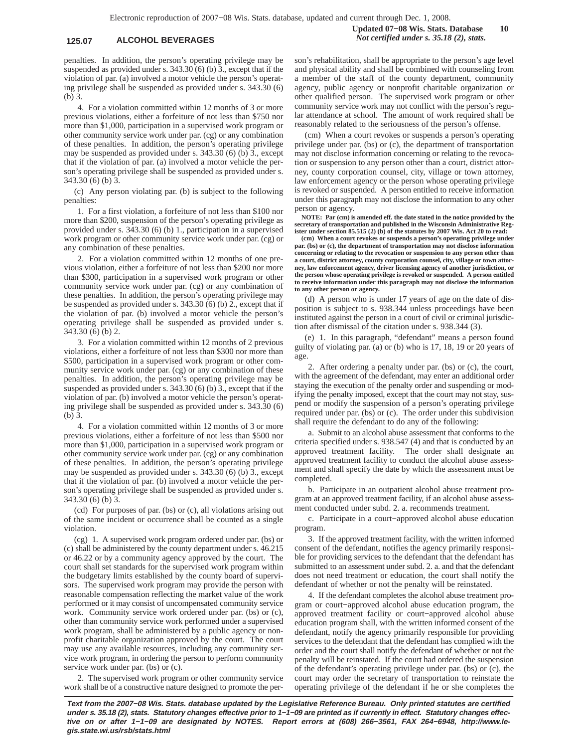penalties. In addition, the person's operating privilege may be suspended as provided under s. 343.30 (6) (b) 3., except that if the violation of par. (a) involved a motor vehicle the person's operating privilege shall be suspended as provided under s. 343.30 (6) (b) 3.

4. For a violation committed within 12 months of 3 or more previous violations, either a forfeiture of not less than $750 nor more than $1,000, participation in a supervised work program or other community service work under par. (cg) or any combination of these penalties. In addition, the person's operating privilege may be suspended as provided under s. 343.30 (6) (b) 3., except that if the violation of par. (a) involved a motor vehicle the person's operating privilege shall be suspended as provided under s. 343.30 (6) (b) 3.

(c) Any person violating par. (b) is subject to the following penalties:

1. For a first violation, a forfeiture of not less than $100 nor more than $200, suspension of the person's operating privilege as provided under s. 343.30 (6) (b) 1., participation in a supervised work program or other community service work under par. (cg) or any combination of these penalties.

2. For a violation committed within 12 months of one previous violation, either a forfeiture of not less than $200 nor more than $300, participation in a supervised work program or other community service work under par. (cg) or any combination of these penalties. In addition, the person's operating privilege may be suspended as provided under s. 343.30 (6) (b) 2., except that if the violation of par. (b) involved a motor vehicle the person's operating privilege shall be suspended as provided under s. 343.30 (6) (b) 2.

3. For a violation committed within 12 months of 2 previous violations, either a forfeiture of not less than $300 nor more than $500, participation in a supervised work program or other community service work under par. (cg) or any combination of these penalties. In addition, the person's operating privilege may be suspended as provided under s. 343.30 (6) (b) 3., except that if the violation of par. (b) involved a motor vehicle the person's operating privilege shall be suspended as provided under s. 343.30 (6) (b) 3.

4. For a violation committed within 12 months of 3 or more previous violations, either a forfeiture of not less than $500 nor more than $1,000, participation in a supervised work program or other community service work under par. (cg) or any combination of these penalties. In addition, the person's operating privilege may be suspended as provided under s. 343.30 (6) (b) 3., except that if the violation of par. (b) involved a motor vehicle the person's operating privilege shall be suspended as provided under s. 343.30 (6) (b) 3.

(cd) For purposes of par. (bs) or (c), all violations arising out of the same incident or occurrence shall be counted as a single violation.

(cg) 1. A supervised work program ordered under par. (bs) or (c) shall be administered by the county department under s. 46.215 or 46.22 or by a community agency approved by the court. The court shall set standards for the supervised work program within the budgetary limits established by the county board of supervisors. The supervised work program may provide the person with reasonable compensation reflecting the market value of the work performed or it may consist of uncompensated community service work. Community service work ordered under par. (bs) or (c), other than community service work performed under a supervised work program, shall be administered by a public agency or nonprofit charitable organization approved by the court. The court may use any available resources, including any community service work program, in ordering the person to perform community service work under par. (bs) or (c).

2. The supervised work program or other community service work shall be of a constructive nature designed to promote the person's rehabilitation, shall be appropriate to the person's age level and physical ability and shall be combined with counseling from a member of the staff of the county department, community agency, public agency or nonprofit charitable organization or other qualified person. The supervised work program or other community service work may not conflict with the person's regular attendance at school. The amount of work required shall be reasonably related to the seriousness of the person's offense.

(cm) When a court revokes or suspends a person's operating privilege under par. (bs) or (c), the department of transportation may not disclose information concerning or relating to the revocation or suspension to any person other than a court, district attorney, county corporation counsel, city, village or town attorney, law enforcement agency or the person whose operating privilege is revoked or suspended. A person entitled to receive information under this paragraph may not disclose the information to any other person or agency.

**NOTE: Par (cm) is amended eff. the date stated in the notice provided by the secretary of transportation and published in the Wisconsin Administrative Register under section 85.515 (2) (b) of the statutes by 2007 Wis. Act 20 to read:**

**(cm) When a court revokes or suspends a person's operating privilege under par. (bs) or (c), the department of transportation may not disclose information concerning or relating to the revocation or suspension to any person other than a court, district attorney, county corporation counsel, city, village or town attorney, law enforcement agency, driver licensing agency of another jurisdiction, or the person whose operating privilege is revoked or suspended. A person entitled to receive information under this paragraph may not disclose the information to any other person or agency.**

(d) A person who is under 17 years of age on the date of disposition is subject to s. 938.344 unless proceedings have been instituted against the person in a court of civil or criminal jurisdiction after dismissal of the citation under s. 938.344 (3).

(e) 1. In this paragraph, "defendant" means a person found guilty of violating par. (a) or (b) who is 17, 18, 19 or 20 years of age.

2. After ordering a penalty under par. (bs) or (c), the court, with the agreement of the defendant, may enter an additional order staying the execution of the penalty order and suspending or modifying the penalty imposed, except that the court may not stay, suspend or modify the suspension of a person's operating privilege required under par. (bs) or (c). The order under this subdivision shall require the defendant to do any of the following:

a. Submit to an alcohol abuse assessment that conforms to the criteria specified under s. 938.547 (4) and that is conducted by an approved treatment facility. The order shall designate an approved treatment facility to conduct the alcohol abuse assessment and shall specify the date by which the assessment must be completed.

b. Participate in an outpatient alcohol abuse treatment program at an approved treatment facility, if an alcohol abuse assessment conducted under subd. 2. a. recommends treatment.

c. Participate in a court−approved alcohol abuse education program.

3. If the approved treatment facility, with the written informed consent of the defendant, notifies the agency primarily responsible for providing services to the defendant that the defendant has submitted to an assessment under subd. 2. a. and that the defendant does not need treatment or education, the court shall notify the defendant of whether or not the penalty will be reinstated.

4. If the defendant completes the alcohol abuse treatment program or court−approved alcohol abuse education program, the approved treatment facility or court−approved alcohol abuse education program shall, with the written informed consent of the defendant, notify the agency primarily responsible for providing services to the defendant that the defendant has complied with the order and the court shall notify the defendant of whether or not the penalty will be reinstated. If the court had ordered the suspension of the defendant's operating privilege under par. (bs) or (c), the court may order the secretary of transportation to reinstate the operating privilege of the defendant if he or she completes the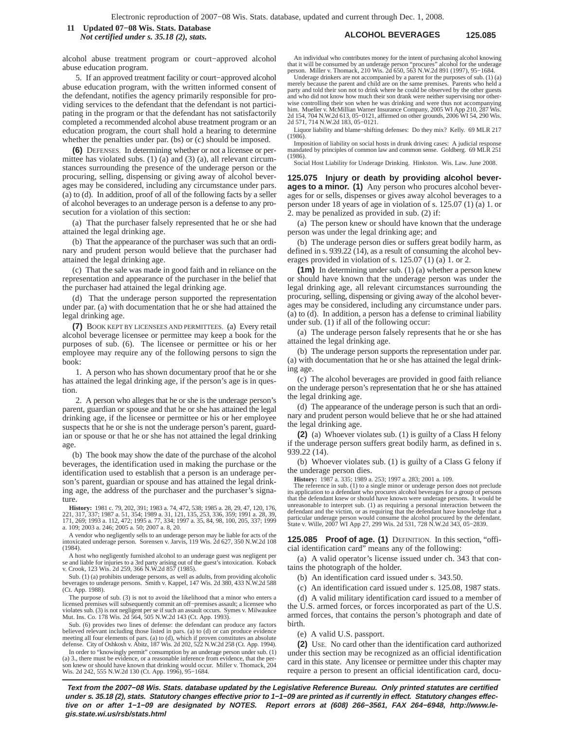alcohol abuse treatment program or court−approved alcohol abuse education program.

5. If an approved treatment facility or court−approved alcohol abuse education program, with the written informed consent of the defendant, notifies the agency primarily responsible for providing services to the defendant that the defendant is not participating in the program or that the defendant has not satisfactorily completed a recommended alcohol abuse treatment program or an education program, the court shall hold a hearing to determine whether the penalties under par. (bs) or (c) should be imposed.

**(6)** DEFENSES. In determining whether or not a licensee or permittee has violated subs. (1) (a) and (3) (a), all relevant circumstances surrounding the presence of the underage person or the procuring, selling, dispensing or giving away of alcohol beverages may be considered, including any circumstance under pars. (a) to (d). In addition, proof of all of the following facts by a seller of alcohol beverages to an underage person is a defense to any prosecution for a violation of this section:

(a) That the purchaser falsely represented that he or she had attained the legal drinking age.

(b) That the appearance of the purchaser was such that an ordinary and prudent person would believe that the purchaser had attained the legal drinking age.

(c) That the sale was made in good faith and in reliance on the representation and appearance of the purchaser in the belief that the purchaser had attained the legal drinking age.

(d) That the underage person supported the representation under par. (a) with documentation that he or she had attained the legal drinking age.

**(7)** BOOK KEPT BY LICENSEES AND PERMITTEES. (a) Every retail alcohol beverage licensee or permittee may keep a book for the purposes of sub. (6). The licensee or permittee or his or her employee may require any of the following persons to sign the book:

1. A person who has shown documentary proof that he or she has attained the legal drinking age, if the person's age is in question.

2. A person who alleges that he or she is the underage person's parent, guardian or spouse and that he or she has attained the legal drinking age, if the licensee or permittee or his or her employee suspects that he or she is not the underage person's parent, guardian or spouse or that he or she has not attained the legal drinking age.

(b) The book may show the date of the purchase of the alcohol beverages, the identification used in making the purchase or the identification used to establish that a person is an underage person's parent, guardian or spouse and has attained the legal drinking age, the address of the purchaser and the purchaser's signature.

**History:** 1981 c. 79, 202, 391; 1983 a. 74, 472, 538; 1985 a. 28, 29, 47, 120, 176, 221, 317, 337; 1987 a. 51, 354; 1989 a. 31, 121, 135, 253, 336, 359; 1991 a. 28, 39, 171, 269; 1993 a. 112, 472; 1995 a. 77, 334; 1997 a. 35, 84, 98, 100, 205, 337; 1999 a. 109; 2003 a. 246; 2005 a. 50; 2007 a. 8, 20.

A vendor who negligently sells to an underage person may be liable for acts of the intoxicated underage person. Sorensen v. Jarvis, 119 Wis. 2d 627, 350 N.W.2d 108 (1984).

A host who negligently furnished alcohol to an underage guest was negligent per se and liable for injuries to a 3rd party arising out of the guest's intoxication. Koback v. Crook, 123 Wis. 2d 259, 366 N.W.2d 857 (1985).

Sub. (1) (a) prohibits underage persons, as well as adults, from providing alcoholic beverages to underage persons. Smith v. Kappel, 147 Wis. 2d 380, 433 N.W.2d 588 (Ct. App. 1988).

The purpose of sub. (3) is not to avoid the likelihood that a minor who enters a licensed premises will subsequently commit an off−premises assault; a licensee who violates sub. (3) is not negligent per se if such an assault occurs. Symes v. Milwaukee Mut. Ins. Co. 178 Wis. 2d 564, 505 N.W.2d 143 (Ct. App. 1993).

Sub. (6) provides two lines of defense: the defendant can produce any factors believed relevant including those listed in pars. (a) to (d) or can produce evidence meeting all four elements of pars. (a) to (d), which if proven constitutes an absolute defense. City of Oshkosh v. Abitz, 187 Wis. 2d 202, 522 N.W.2d 258 (Ct. App. 1994).

In order to "knowingly permit" consumption by an underage person under sub. (1) (a) 3., there must be evidence, or a reasonable inference from evidence, that the person knew or should have known that drinking would occur. Miller v. Thomack, 204 Wis. 2d 242, 555 N.W.2d 130 (Ct. App. 1996), 95−1684.

An individual who contributes money for the intent of purchasing alcohol knowing that it will be consumed by an underage person "procures" alcohol for the underage person. Miller v. Thomack, 210 Wis. 2d 650, 563 N.W.2d 891 (1997), 95−1684.

Underage drinkers are not accompanied by a parent for the purposes of sub. (1) (a) merely because the parent and child are on the same premises. Parents who held a party and told their son not to drink where he could be observed by the other guests and who did not know how much their son drank were neither supervising nor otherwise controlling their son when he was drinking and were thus not accompanying him. Mueller v. McMillian Warner Insurance Company, 2005 WI App 210, 287 Wis. 2d 154, 704 N.W.2d 613, 05−0121, affirmed on other grounds, 2006 WI 54, 290 Wis. 2d 571, 714 N.W.2d 183, 05−0121.

Liquor liability and blame−shifting defenses: Do they mix? Kelly. 69 MLR 217 (1986).

Imposition of liability on social hosts in drunk driving cases: A judicial response mandated by principles of common law and common sense. Goldberg. 69 MLR 251 (1986).

Social Host Liability for Underage Drinking. Hinkston. Wis. Law. June 2008.

**125.075 Injury or death by providing alcohol beverages to a minor. (1)** Any person who procures alcohol beverages for or sells, dispenses or gives away alcohol beverages to a person under 18 years of age in violation of s. 125.07 (1) (a) 1. or 2. may be penalized as provided in sub. (2) if:

(a) The person knew or should have known that the underage person was under the legal drinking age; and

(b) The underage person dies or suffers great bodily harm, as defined in s. 939.22 (14), as a result of consuming the alcohol beverages provided in violation of s. 125.07 (1) (a) 1. or 2.

**(1m)** In determining under sub. (1) (a) whether a person knew or should have known that the underage person was under the legal drinking age, all relevant circumstances surrounding the procuring, selling, dispensing or giving away of the alcohol beverages may be considered, including any circumstance under pars. (a) to (d). In addition, a person has a defense to criminal liability under sub. (1) if all of the following occur:

(a) The underage person falsely represents that he or she has attained the legal drinking age.

(b) The underage person supports the representation under par. (a) with documentation that he or she has attained the legal drinking age.

(c) The alcohol beverages are provided in good faith reliance on the underage person's representation that he or she has attained the legal drinking age.

(d) The appearance of the underage person is such that an ordinary and prudent person would believe that he or she had attained the legal drinking age.

**(2)** (a) Whoever violates sub. (1) is guilty of a Class H felony if the underage person suffers great bodily harm, as defined in s. 939.22 (14).

(b) Whoever violates sub. (1) is guilty of a Class G felony if the underage person dies.

**History:** 1987 a. 335; 1989 a. 253; 1997 a. 283; 2001 a. 109.

The reference in sub. (1) to a single minor or underage person does not preclude its application to a defendant who procures alcohol beverages for a group of persons that the defendant knew or should have known were underage persons. It would be unreasonable to interpret sub. (1) as requiring a personal interaction between the defendant and the victim, or as requiring that the defendant have knowledge that a particular underage person would consume the alcohol procured by the defendant. State v. Wille, 2007 WI App 27, 299 Wis. 2d 531, 728 N.W.2d 343, 05−2839.

**125.085 Proof of age. (1)** DEFINITION. In this section, "official identification card" means any of the following:

(a) A valid operator's license issued under ch. 343 that contains the photograph of the holder.

(b) An identification card issued under s. 343.50.

(c) An identification card issued under s. 125.08, 1987 stats.

(d) A valid military identification card issued to a member of the U.S. armed forces, or forces incorporated as part of the U.S. armed forces, that contains the person's photograph and date of birth.

(e) A valid U.S. passport.

**(2)** USE. No card other than the identification card authorized under this section may be recognized as an official identification card in this state. Any licensee or permittee under this chapter may require a person to present an official identification card, docu-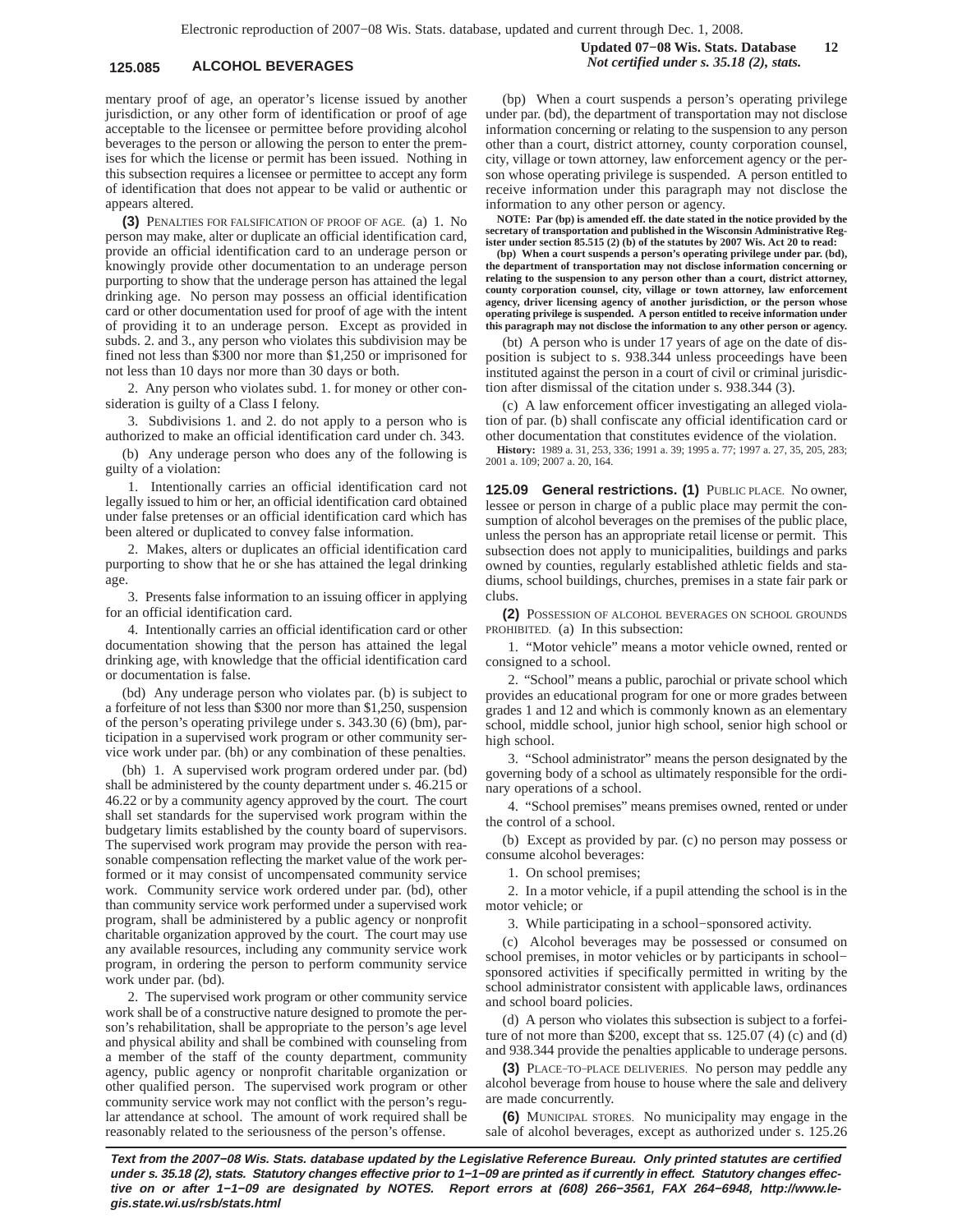mentary proof of age, an operator's license issued by another jurisdiction, or any other form of identification or proof of age acceptable to the licensee or permittee before providing alcohol beverages to the person or allowing the person to enter the premises for which the license or permit has been issued. Nothing in this subsection requires a licensee or permittee to accept any form of identification that does not appear to be valid or authentic or appears altered.

**(3)** PENALTIES FOR FALSIFICATION OF PROOF OF AGE. (a) 1. No person may make, alter or duplicate an official identification card, provide an official identification card to an underage person or knowingly provide other documentation to an underage person purporting to show that the underage person has attained the legal drinking age. No person may possess an official identification card or other documentation used for proof of age with the intent of providing it to an underage person. Except as provided in subds. 2. and 3., any person who violates this subdivision may be fined not less than $300 nor more than $1,250 or imprisoned for not less than 10 days nor more than 30 days or both.

2. Any person who violates subd. 1. for money or other consideration is guilty of a Class I felony.

3. Subdivisions 1. and 2. do not apply to a person who is authorized to make an official identification card under ch. 343.

(b) Any underage person who does any of the following is guilty of a violation:

1. Intentionally carries an official identification card not legally issued to him or her, an official identification card obtained under false pretenses or an official identification card which has been altered or duplicated to convey false information.

2. Makes, alters or duplicates an official identification card purporting to show that he or she has attained the legal drinking age.

3. Presents false information to an issuing officer in applying for an official identification card.

4. Intentionally carries an official identification card or other documentation showing that the person has attained the legal drinking age, with knowledge that the official identification card or documentation is false.

(bd) Any underage person who violates par. (b) is subject to a forfeiture of not less than $300 nor more than $1,250, suspension of the person's operating privilege under s. 343.30 (6) (bm), participation in a supervised work program or other community service work under par. (bh) or any combination of these penalties.

(bh) 1. A supervised work program ordered under par. (bd) shall be administered by the county department under s. 46.215 or 46.22 or by a community agency approved by the court. The court shall set standards for the supervised work program within the budgetary limits established by the county board of supervisors. The supervised work program may provide the person with reasonable compensation reflecting the market value of the work performed or it may consist of uncompensated community service work. Community service work ordered under par. (bd), other than community service work performed under a supervised work program, shall be administered by a public agency or nonprofit charitable organization approved by the court. The court may use any available resources, including any community service work program, in ordering the person to perform community service work under par. (bd).

2. The supervised work program or other community service work shall be of a constructive nature designed to promote the person's rehabilitation, shall be appropriate to the person's age level and physical ability and shall be combined with counseling from a member of the staff of the county department, community agency, public agency or nonprofit charitable organization or other qualified person. The supervised work program or other community service work may not conflict with the person's regular attendance at school. The amount of work required shall be reasonably related to the seriousness of the person's offense.

(bp) When a court suspends a person's operating privilege under par. (bd), the department of transportation may not disclose information concerning or relating to the suspension to any person other than a court, district attorney, county corporation counsel, city, village or town attorney, law enforcement agency or the person whose operating privilege is suspended. A person entitled to receive information under this paragraph may not disclose the information to any other person or agency.

**NOTE: Par (bp) is amended eff. the date stated in the notice provided by the secretary of transportation and published in the Wisconsin Administrative Register under section 85.515 (2) (b) of the statutes by 2007 Wis. Act 20 to read:**

**(bp) When a court suspends a person's operating privilege under par. (bd), the department of transportation may not disclose information concerning or relating to the suspension to any person other than a court, district attorney, county corporation counsel, city, village or town attorney, law enforcement agency, driver licensing agency of another jurisdiction, or the person whose operating privilege is suspended. A person entitled to receive information under this paragraph may not disclose the information to any other person or agency.**

(bt) A person who is under 17 years of age on the date of disposition is subject to s. 938.344 unless proceedings have been instituted against the person in a court of civil or criminal jurisdiction after dismissal of the citation under s. 938.344 (3).

(c) A law enforcement officer investigating an alleged violation of par. (b) shall confiscate any official identification card or other documentation that constitutes evidence of the violation.

**History:** 1989 a. 31, 253, 336; 1991 a. 39; 1995 a. 77; 1997 a. 27, 35, 205, 283; 2001 a. 109; 2007 a. 20, 164.

**125.09 General restrictions. (1)** PUBLIC PLACE. No owner, lessee or person in charge of a public place may permit the consumption of alcohol beverages on the premises of the public place, unless the person has an appropriate retail license or permit. This subsection does not apply to municipalities, buildings and parks owned by counties, regularly established athletic fields and stadiums, school buildings, churches, premises in a state fair park or clubs.

**(2)** POSSESSION OF ALCOHOL BEVERAGES ON SCHOOL GROUNDS PROHIBITED. (a) In this subsection:

1. "Motor vehicle" means a motor vehicle owned, rented or consigned to a school.

2. "School" means a public, parochial or private school which provides an educational program for one or more grades between grades 1 and 12 and which is commonly known as an elementary school, middle school, junior high school, senior high school or high school.

3. "School administrator" means the person designated by the governing body of a school as ultimately responsible for the ordinary operations of a school.

4. "School premises" means premises owned, rented or under the control of a school.

(b) Except as provided by par. (c) no person may possess or consume alcohol beverages:

1. On school premises;

2. In a motor vehicle, if a pupil attending the school is in the motor vehicle; or

3. While participating in a school−sponsored activity.

(c) Alcohol beverages may be possessed or consumed on school premises, in motor vehicles or by participants in school−sponsored activities if specifically permitted in writing by the school administrator consistent with applicable laws, ordinances and school board policies.

(d) A person who violates this subsection is subject to a forfeiture of not more than $200, except that ss. 125.07 (4) (c) and (d) and 938.344 provide the penalties applicable to underage persons.

**(3)** PLACE−TO−PLACE DELIVERIES. No person may peddle any alcohol beverage from house to house where the sale and delivery are made concurrently.

**(6)** MUNICIPAL STORES. No municipality may engage in the sale of alcohol beverages, except as authorized under s. 125.26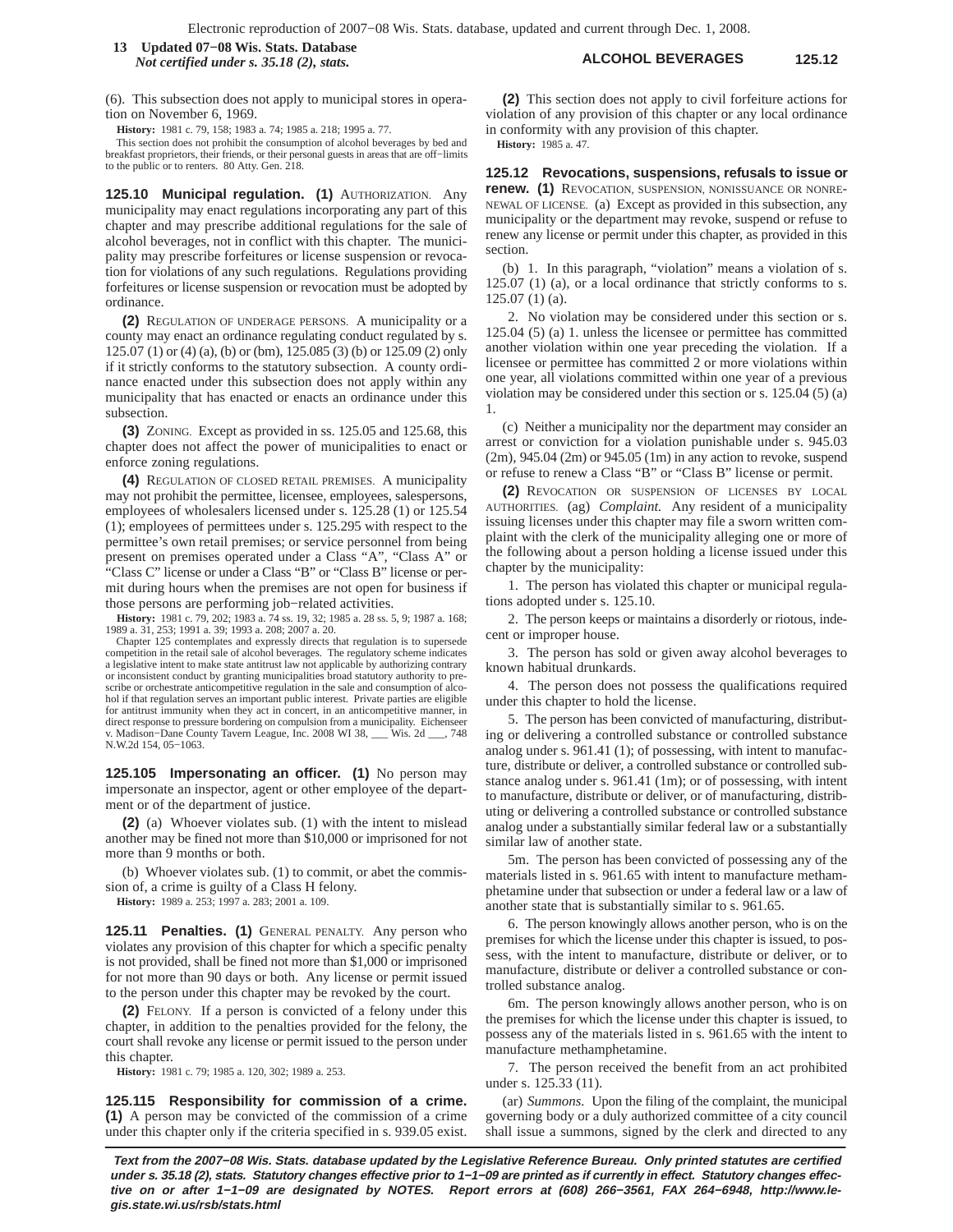(6). This subsection does not apply to municipal stores in operation on November 6, 1969.

**History:** 1981 c. 79, 158; 1983 a. 74; 1985 a. 218; 1995 a. 77.

This section does not prohibit the consumption of alcohol beverages by bed and breakfast proprietors, their friends, or their personal guests in areas that are off−limits to the public or to renters. 80 Atty. Gen. 218.

**125.10 Municipal regulation. (1)** AUTHORIZATION. Any municipality may enact regulations incorporating any part of this chapter and may prescribe additional regulations for the sale of alcohol beverages, not in conflict with this chapter. The municipality may prescribe forfeitures or license suspension or revocation for violations of any such regulations. Regulations providing forfeitures or license suspension or revocation must be adopted by ordinance.

**(2)** REGULATION OF UNDERAGE PERSONS. A municipality or a county may enact an ordinance regulating conduct regulated by s. 125.07 (1) or (4) (a), (b) or (bm), 125.085 (3) (b) or 125.09 (2) only if it strictly conforms to the statutory subsection. A county ordinance enacted under this subsection does not apply within any municipality that has enacted or enacts an ordinance under this subsection.

**(3)** ZONING. Except as provided in ss. 125.05 and 125.68, this chapter does not affect the power of municipalities to enact or enforce zoning regulations.

**(4)** REGULATION OF CLOSED RETAIL PREMISES. A municipality may not prohibit the permittee, licensee, employees, salespersons, employees of wholesalers licensed under s. 125.28 (1) or 125.54 (1); employees of permittees under s. 125.295 with respect to the permittee's own retail premises; or service personnel from being present on premises operated under a Class "A", "Class A" or "Class C" license or under a Class "B" or "Class B" license or permit during hours when the premises are not open for business if those persons are performing job−related activities.

**History:** 1981 c. 79, 202; 1983 a. 74 ss. 19, 32; 1985 a. 28 ss. 5, 9; 1987 a. 168; 1989 a. 31, 253; 1991 a. 39; 1993 a. 208; 2007 a. 20.

Chapter 125 contemplates and expressly directs that regulation is to supersede competition in the retail sale of alcohol beverages. The regulatory scheme indicates a legislative intent to make state antitrust law not applicable by authorizing contrary or inconsistent conduct by granting municipalities broad statutory authority to prescribe or orchestrate anticompetitive regulation in the sale and consumption of alcohol if that regulation serves an important public interest. Private parties are eligible for antitrust immunity when they act in concert, in an anticompetitive manner, in direct response to pressure bordering on compulsion from a municipality. Eichenseer v. Madison−Dane County Tavern League, Inc. 2008 WI 38, ___ Wis. 2d ___, 748 N.W.2d 154, 05−1063.

**125.105 Impersonating an officer. (1)** No person may impersonate an inspector, agent or other employee of the department or of the department of justice.

**(2)** (a) Whoever violates sub. (1) with the intent to mislead another may be fined not more than $10,000 or imprisoned for not more than 9 months or both.

(b) Whoever violates sub. (1) to commit, or abet the commission of, a crime is guilty of a Class H felony.

**History:** 1989 a. 253; 1997 a. 283; 2001 a. 109.

**125.11 Penalties. (1)** GENERAL PENALTY. Any person who violates any provision of this chapter for which a specific penalty is not provided, shall be fined not more than $1,000 or imprisoned for not more than 90 days or both. Any license or permit issued to the person under this chapter may be revoked by the court.

**(2)** FELONY. If a person is convicted of a felony under this chapter, in addition to the penalties provided for the felony, the court shall revoke any license or permit issued to the person under this chapter.

**History:** 1981 c. 79; 1985 a. 120, 302; 1989 a. 253.

**125.115 Responsibility for commission of a crime. (1)** A person may be convicted of the commission of a crime under this chapter only if the criteria specified in s. 939.05 exist.

**(2)** This section does not apply to civil forfeiture actions for violation of any provision of this chapter or any local ordinance in conformity with any provision of this chapter.

**History:** 1985 a. 47.

**125.12 Revocations, suspensions, refusals to issue or renew. (1)** REVOCATION, SUSPENSION, NONISSUANCE OR NONRENEWAL OF LICENSE. (a) Except as provided in this subsection, any municipality or the department may revoke, suspend or refuse to renew any license or permit under this chapter, as provided in this section.

(b) 1. In this paragraph, "violation" means a violation of s. 125.07 (1) (a), or a local ordinance that strictly conforms to s. 125.07 (1) (a).

2. No violation may be considered under this section or s. 125.04 (5) (a) 1. unless the licensee or permittee has committed another violation within one year preceding the violation. If a licensee or permittee has committed 2 or more violations within one year, all violations committed within one year of a previous violation may be considered under this section or s. 125.04 (5) (a) 1.

(c) Neither a municipality nor the department may consider an arrest or conviction for a violation punishable under s. 945.03 (2m), 945.04 (2m) or 945.05 (1m) in any action to revoke, suspend or refuse to renew a Class "B" or "Class B" license or permit.

**(2)** REVOCATION OR SUSPENSION OF LICENSES BY LOCAL AUTHORITIES. (ag) *Complaint.* Any resident of a municipality issuing licenses under this chapter may file a sworn written complaint with the clerk of the municipality alleging one or more of the following about a person holding a license issued under this chapter by the municipality:

1. The person has violated this chapter or municipal regulations adopted under s. 125.10.

2. The person keeps or maintains a disorderly or riotous, indecent or improper house.

3. The person has sold or given away alcohol beverages to known habitual drunkards.

4. The person does not possess the qualifications required under this chapter to hold the license.

5. The person has been convicted of manufacturing, distributing or delivering a controlled substance or controlled substance analog under s. 961.41 (1); of possessing, with intent to manufacture, distribute or deliver, a controlled substance or controlled substance analog under s. 961.41 (1m); or of possessing, with intent to manufacture, distribute or deliver, or of manufacturing, distributing or delivering a controlled substance or controlled substance analog under a substantially similar federal law or a substantially similar law of another state.

5m. The person has been convicted of possessing any of the materials listed in s. 961.65 with intent to manufacture methamphetamine under that subsection or under a federal law or a law of another state that is substantially similar to s. 961.65.

6. The person knowingly allows another person, who is on the premises for which the license under this chapter is issued, to possess, with the intent to manufacture, distribute or deliver, or to manufacture, distribute or deliver a controlled substance or controlled substance analog.

6m. The person knowingly allows another person, who is on the premises for which the license under this chapter is issued, to possess any of the materials listed in s. 961.65 with the intent to manufacture methamphetamine.

7. The person received the benefit from an act prohibited under s. 125.33 (11).

(ar) *Summons.* Upon the filing of the complaint, the municipal governing body or a duly authorized committee of a city council shall issue a summons, signed by the clerk and directed to any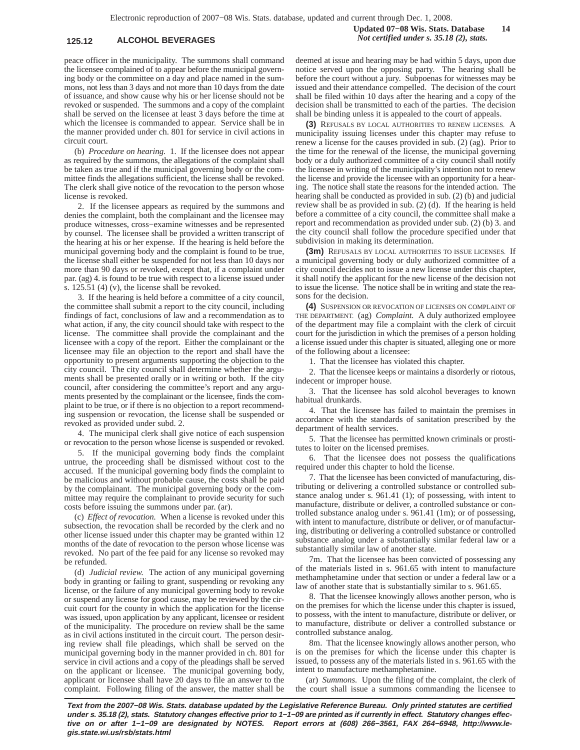peace officer in the municipality. The summons shall command the licensee complained of to appear before the municipal governing body or the committee on a day and place named in the summons, not less than 3 days and not more than 10 days from the date of issuance, and show cause why his or her license should not be revoked or suspended. The summons and a copy of the complaint shall be served on the licensee at least 3 days before the time at which the licensee is commanded to appear. Service shall be in the manner provided under ch. 801 for service in civil actions in circuit court.

(b) *Procedure on hearing.* 1. If the licensee does not appear as required by the summons, the allegations of the complaint shall be taken as true and if the municipal governing body or the committee finds the allegations sufficient, the license shall be revoked. The clerk shall give notice of the revocation to the person whose license is revoked.

2. If the licensee appears as required by the summons and denies the complaint, both the complainant and the licensee may produce witnesses, cross−examine witnesses and be represented by counsel. The licensee shall be provided a written transcript of the hearing at his or her expense. If the hearing is held before the municipal governing body and the complaint is found to be true, the license shall either be suspended for not less than 10 days nor more than 90 days or revoked, except that, if a complaint under par. (ag) 4. is found to be true with respect to a license issued under s. 125.51 (4) (v), the license shall be revoked.

3. If the hearing is held before a committee of a city council, the committee shall submit a report to the city council, including findings of fact, conclusions of law and a recommendation as to what action, if any, the city council should take with respect to the license. The committee shall provide the complainant and the licensee with a copy of the report. Either the complainant or the licensee may file an objection to the report and shall have the opportunity to present arguments supporting the objection to the city council. The city council shall determine whether the arguments shall be presented orally or in writing or both. If the city council, after considering the committee's report and any arguments presented by the complainant or the licensee, finds the complaint to be true, or if there is no objection to a report recommending suspension or revocation, the license shall be suspended or revoked as provided under subd. 2.

4. The municipal clerk shall give notice of each suspension or revocation to the person whose license is suspended or revoked.

5. If the municipal governing body finds the complaint untrue, the proceeding shall be dismissed without cost to the accused. If the municipal governing body finds the complaint to be malicious and without probable cause, the costs shall be paid by the complainant. The municipal governing body or the committee may require the complainant to provide security for such costs before issuing the summons under par. (ar).

(c) *Effect of revocation.* When a license is revoked under this subsection, the revocation shall be recorded by the clerk and no other license issued under this chapter may be granted within 12 months of the date of revocation to the person whose license was revoked. No part of the fee paid for any license so revoked may be refunded.

(d) *Judicial review.* The action of any municipal governing body in granting or failing to grant, suspending or revoking any license, or the failure of any municipal governing body to revoke or suspend any license for good cause, may be reviewed by the circuit court for the county in which the application for the license was issued, upon application by any applicant, licensee or resident of the municipality. The procedure on review shall be the same as in civil actions instituted in the circuit court. The person desiring review shall file pleadings, which shall be served on the municipal governing body in the manner provided in ch. 801 for service in civil actions and a copy of the pleadings shall be served on the applicant or licensee. The municipal governing body, applicant or licensee shall have 20 days to file an answer to the complaint. Following filing of the answer, the matter shall be deemed at issue and hearing may be had within 5 days, upon due notice served upon the opposing party. The hearing shall be before the court without a jury. Subpoenas for witnesses may be issued and their attendance compelled. The decision of the court shall be filed within 10 days after the hearing and a copy of the decision shall be transmitted to each of the parties. The decision shall be binding unless it is appealed to the court of appeals.

**(3)** REFUSALS BY LOCAL AUTHORITIES TO RENEW LICENSES. A municipality issuing licenses under this chapter may refuse to renew a license for the causes provided in sub. (2) (ag). Prior to the time for the renewal of the license, the municipal governing body or a duly authorized committee of a city council shall notify the licensee in writing of the municipality's intention not to renew the license and provide the licensee with an opportunity for a hearing. The notice shall state the reasons for the intended action. The hearing shall be conducted as provided in sub. (2) (b) and judicial review shall be as provided in sub. (2) (d). If the hearing is held before a committee of a city council, the committee shall make a report and recommendation as provided under sub. (2) (b) 3. and the city council shall follow the procedure specified under that subdivision in making its determination.

**(3m)** REFUSALS BY LOCAL AUTHORITIES TO ISSUE LICENSES. If a municipal governing body or duly authorized committee of a city council decides not to issue a new license under this chapter, it shall notify the applicant for the new license of the decision not to issue the license. The notice shall be in writing and state the reasons for the decision.

**(4)** SUSPENSION OR REVOCATION OF LICENSES ON COMPLAINT OF THE DEPARTMENT. (ag) *Complaint.* A duly authorized employee of the department may file a complaint with the clerk of circuit court for the jurisdiction in which the premises of a person holding a license issued under this chapter is situated, alleging one or more of the following about a licensee:

1. That the licensee has violated this chapter.

2. That the licensee keeps or maintains a disorderly or riotous, indecent or improper house.

3. That the licensee has sold alcohol beverages to known habitual drunkards.

4. That the licensee has failed to maintain the premises in accordance with the standards of sanitation prescribed by the department of health services.

5. That the licensee has permitted known criminals or prostitutes to loiter on the licensed premises.

6. That the licensee does not possess the qualifications required under this chapter to hold the license.

7. That the licensee has been convicted of manufacturing, distributing or delivering a controlled substance or controlled substance analog under s. 961.41 (1); of possessing, with intent to manufacture, distribute or deliver, a controlled substance or controlled substance analog under s. 961.41 (1m); or of possessing, with intent to manufacture, distribute or deliver, or of manufacturing, distributing or delivering a controlled substance or controlled substance analog under a substantially similar federal law or a substantially similar law of another state.

7m. That the licensee has been convicted of possessing any of the materials listed in s. 961.65 with intent to manufacture methamphetamine under that section or under a federal law or a law of another state that is substantially similar to s. 961.65.

8. That the licensee knowingly allows another person, who is on the premises for which the license under this chapter is issued, to possess, with the intent to manufacture, distribute or deliver, or to manufacture, distribute or deliver a controlled substance or controlled substance analog.

8m. That the licensee knowingly allows another person, who is on the premises for which the license under this chapter is issued, to possess any of the materials listed in s. 961.65 with the intent to manufacture methamphetamine.

(ar) *Summons.* Upon the filing of the complaint, the clerk of the court shall issue a summons commanding the licensee to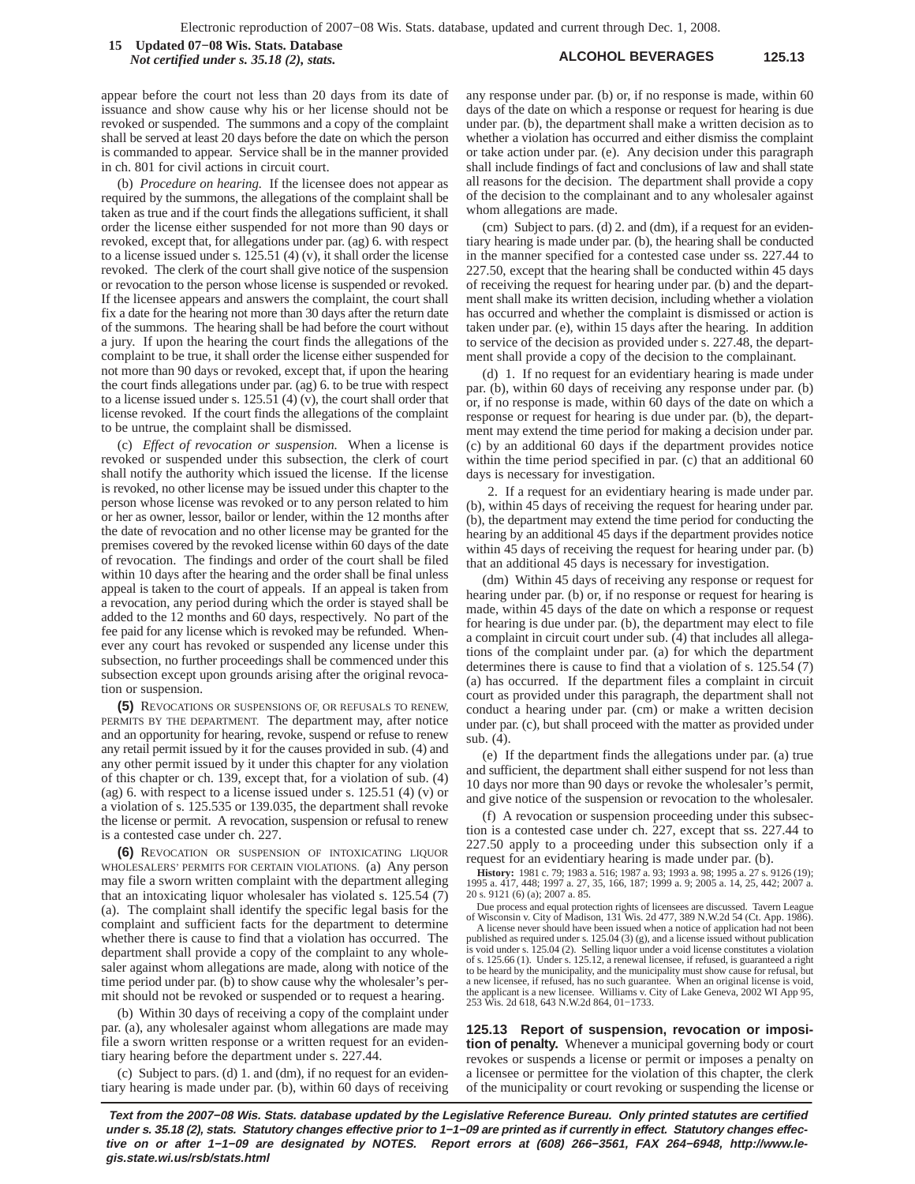appear before the court not less than 20 days from its date of issuance and show cause why his or her license should not be revoked or suspended. The summons and a copy of the complaint shall be served at least 20 days before the date on which the person is commanded to appear. Service shall be in the manner provided in ch. 801 for civil actions in circuit court.

(b) *Procedure on hearing.* If the licensee does not appear as required by the summons, the allegations of the complaint shall be taken as true and if the court finds the allegations sufficient, it shall order the license either suspended for not more than 90 days or revoked, except that, for allegations under par. (ag) 6. with respect to a license issued under s. 125.51 (4) (v), it shall order the license revoked. The clerk of the court shall give notice of the suspension or revocation to the person whose license is suspended or revoked. If the licensee appears and answers the complaint, the court shall fix a date for the hearing not more than 30 days after the return date of the summons. The hearing shall be had before the court without a jury. If upon the hearing the court finds the allegations of the complaint to be true, it shall order the license either suspended for not more than 90 days or revoked, except that, if upon the hearing the court finds allegations under par. (ag) 6. to be true with respect to a license issued under s. 125.51 (4) (v), the court shall order that license revoked. If the court finds the allegations of the complaint to be untrue, the complaint shall be dismissed.

(c) *Effect of revocation or suspension.* When a license is revoked or suspended under this subsection, the clerk of court shall notify the authority which issued the license. If the license is revoked, no other license may be issued under this chapter to the person whose license was revoked or to any person related to him or her as owner, lessor, bailor or lender, within the 12 months after the date of revocation and no other license may be granted for the premises covered by the revoked license within 60 days of the date of revocation. The findings and order of the court shall be filed within 10 days after the hearing and the order shall be final unless appeal is taken to the court of appeals. If an appeal is taken from a revocation, any period during which the order is stayed shall be added to the 12 months and 60 days, respectively. No part of the fee paid for any license which is revoked may be refunded. Whenever any court has revoked or suspended any license under this subsection, no further proceedings shall be commenced under this subsection except upon grounds arising after the original revocation or suspension.

**(5)** REVOCATIONS OR SUSPENSIONS OF, OR REFUSALS TO RENEW, PERMITS BY THE DEPARTMENT. The department may, after notice and an opportunity for hearing, revoke, suspend or refuse to renew any retail permit issued by it for the causes provided in sub. (4) and any other permit issued by it under this chapter for any violation of this chapter or ch. 139, except that, for a violation of sub. (4) (ag) 6. with respect to a license issued under s. 125.51 (4) (v) or a violation of s. 125.535 or 139.035, the department shall revoke the license or permit. A revocation, suspension or refusal to renew is a contested case under ch. 227.

**(6)** REVOCATION OR SUSPENSION OF INTOXICATING LIQUOR WHOLESALERS' PERMITS FOR CERTAIN VIOLATIONS. (a) Any person may file a sworn written complaint with the department alleging that an intoxicating liquor wholesaler has violated s. 125.54 (7) (a). The complaint shall identify the specific legal basis for the complaint and sufficient facts for the department to determine whether there is cause to find that a violation has occurred. The department shall provide a copy of the complaint to any wholesaler against whom allegations are made, along with notice of the time period under par. (b) to show cause why the wholesaler's permit should not be revoked or suspended or to request a hearing.

(b) Within 30 days of receiving a copy of the complaint under par. (a), any wholesaler against whom allegations are made may file a sworn written response or a written request for an evidentiary hearing before the department under s. 227.44.

(c) Subject to pars. (d) 1. and (dm), if no request for an evidentiary hearing is made under par. (b), within 60 days of receiving any response under par. (b) or, if no response is made, within 60 days of the date on which a response or request for hearing is due under par. (b), the department shall make a written decision as to whether a violation has occurred and either dismiss the complaint or take action under par. (e). Any decision under this paragraph shall include findings of fact and conclusions of law and shall state all reasons for the decision. The department shall provide a copy of the decision to the complainant and to any wholesaler against whom allegations are made.

(cm) Subject to pars. (d) 2. and (dm), if a request for an evidentiary hearing is made under par. (b), the hearing shall be conducted in the manner specified for a contested case under ss. 227.44 to 227.50, except that the hearing shall be conducted within 45 days of receiving the request for hearing under par. (b) and the department shall make its written decision, including whether a violation has occurred and whether the complaint is dismissed or action is taken under par. (e), within 15 days after the hearing. In addition to service of the decision as provided under s. 227.48, the department shall provide a copy of the decision to the complainant.

(d) 1. If no request for an evidentiary hearing is made under par. (b), within 60 days of receiving any response under par. (b) or, if no response is made, within 60 days of the date on which a response or request for hearing is due under par. (b), the department may extend the time period for making a decision under par. (c) by an additional 60 days if the department provides notice within the time period specified in par. (c) that an additional 60 days is necessary for investigation.

2. If a request for an evidentiary hearing is made under par. (b), within 45 days of receiving the request for hearing under par. (b), the department may extend the time period for conducting the hearing by an additional 45 days if the department provides notice within 45 days of receiving the request for hearing under par. (b) that an additional 45 days is necessary for investigation.

(dm) Within 45 days of receiving any response or request for hearing under par. (b) or, if no response or request for hearing is made, within 45 days of the date on which a response or request for hearing is due under par. (b), the department may elect to file a complaint in circuit court under sub. (4) that includes all allegations of the complaint under par. (a) for which the department determines there is cause to find that a violation of s. 125.54 (7) (a) has occurred. If the department files a complaint in circuit court as provided under this paragraph, the department shall not conduct a hearing under par. (cm) or make a written decision under par. (c), but shall proceed with the matter as provided under sub. (4).

(e) If the department finds the allegations under par. (a) true and sufficient, the department shall either suspend for not less than 10 days nor more than 90 days or revoke the wholesaler's permit, and give notice of the suspension or revocation to the wholesaler.

(f) A revocation or suspension proceeding under this subsection is a contested case under ch. 227, except that ss. 227.44 to 227.50 apply to a proceeding under this subsection only if a request for an evidentiary hearing is made under par. (b).

**History:** 1981 c. 79; 1983 a. 516; 1987 a. 93; 1993 a. 98; 1995 a. 27 s. 9126 (19); 1995 a. 417, 448; 1997 a. 27, 35, 166, 187; 1999 a. 9; 2005 a. 14, 25, 442; 2007 a. 20 s. 9121 (6) (a); 2007 a. 85.

Due process and equal protection rights of licensees are discussed. Tavern League of Wisconsin v. City of Madison, 131 Wis. 2d 477, 389 N.W.2d 54 (Ct. App. 1986).

A license never should have been issued when a notice of application had not been published as required under s. 125.04 (3) (g), and a license issued without publication is void under s. 125.04 (2). Selling liquor under a void license constitutes a violation of s. 125.66 (1). Under s. 125.12, a renewal licensee, if refused, is guaranteed a right to be heard by the municipality, and the municipality must show cause for refusal, but a new licensee, if refused, has no such guarantee. When an original license is void, the applicant is a new licensee. Williams v. City of Lake Geneva, 2002 WI App 95, 253 Wis. 2d 618, 643 N.W.2d 864, 01–1733.

**125.13 Report of suspension, revocation or imposition of penalty.** Whenever a municipal governing body or court revokes or suspends a license or permit or imposes a penalty on a licensee or permittee for the violation of this chapter, the clerk of the municipality or court revoking or suspending the license or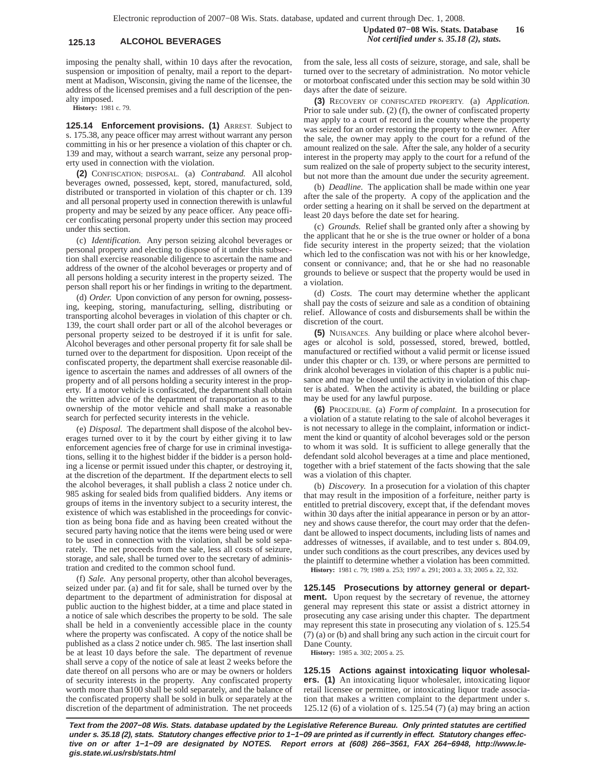imposing the penalty shall, within 10 days after the revocation, suspension or imposition of penalty, mail a report to the department at Madison, Wisconsin, giving the name of the licensee, the address of the licensed premises and a full description of the penalty imposed.

**History:** 1981 c. 79.

**125.14 Enforcement provisions. (1)** ARREST. Subject to s. 175.38, any peace officer may arrest without warrant any person committing in his or her presence a violation of this chapter or ch. 139 and may, without a search warrant, seize any personal property used in connection with the violation.

**(2)** CONFISCATION; DISPOSAL. (a) *Contraband.* All alcohol beverages owned, possessed, kept, stored, manufactured, sold, distributed or transported in violation of this chapter or ch. 139 and all personal property used in connection therewith is unlawful property and may be seized by any peace officer. Any peace officer confiscating personal property under this section may proceed under this section.

(c) *Identification.* Any person seizing alcohol beverages or personal property and electing to dispose of it under this subsection shall exercise reasonable diligence to ascertain the name and address of the owner of the alcohol beverages or property and of all persons holding a security interest in the property seized. The person shall report his or her findings in writing to the department.

(d) *Order.* Upon conviction of any person for owning, possessing, keeping, storing, manufacturing, selling, distributing or transporting alcohol beverages in violation of this chapter or ch. 139, the court shall order part or all of the alcohol beverages or personal property seized to be destroyed if it is unfit for sale. Alcohol beverages and other personal property fit for sale shall be turned over to the department for disposition. Upon receipt of the confiscated property, the department shall exercise reasonable diligence to ascertain the names and addresses of all owners of the property and of all persons holding a security interest in the property. If a motor vehicle is confiscated, the department shall obtain the written advice of the department of transportation as to the ownership of the motor vehicle and shall make a reasonable search for perfected security interests in the vehicle.

(e) *Disposal.* The department shall dispose of the alcohol beverages turned over to it by the court by either giving it to law enforcement agencies free of charge for use in criminal investigations, selling it to the highest bidder if the bidder is a person holding a license or permit issued under this chapter, or destroying it, at the discretion of the department. If the department elects to sell the alcohol beverages, it shall publish a class 2 notice under ch. 985 asking for sealed bids from qualified bidders. Any items or groups of items in the inventory subject to a security interest, the existence of which was established in the proceedings for conviction as being bona fide and as having been created without the secured party having notice that the items were being used or were to be used in connection with the violation, shall be sold separately. The net proceeds from the sale, less all costs of seizure, storage, and sale, shall be turned over to the secretary of administration and credited to the common school fund.

(f) *Sale.* Any personal property, other than alcohol beverages, seized under par. (a) and fit for sale, shall be turned over by the department to the department of administration for disposal at public auction to the highest bidder, at a time and place stated in a notice of sale which describes the property to be sold. The sale shall be held in a conveniently accessible place in the county where the property was confiscated. A copy of the notice shall be published as a class 2 notice under ch. 985. The last insertion shall be at least 10 days before the sale. The department of revenue shall serve a copy of the notice of sale at least 2 weeks before the date thereof on all persons who are or may be owners or holders of security interests in the property. Any confiscated property worth more than $100 shall be sold separately, and the balance of the confiscated property shall be sold in bulk or separately at the discretion of the department of administration. The net proceeds from the sale, less all costs of seizure, storage, and sale, shall be turned over to the secretary of administration. No motor vehicle or motorboat confiscated under this section may be sold within 30 days after the date of seizure.

**(3)** RECOVERY OF CONFISCATED PROPERTY. (a) *Application.* Prior to sale under sub. (2) (f), the owner of confiscated property may apply to a court of record in the county where the property was seized for an order restoring the property to the owner. After the sale, the owner may apply to the court for a refund of the amount realized on the sale. After the sale, any holder of a security interest in the property may apply to the court for a refund of the sum realized on the sale of property subject to the security interest, but not more than the amount due under the security agreement.

(b) *Deadline.* The application shall be made within one year after the sale of the property. A copy of the application and the order setting a hearing on it shall be served on the department at least 20 days before the date set for hearing.

(c) *Grounds.* Relief shall be granted only after a showing by the applicant that he or she is the true owner or holder of a bona fide security interest in the property seized; that the violation which led to the confiscation was not with his or her knowledge, consent or connivance; and, that he or she had no reasonable grounds to believe or suspect that the property would be used in a violation.

(d) *Costs.* The court may determine whether the applicant shall pay the costs of seizure and sale as a condition of obtaining relief. Allowance of costs and disbursements shall be within the discretion of the court.

**(5)** NUISANCES. Any building or place where alcohol beverages or alcohol is sold, possessed, stored, brewed, bottled, manufactured or rectified without a valid permit or license issued under this chapter or ch. 139, or where persons are permitted to drink alcohol beverages in violation of this chapter is a public nuisance and may be closed until the activity in violation of this chapter is abated. When the activity is abated, the building or place may be used for any lawful purpose.

**(6)** PROCEDURE. (a) *Form of complaint.* In a prosecution for a violation of a statute relating to the sale of alcohol beverages it is not necessary to allege in the complaint, information or indictment the kind or quantity of alcohol beverages sold or the person to whom it was sold. It is sufficient to allege generally that the defendant sold alcohol beverages at a time and place mentioned, together with a brief statement of the facts showing that the sale was a violation of this chapter.

(b) *Discovery.* In a prosecution for a violation of this chapter that may result in the imposition of a forfeiture, neither party is entitled to pretrial discovery, except that, if the defendant moves within 30 days after the initial appearance in person or by an attorney and shows cause therefor, the court may order that the defendant be allowed to inspect documents, including lists of names and addresses of witnesses, if available, and to test under s. 804.09, under such conditions as the court prescribes, any devices used by the plaintiff to determine whether a violation has been committed.

**History:** 1981 c. 79; 1989 a. 253; 1997 a. 291; 2003 a. 33; 2005 a. 22, 332.

**125.145 Prosecutions by attorney general or department.** Upon request by the secretary of revenue, the attorney general may represent this state or assist a district attorney in prosecuting any case arising under this chapter. The department may represent this state in prosecuting any violation of s. 125.54 (7) (a) or (b) and shall bring any such action in the circuit court for Dane County.

**History:** 1985 a. 302; 2005 a. 25.

**125.15 Actions against intoxicating liquor wholesalers. (1)** An intoxicating liquor wholesaler, intoxicating liquor retail licensee or permittee, or intoxicating liquor trade association that makes a written complaint to the department under s. 125.12 (6) of a violation of s. 125.54 (7) (a) may bring an action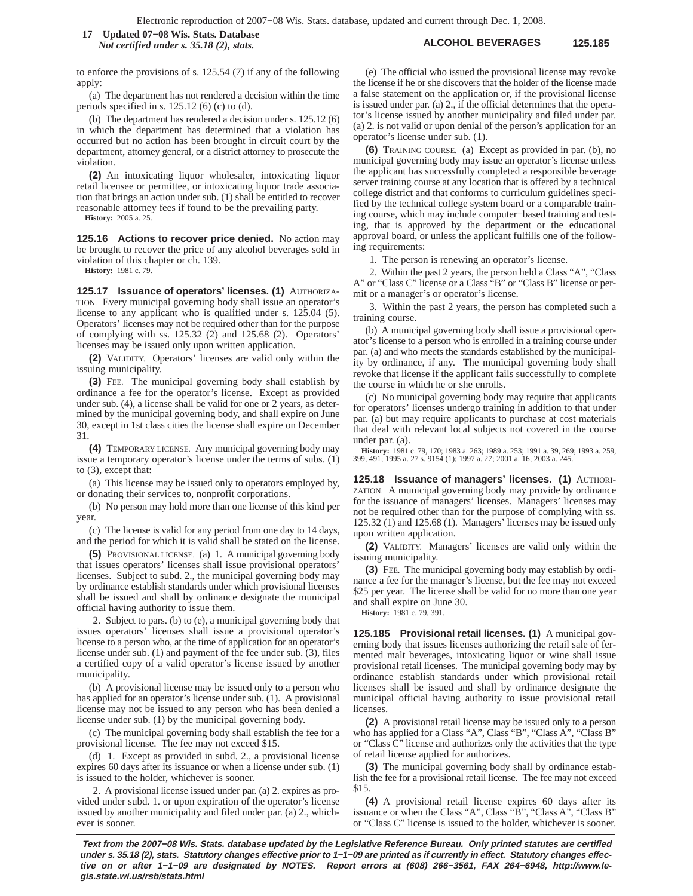to enforce the provisions of s. 125.54 (7) if any of the following apply:

(a) The department has not rendered a decision within the time periods specified in s. 125.12 (6) (c) to (d).

(b) The department has rendered a decision under s. 125.12 (6) in which the department has determined that a violation has occurred but no action has been brought in circuit court by the department, attorney general, or a district attorney to prosecute the violation.

**(2)** An intoxicating liquor wholesaler, intoxicating liquor retail licensee or permittee, or intoxicating liquor trade association that brings an action under sub. (1) shall be entitled to recover reasonable attorney fees if found to be the prevailing party.

**History:** 2005 a. 25.

**125.16 Actions to recover price denied.** No action may be brought to recover the price of any alcohol beverages sold in violation of this chapter or ch. 139.

**History:** 1981 c. 79.

**125.17 Issuance of operators' licenses. (1)** AUTHORIZATION. Every municipal governing body shall issue an operator's license to any applicant who is qualified under s. 125.04 (5). Operators' licenses may not be required other than for the purpose of complying with ss. 125.32 (2) and 125.68 (2). Operators' licenses may be issued only upon written application.

**(2)** VALIDITY. Operators' licenses are valid only within the issuing municipality.

**(3)** FEE. The municipal governing body shall establish by ordinance a fee for the operator's license. Except as provided under sub. (4), a license shall be valid for one or 2 years, as determined by the municipal governing body, and shall expire on June 30, except in 1st class cities the license shall expire on December 31.

**(4)** TEMPORARY LICENSE. Any municipal governing body may issue a temporary operator's license under the terms of subs. (1) to (3), except that:

(a) This license may be issued only to operators employed by, or donating their services to, nonprofit corporations.

(b) No person may hold more than one license of this kind per year.

(c) The license is valid for any period from one day to 14 days, and the period for which it is valid shall be stated on the license.

**(5)** PROVISIONAL LICENSE. (a) 1. A municipal governing body that issues operators' licenses shall issue provisional operators' licenses. Subject to subd. 2., the municipal governing body may by ordinance establish standards under which provisional licenses shall be issued and shall by ordinance designate the municipal official having authority to issue them.

2. Subject to pars. (b) to (e), a municipal governing body that issues operators' licenses shall issue a provisional operator's license to a person who, at the time of application for an operator's license under sub. (1) and payment of the fee under sub. (3), files a certified copy of a valid operator's license issued by another municipality.

(b) A provisional license may be issued only to a person who has applied for an operator's license under sub. (1). A provisional license may not be issued to any person who has been denied a license under sub. (1) by the municipal governing body.

(c) The municipal governing body shall establish the fee for a provisional license. The fee may not exceed $15.

(d) 1. Except as provided in subd. 2., a provisional license expires 60 days after its issuance or when a license under sub. (1) is issued to the holder, whichever is sooner.

2. A provisional license issued under par. (a) 2. expires as provided under subd. 1. or upon expiration of the operator's license issued by another municipality and filed under par. (a) 2., whichever is sooner.

(e) The official who issued the provisional license may revoke the license if he or she discovers that the holder of the license made a false statement on the application or, if the provisional license is issued under par. (a) 2., if the official determines that the operator's license issued by another municipality and filed under par. (a) 2. is not valid or upon denial of the person's application for an operator's license under sub. (1).

**(6)** TRAINING COURSE. (a) Except as provided in par. (b), no municipal governing body may issue an operator's license unless the applicant has successfully completed a responsible beverage server training course at any location that is offered by a technical college district and that conforms to curriculum guidelines specified by the technical college system board or a comparable training course, which may include computer–based training and testing, that is approved by the department or the educational approval board, or unless the applicant fulfills one of the following requirements:

1. The person is renewing an operator's license.

2. Within the past 2 years, the person held a Class "A", "Class A" or "Class C" license or a Class "B" or "Class B" license or permit or a manager's or operator's license.

3. Within the past 2 years, the person has completed such a training course.

(b) A municipal governing body shall issue a provisional operator's license to a person who is enrolled in a training course under par. (a) and who meets the standards established by the municipality by ordinance, if any. The municipal governing body shall revoke that license if the applicant fails successfully to complete the course in which he or she enrolls.

(c) No municipal governing body may require that applicants for operators' licenses undergo training in addition to that under par. (a) but may require applicants to purchase at cost materials that deal with relevant local subjects not covered in the course under par. (a).

**History:** 1981 c. 79, 170; 1983 a. 263; 1989 a. 253; 1991 a. 39, 269; 1993 a. 259, 399, 491; 1995 a. 27 s. 9154 (1); 1997 a. 27; 2001 a. 16; 2003 a. 245.

**125.18 Issuance of managers' licenses. (1)** AUTHORIZATION. A municipal governing body may provide by ordinance for the issuance of managers' licenses. Managers' licenses may not be required other than for the purpose of complying with ss. 125.32 (1) and 125.68 (1). Managers' licenses may be issued only upon written application.

**(2)** VALIDITY. Managers' licenses are valid only within the issuing municipality.

**(3)** FEE. The municipal governing body may establish by ordinance a fee for the manager's license, but the fee may not exceed $25 per year. The license shall be valid for no more than one year and shall expire on June 30.

**History:** 1981 c. 79, 391.

**125.185 Provisional retail licenses. (1)** A municipal governing body that issues licenses authorizing the retail sale of fermented malt beverages, intoxicating liquor or wine shall issue provisional retail licenses. The municipal governing body may by ordinance establish standards under which provisional retail licenses shall be issued and shall by ordinance designate the municipal official having authority to issue provisional retail licenses.

**(2)** A provisional retail license may be issued only to a person who has applied for a Class "A", Class "B", "Class A", "Class B" or "Class C" license and authorizes only the activities that the type of retail license applied for authorizes.

**(3)** The municipal governing body shall by ordinance establish the fee for a provisional retail license. The fee may not exceed $15.

**(4)** A provisional retail license expires 60 days after its issuance or when the Class "A", Class "B", "Class A", "Class B" or "Class C" license is issued to the holder, whichever is sooner.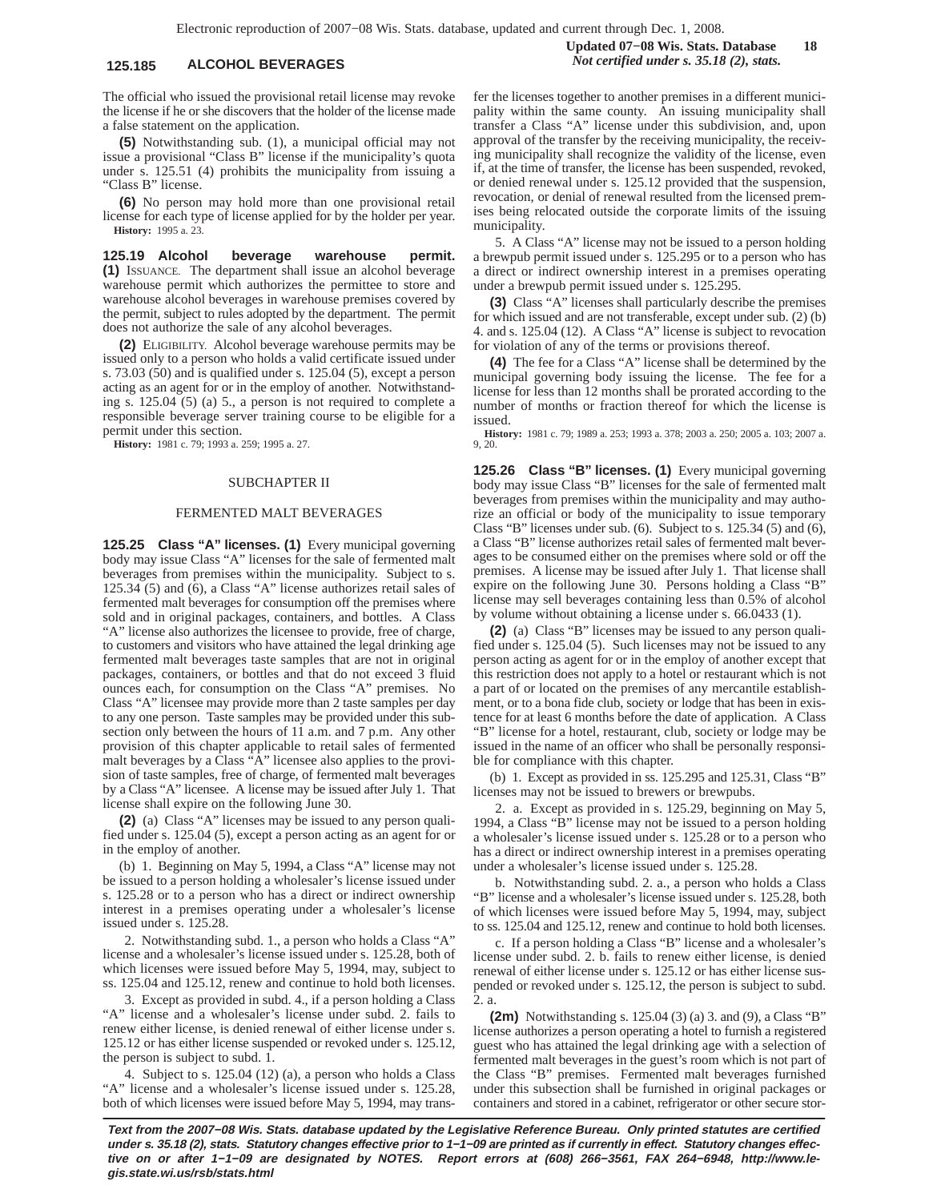The official who issued the provisional retail license may revoke the license if he or she discovers that the holder of the license made a false statement on the application.

**(5)** Notwithstanding sub. (1), a municipal official may not issue a provisional "Class B" license if the municipality's quota under s. 125.51 (4) prohibits the municipality from issuing a "Class B" license.

**(6)** No person may hold more than one provisional retail license for each type of license applied for by the holder per year.

**History:** 1995 a. 23.

**125.19 Alcohol beverage warehouse permit.** **(1)** ISSUANCE. The department shall issue an alcohol beverage warehouse permit which authorizes the permittee to store and warehouse alcohol beverages in warehouse premises covered by the permit, subject to rules adopted by the department. The permit does not authorize the sale of any alcohol beverages.

**(2)** ELIGIBILITY. Alcohol beverage warehouse permits may be issued only to a person who holds a valid certificate issued under s. 73.03 (50) and is qualified under s. 125.04 (5), except a person acting as an agent for or in the employ of another. Notwithstanding s. 125.04 (5) (a) 5., a person is not required to complete a responsible beverage server training course to be eligible for a permit under this section.

**History:** 1981 c. 79; 1993 a. 259; 1995 a. 27.

## SUBCHAPTER II

## FERMENTED MALT BEVERAGES

**125.25 Class "A" licenses.** **(1)** Every municipal governing body may issue Class "A" licenses for the sale of fermented malt beverages from premises within the municipality. Subject to s. 125.34 (5) and (6), a Class "A" license authorizes retail sales of fermented malt beverages for consumption off the premises where sold and in original packages, containers, and bottles. A Class "A" license also authorizes the licensee to provide, free of charge, to customers and visitors who have attained the legal drinking age fermented malt beverages taste samples that are not in original packages, containers, or bottles and that do not exceed 3 fluid ounces each, for consumption on the Class "A" premises. No Class "A" licensee may provide more than 2 taste samples per day to any one person. Taste samples may be provided under this subsection only between the hours of 11 a.m. and 7 p.m. Any other provision of this chapter applicable to retail sales of fermented malt beverages by a Class "A" licensee also applies to the provision of taste samples, free of charge, of fermented malt beverages by a Class "A" licensee. A license may be issued after July 1. That license shall expire on the following June 30.

**(2)** (a) Class "A" licenses may be issued to any person qualified under s. 125.04 (5), except a person acting as an agent for or in the employ of another.

(b) 1. Beginning on May 5, 1994, a Class "A" license may not be issued to a person holding a wholesaler's license issued under s. 125.28 or to a person who has a direct or indirect ownership interest in a premises operating under a wholesaler's license issued under s. 125.28.

2. Notwithstanding subd. 1., a person who holds a Class "A" license and a wholesaler's license issued under s. 125.28, both of which licenses were issued before May 5, 1994, may, subject to ss. 125.04 and 125.12, renew and continue to hold both licenses.

3. Except as provided in subd. 4., if a person holding a Class "A" license and a wholesaler's license under subd. 2. fails to renew either license, is denied renewal of either license under s. 125.12 or has either license suspended or revoked under s. 125.12, the person is subject to subd. 1.

4. Subject to s. 125.04 (12) (a), a person who holds a Class "A" license and a wholesaler's license issued under s. 125.28, both of which licenses were issued before May 5, 1994, may transfer the licenses together to another premises in a different municipality within the same county. An issuing municipality shall transfer a Class "A" license under this subdivision, and, upon approval of the transfer by the receiving municipality, the receiving municipality shall recognize the validity of the license, even if, at the time of transfer, the license has been suspended, revoked, or denied renewal under s. 125.12 provided that the suspension, revocation, or denial of renewal resulted from the licensed premises being relocated outside the corporate limits of the issuing municipality.

5. A Class "A" license may not be issued to a person holding a brewpub permit issued under s. 125.295 or to a person who has a direct or indirect ownership interest in a premises operating under a brewpub permit issued under s. 125.295.

**(3)** Class "A" licenses shall particularly describe the premises for which issued and are not transferable, except under sub. (2) (b) 4. and s. 125.04 (12). A Class "A" license is subject to revocation for violation of any of the terms or provisions thereof.

**(4)** The fee for a Class "A" license shall be determined by the municipal governing body issuing the license. The fee for a license for less than 12 months shall be prorated according to the number of months or fraction thereof for which the license is issued.

**History:** 1981 c. 79; 1989 a. 253; 1993 a. 378; 2003 a. 250; 2005 a. 103; 2007 a. 9, 20.

**125.26 Class "B" licenses.** **(1)** Every municipal governing body may issue Class "B" licenses for the sale of fermented malt beverages from premises within the municipality and may authorize an official or body of the municipality to issue temporary Class "B" licenses under sub. (6). Subject to s. 125.34 (5) and (6), a Class "B" license authorizes retail sales of fermented malt beverages to be consumed either on the premises where sold or off the premises. A license may be issued after July 1. That license shall expire on the following June 30. Persons holding a Class "B" license may sell beverages containing less than 0.5% of alcohol by volume without obtaining a license under s. 66.0433 (1).

**(2)** (a) Class "B" licenses may be issued to any person qualified under s. 125.04 (5). Such licenses may not be issued to any person acting as agent for or in the employ of another except that this restriction does not apply to a hotel or restaurant which is not a part of or located on the premises of any mercantile establishment, or to a bona fide club, society or lodge that has been in existence for at least 6 months before the date of application. A Class "B" license for a hotel, restaurant, club, society or lodge may be issued in the name of an officer who shall be personally responsible for compliance with this chapter.

(b) 1. Except as provided in ss. 125.295 and 125.31, Class "B" licenses may not be issued to brewers or brewpubs.

2. a. Except as provided in s. 125.29, beginning on May 5, 1994, a Class "B" license may not be issued to a person holding a wholesaler's license issued under s. 125.28 or to a person who has a direct or indirect ownership interest in a premises operating under a wholesaler's license issued under s. 125.28.

b. Notwithstanding subd. 2. a., a person who holds a Class "B" license and a wholesaler's license issued under s. 125.28, both of which licenses were issued before May 5, 1994, may, subject to ss. 125.04 and 125.12, renew and continue to hold both licenses.

c. If a person holding a Class "B" license and a wholesaler's license under subd. 2. b. fails to renew either license, is denied renewal of either license under s. 125.12 or has either license suspended or revoked under s. 125.12, the person is subject to subd. 2. a.

**(2m)** Notwithstanding s. 125.04 (3) (a) 3. and (9), a Class "B" license authorizes a person operating a hotel to furnish a registered guest who has attained the legal drinking age with a selection of fermented malt beverages in the guest's room which is not part of the Class "B" premises. Fermented malt beverages furnished under this subsection shall be furnished in original packages or containers and stored in a cabinet, refrigerator or other secure stor-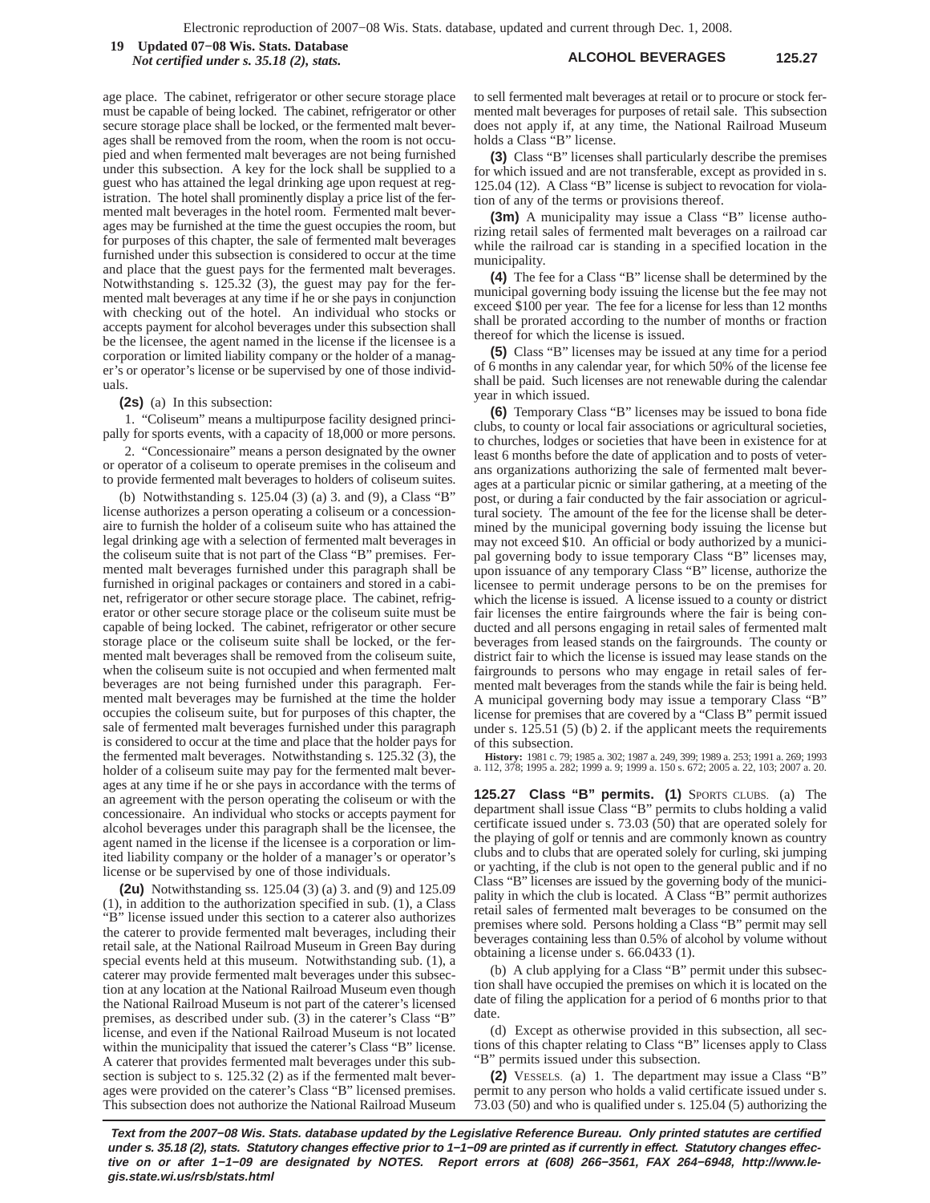age place. The cabinet, refrigerator or other secure storage place must be capable of being locked. The cabinet, refrigerator or other secure storage place shall be locked, or the fermented malt beverages shall be removed from the room, when the room is not occupied and when fermented malt beverages are not being furnished under this subsection. A key for the lock shall be supplied to a guest who has attained the legal drinking age upon request at registration. The hotel shall prominently display a price list of the fermented malt beverages in the hotel room. Fermented malt beverages may be furnished at the time the guest occupies the room, but for purposes of this chapter, the sale of fermented malt beverages furnished under this subsection is considered to occur at the time and place that the guest pays for the fermented malt beverages. Notwithstanding s. 125.32 (3), the guest may pay for the fermented malt beverages at any time if he or she pays in conjunction with checking out of the hotel. An individual who stocks or accepts payment for alcohol beverages under this subsection shall be the licensee, the agent named in the license if the licensee is a corporation or limited liability company or the holder of a manager's or operator's license or be supervised by one of those individuals.

**(2s)** (a) In this subsection:

1. "Coliseum" means a multipurpose facility designed principally for sports events, with a capacity of 18,000 or more persons.

2. "Concessionaire" means a person designated by the owner or operator of a coliseum to operate premises in the coliseum and to provide fermented malt beverages to holders of coliseum suites.

(b) Notwithstanding s. 125.04 (3) (a) 3. and (9), a Class "B" license authorizes a person operating a coliseum or a concessionaire to furnish the holder of a coliseum suite who has attained the legal drinking age with a selection of fermented malt beverages in the coliseum suite that is not part of the Class "B" premises. Fermented malt beverages furnished under this paragraph shall be furnished in original packages or containers and stored in a cabinet, refrigerator or other secure storage place. The cabinet, refrigerator or other secure storage place or the coliseum suite must be capable of being locked. The cabinet, refrigerator or other secure storage place or the coliseum suite shall be locked, or the fermented malt beverages shall be removed from the coliseum suite, when the coliseum suite is not occupied and when fermented malt beverages are not being furnished under this paragraph. Fermented malt beverages may be furnished at the time the holder occupies the coliseum suite, but for purposes of this chapter, the sale of fermented malt beverages furnished under this paragraph is considered to occur at the time and place that the holder pays for the fermented malt beverages. Notwithstanding s. 125.32 (3), the holder of a coliseum suite may pay for the fermented malt beverages at any time if he or she pays in accordance with the terms of an agreement with the person operating the coliseum or with the concessionaire. An individual who stocks or accepts payment for alcohol beverages under this paragraph shall be the licensee, the agent named in the license if the licensee is a corporation or limited liability company or the holder of a manager's or operator's license or be supervised by one of those individuals.

**(2u)** Notwithstanding ss. 125.04 (3) (a) 3. and (9) and 125.09 (1), in addition to the authorization specified in sub. (1), a Class "B" license issued under this section to a caterer also authorizes the caterer to provide fermented malt beverages, including their retail sale, at the National Railroad Museum in Green Bay during special events held at this museum. Notwithstanding sub. (1), a caterer may provide fermented malt beverages under this subsection at any location at the National Railroad Museum even though the National Railroad Museum is not part of the caterer's licensed premises, as described under sub. (3) in the caterer's Class "B" license, and even if the National Railroad Museum is not located within the municipality that issued the caterer's Class "B" license. A caterer that provides fermented malt beverages under this subsection is subject to s. 125.32 (2) as if the fermented malt beverages were provided on the caterer's Class "B" licensed premises. This subsection does not authorize the National Railroad Museum to sell fermented malt beverages at retail or to procure or stock fermented malt beverages for purposes of retail sale. This subsection does not apply if, at any time, the National Railroad Museum holds a Class "B" license.

**(3)** Class "B" licenses shall particularly describe the premises for which issued and are not transferable, except as provided in s. 125.04 (12). A Class "B" license is subject to revocation for violation of any of the terms or provisions thereof.

**(3m)** A municipality may issue a Class "B" license authorizing retail sales of fermented malt beverages on a railroad car while the railroad car is standing in a specified location in the municipality.

**(4)** The fee for a Class "B" license shall be determined by the municipal governing body issuing the license but the fee may not exceed $100 per year. The fee for a license for less than 12 months shall be prorated according to the number of months or fraction thereof for which the license is issued.

**(5)** Class "B" licenses may be issued at any time for a period of 6 months in any calendar year, for which 50% of the license fee shall be paid. Such licenses are not renewable during the calendar year in which issued.

**(6)** Temporary Class "B" licenses may be issued to bona fide clubs, to county or local fair associations or agricultural societies, to churches, lodges or societies that have been in existence for at least 6 months before the date of application and to posts of veterans organizations authorizing the sale of fermented malt beverages at a particular picnic or similar gathering, at a meeting of the post, or during a fair conducted by the fair association or agricultural society. The amount of the fee for the license shall be determined by the municipal governing body issuing the license but may not exceed $10. An official or body authorized by a municipal governing body to issue temporary Class "B" licenses may, upon issuance of any temporary Class "B" license, authorize the licensee to permit underage persons to be on the premises for which the license is issued. A license issued to a county or district fair licenses the entire fairgrounds where the fair is being conducted and all persons engaging in retail sales of fermented malt beverages from leased stands on the fairgrounds. The county or district fair to which the license is issued may lease stands on the fairgrounds to persons who may engage in retail sales of fermented malt beverages from the stands while the fair is being held. A municipal governing body may issue a temporary Class "B" license for premises that are covered by a "Class B" permit issued under s. 125.51 (5) (b) 2. if the applicant meets the requirements of this subsection.

**History:** 1981 c. 79; 1985 a. 302; 1987 a. 249, 399; 1989 a. 253; 1991 a. 269; 1993 a. 112, 378; 1995 a. 282; 1999 a. 9; 1999 a. 150 s. 672; 2005 a. 22, 103; 2007 a. 20.

**125.27 Class "B" permits. (1)** SPORTS CLUBS. (a) The department shall issue Class "B" permits to clubs holding a valid certificate issued under s. 73.03 (50) that are operated solely for the playing of golf or tennis and are commonly known as country clubs and to clubs that are operated solely for curling, ski jumping or yachting, if the club is not open to the general public and if no Class "B" licenses are issued by the governing body of the municipality in which the club is located. A Class "B" permit authorizes retail sales of fermented malt beverages to be consumed on the premises where sold. Persons holding a Class "B" permit may sell beverages containing less than 0.5% of alcohol by volume without obtaining a license under s. 66.0433 (1).

(b) A club applying for a Class "B" permit under this subsection shall have occupied the premises on which it is located on the date of filing the application for a period of 6 months prior to that date.

(d) Except as otherwise provided in this subsection, all sections of this chapter relating to Class "B" licenses apply to Class "B" permits issued under this subsection.

**(2)** VESSELS. (a) 1. The department may issue a Class "B" permit to any person who holds a valid certificate issued under s. 73.03 (50) and who is qualified under s. 125.04 (5) authorizing the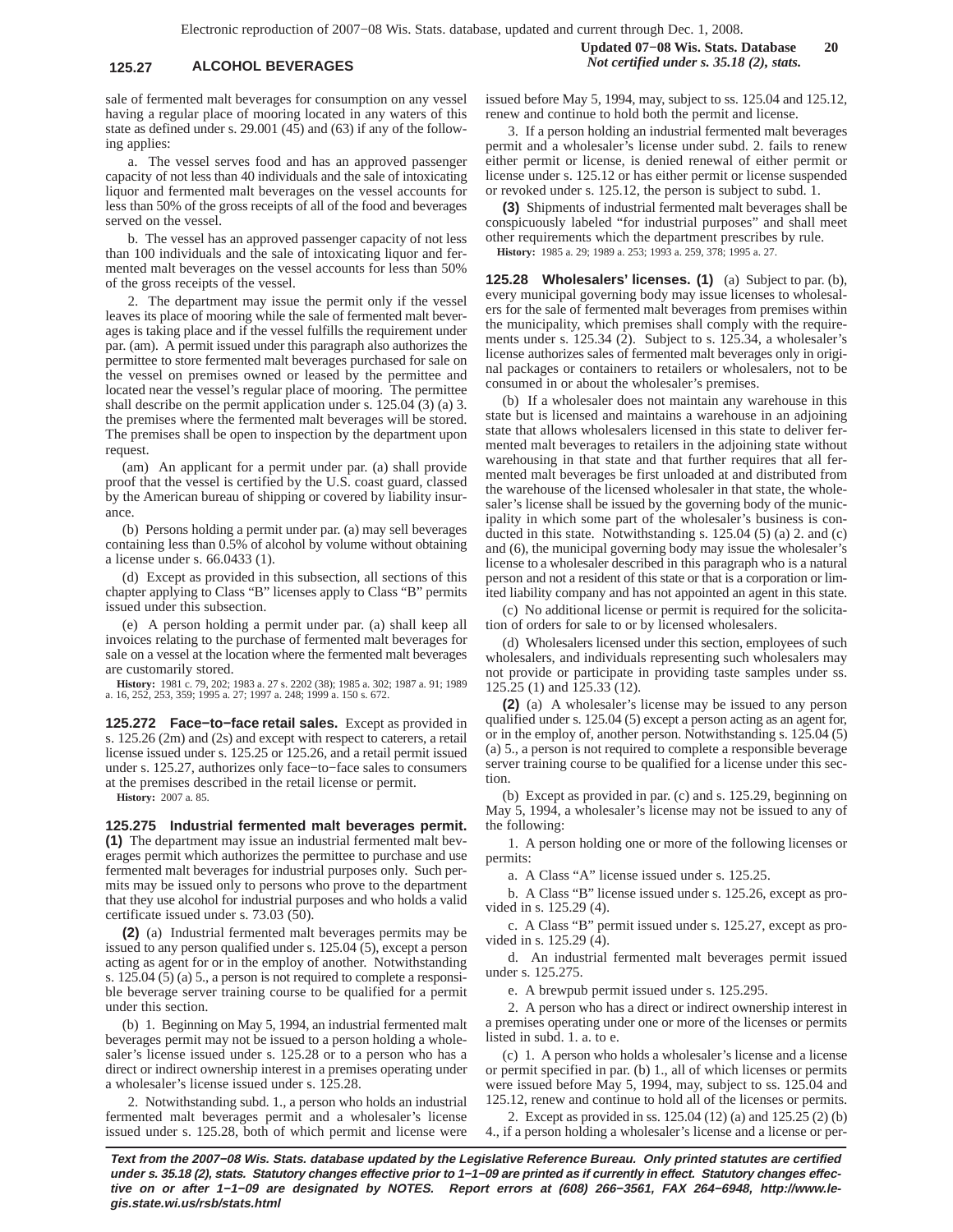sale of fermented malt beverages for consumption on any vessel having a regular place of mooring located in any waters of this state as defined under s. 29.001 (45) and (63) if any of the following applies:

a. The vessel serves food and has an approved passenger capacity of not less than 40 individuals and the sale of intoxicating liquor and fermented malt beverages on the vessel accounts for less than 50% of the gross receipts of all of the food and beverages served on the vessel.

b. The vessel has an approved passenger capacity of not less than 100 individuals and the sale of intoxicating liquor and fermented malt beverages on the vessel accounts for less than 50% of the gross receipts of the vessel.

2. The department may issue the permit only if the vessel leaves its place of mooring while the sale of fermented malt beverages is taking place and if the vessel fulfills the requirement under par. (am). A permit issued under this paragraph also authorizes the permittee to store fermented malt beverages purchased for sale on the vessel on premises owned or leased by the permittee and located near the vessel's regular place of mooring. The permittee shall describe on the permit application under s. 125.04 (3) (a) 3. the premises where the fermented malt beverages will be stored. The premises shall be open to inspection by the department upon request.

(am) An applicant for a permit under par. (a) shall provide proof that the vessel is certified by the U.S. coast guard, classed by the American bureau of shipping or covered by liability insurance.

(b) Persons holding a permit under par. (a) may sell beverages containing less than 0.5% of alcohol by volume without obtaining a license under s. 66.0433 (1).

(d) Except as provided in this subsection, all sections of this chapter applying to Class "B" licenses apply to Class "B" permits issued under this subsection.

(e) A person holding a permit under par. (a) shall keep all invoices relating to the purchase of fermented malt beverages for sale on a vessel at the location where the fermented malt beverages are customarily stored.

**History:** 1981 c. 79, 202; 1983 a. 27 s. 2202 (38); 1985 a. 302; 1987 a. 91; 1989 a. 16, 252, 253, 359; 1995 a. 27; 1997 a. 248; 1999 a. 150 s. 672.

**125.272 Face−to−face retail sales.** Except as provided in s. 125.26 (2m) and (2s) and except with respect to caterers, a retail license issued under s. 125.25 or 125.26, and a retail permit issued under s. 125.27, authorizes only face−to−face sales to consumers at the premises described in the retail license or permit.

**History:** 2007 a. 85.

**125.275 Industrial fermented malt beverages permit.** **(1)** The department may issue an industrial fermented malt beverages permit which authorizes the permittee to purchase and use fermented malt beverages for industrial purposes only. Such permits may be issued only to persons who prove to the department that they use alcohol for industrial purposes and who holds a valid certificate issued under s. 73.03 (50).

**(2)** (a) Industrial fermented malt beverages permits may be issued to any person qualified under s. 125.04 (5), except a person acting as agent for or in the employ of another. Notwithstanding s. 125.04 (5) (a) 5., a person is not required to complete a responsible beverage server training course to be qualified for a permit under this section.

(b) 1. Beginning on May 5, 1994, an industrial fermented malt beverages permit may not be issued to a person holding a wholesaler's license issued under s. 125.28 or to a person who has a direct or indirect ownership interest in a premises operating under a wholesaler's license issued under s. 125.28.

2. Notwithstanding subd. 1., a person who holds an industrial fermented malt beverages permit and a wholesaler's license issued under s. 125.28, both of which permit and license were issued before May 5, 1994, may, subject to ss. 125.04 and 125.12, renew and continue to hold both the permit and license.

3. If a person holding an industrial fermented malt beverages permit and a wholesaler's license under subd. 2. fails to renew either permit or license, is denied renewal of either permit or license under s. 125.12 or has either permit or license suspended or revoked under s. 125.12, the person is subject to subd. 1.

**(3)** Shipments of industrial fermented malt beverages shall be conspicuously labeled "for industrial purposes" and shall meet other requirements which the department prescribes by rule.

**History:** 1985 a. 29; 1989 a. 253; 1993 a. 259, 378; 1995 a. 27.

**125.28 Wholesalers' licenses.** **(1)** (a) Subject to par. (b), every municipal governing body may issue licenses to wholesalers for the sale of fermented malt beverages from premises within the municipality, which premises shall comply with the requirements under s. 125.34 (2). Subject to s. 125.34, a wholesaler's license authorizes sales of fermented malt beverages only in original packages or containers to retailers or wholesalers, not to be consumed in or about the wholesaler's premises.

(b) If a wholesaler does not maintain any warehouse in this state but is licensed and maintains a warehouse in an adjoining state that allows wholesalers licensed in this state to deliver fermented malt beverages to retailers in the adjoining state without warehousing in that state and that further requires that all fermented malt beverages be first unloaded at and distributed from the warehouse of the licensed wholesaler in that state, the wholesaler's license shall be issued by the governing body of the municipality in which some part of the wholesaler's business is conducted in this state. Notwithstanding s. 125.04 (5) (a) 2. and (c) and (6), the municipal governing body may issue the wholesaler's license to a wholesaler described in this paragraph who is a natural person and not a resident of this state or that is a corporation or limited liability company and has not appointed an agent in this state.

(c) No additional license or permit is required for the solicitation of orders for sale to or by licensed wholesalers.

(d) Wholesalers licensed under this section, employees of such wholesalers, and individuals representing such wholesalers may not provide or participate in providing taste samples under ss. 125.25 (1) and 125.33 (12).

**(2)** (a) A wholesaler's license may be issued to any person qualified under s. 125.04 (5) except a person acting as an agent for, or in the employ of, another person. Notwithstanding s. 125.04 (5) (a) 5., a person is not required to complete a responsible beverage server training course to be qualified for a license under this section.

(b) Except as provided in par. (c) and s. 125.29, beginning on May 5, 1994, a wholesaler's license may not be issued to any of the following:

1. A person holding one or more of the following licenses or permits:

a. A Class "A" license issued under s. 125.25.

b. A Class "B" license issued under s. 125.26, except as provided in s. 125.29 (4).

c. A Class "B" permit issued under s. 125.27, except as provided in s. 125.29 (4).

d. An industrial fermented malt beverages permit issued under s. 125.275.

e. A brewpub permit issued under s. 125.295.

2. A person who has a direct or indirect ownership interest in a premises operating under one or more of the licenses or permits listed in subd. 1. a. to e.

(c) 1. A person who holds a wholesaler's license and a license or permit specified in par. (b) 1., all of which licenses or permits were issued before May 5, 1994, may, subject to ss. 125.04 and 125.12, renew and continue to hold all of the licenses or permits.

2. Except as provided in ss. 125.04 (12) (a) and 125.25 (2) (b) 4., if a person holding a wholesaler's license and a license or per-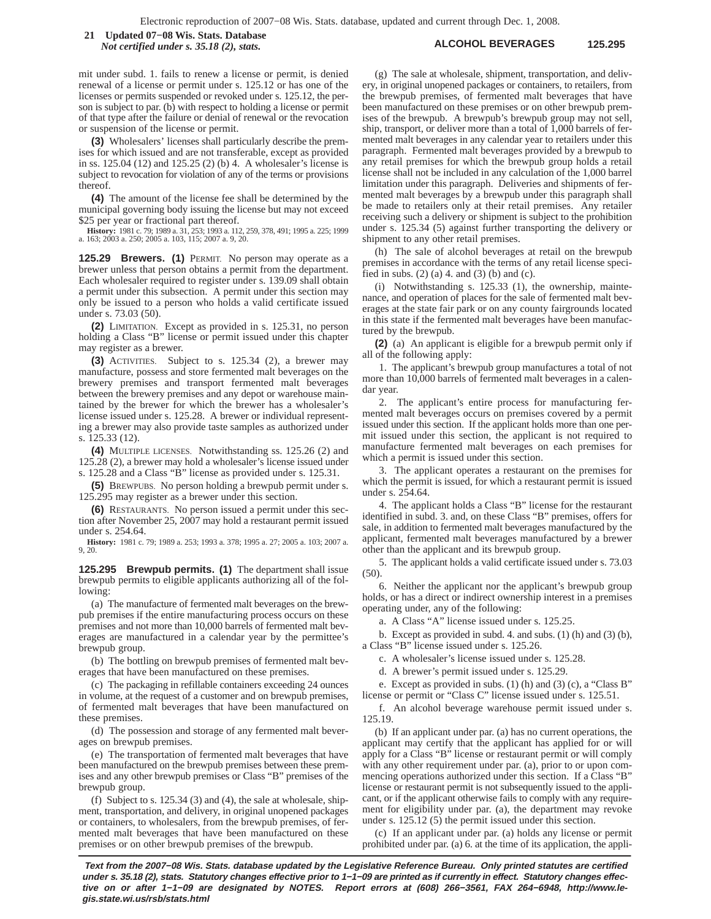mit under subd. 1. fails to renew a license or permit, is denied renewal of a license or permit under s. 125.12 or has one of the licenses or permits suspended or revoked under s. 125.12, the person is subject to par. (b) with respect to holding a license or permit of that type after the failure or denial of renewal or the revocation or suspension of the license or permit.

**(3)** Wholesalers' licenses shall particularly describe the premises for which issued and are not transferable, except as provided in ss. 125.04 (12) and 125.25 (2) (b) 4. A wholesaler's license is subject to revocation for violation of any of the terms or provisions thereof.

**(4)** The amount of the license fee shall be determined by the municipal governing body issuing the license but may not exceed $25 per year or fractional part thereof.

**History:** 1981 c. 79; 1989 a. 31, 253; 1993 a. 112, 259, 378, 491; 1995 a. 225; 1999 a. 163; 2003 a. 250; 2005 a. 103, 115; 2007 a. 9, 20.

**125.29 Brewers. (1)** PERMIT. No person may operate as a brewer unless that person obtains a permit from the department. Each wholesaler required to register under s. 139.09 shall obtain a permit under this subsection. A permit under this section may only be issued to a person who holds a valid certificate issued under s. 73.03 (50).

**(2)** LIMITATION. Except as provided in s. 125.31, no person holding a Class "B" license or permit issued under this chapter may register as a brewer.

**(3)** ACTIVITIES. Subject to s. 125.34 (2), a brewer may manufacture, possess and store fermented malt beverages on the brewery premises and transport fermented malt beverages between the brewery premises and any depot or warehouse maintained by the brewer for which the brewer has a wholesaler's license issued under s. 125.28. A brewer or individual representing a brewer may also provide taste samples as authorized under s. 125.33 (12).

**(4)** MULTIPLE LICENSES. Notwithstanding ss. 125.26 (2) and 125.28 (2), a brewer may hold a wholesaler's license issued under s. 125.28 and a Class "B" license as provided under s. 125.31.

**(5)** BREWPUBS. No person holding a brewpub permit under s. 125.295 may register as a brewer under this section.

**(6)** RESTAURANTS. No person issued a permit under this section after November 25, 2007 may hold a restaurant permit issued under s. 254.64.

**History:** 1981 c. 79; 1989 a. 253; 1993 a. 378; 1995 a. 27; 2005 a. 103; 2007 a. 9, 20.

**125.295 Brewpub permits. (1)** The department shall issue brewpub permits to eligible applicants authorizing all of the following:

(a) The manufacture of fermented malt beverages on the brewpub premises if the entire manufacturing process occurs on these premises and not more than 10,000 barrels of fermented malt beverages are manufactured in a calendar year by the permittee's brewpub group.

(b) The bottling on brewpub premises of fermented malt beverages that have been manufactured on these premises.

(c) The packaging in refillable containers exceeding 24 ounces in volume, at the request of a customer and on brewpub premises, of fermented malt beverages that have been manufactured on these premises.

(d) The possession and storage of any fermented malt beverages on brewpub premises.

(e) The transportation of fermented malt beverages that have been manufactured on the brewpub premises between these premises and any other brewpub premises or Class "B" premises of the brewpub group.

(f) Subject to s. 125.34 (3) and (4), the sale at wholesale, shipment, transportation, and delivery, in original unopened packages or containers, to wholesalers, from the brewpub premises, of fermented malt beverages that have been manufactured on these premises or on other brewpub premises of the brewpub.

(g) The sale at wholesale, shipment, transportation, and delivery, in original unopened packages or containers, to retailers, from the brewpub premises, of fermented malt beverages that have been manufactured on these premises or on other brewpub premises of the brewpub. A brewpub's brewpub group may not sell, ship, transport, or deliver more than a total of 1,000 barrels of fermented malt beverages in any calendar year to retailers under this paragraph. Fermented malt beverages provided by a brewpub to any retail premises for which the brewpub group holds a retail license shall not be included in any calculation of the 1,000 barrel limitation under this paragraph. Deliveries and shipments of fermented malt beverages by a brewpub under this paragraph shall be made to retailers only at their retail premises. Any retailer receiving such a delivery or shipment is subject to the prohibition under s. 125.34 (5) against further transporting the delivery or shipment to any other retail premises.

(h) The sale of alcohol beverages at retail on the brewpub premises in accordance with the terms of any retail license specified in subs. (2) (a) 4. and (3) (b) and (c).

(i) Notwithstanding s. 125.33 (1), the ownership, maintenance, and operation of places for the sale of fermented malt beverages at the state fair park or on any county fairgrounds located in this state if the fermented malt beverages have been manufactured by the brewpub.

**(2)** (a) An applicant is eligible for a brewpub permit only if all of the following apply:

1. The applicant's brewpub group manufactures a total of not more than 10,000 barrels of fermented malt beverages in a calendar year.

2. The applicant's entire process for manufacturing fermented malt beverages occurs on premises covered by a permit issued under this section. If the applicant holds more than one permit issued under this section, the applicant is not required to manufacture fermented malt beverages on each premises for which a permit is issued under this section.

3. The applicant operates a restaurant on the premises for which the permit is issued, for which a restaurant permit is issued under s. 254.64.

4. The applicant holds a Class "B" license for the restaurant identified in subd. 3. and, on these Class "B" premises, offers for sale, in addition to fermented malt beverages manufactured by the applicant, fermented malt beverages manufactured by a brewer other than the applicant and its brewpub group.

5. The applicant holds a valid certificate issued under s. 73.03 (50).

6. Neither the applicant nor the applicant's brewpub group holds, or has a direct or indirect ownership interest in a premises operating under, any of the following:

a. A Class "A" license issued under s. 125.25.

b. Except as provided in subd. 4. and subs. (1) (h) and (3) (b), a Class "B" license issued under s. 125.26.

c. A wholesaler's license issued under s. 125.28.

d. A brewer's permit issued under s. 125.29.

e. Except as provided in subs. (1) (h) and (3) (c), a "Class B" license or permit or "Class C" license issued under s. 125.51.

f. An alcohol beverage warehouse permit issued under s. 125.19.

(b) If an applicant under par. (a) has no current operations, the applicant may certify that the applicant has applied for or will apply for a Class "B" license or restaurant permit or will comply with any other requirement under par. (a), prior to or upon commencing operations authorized under this section. If a Class "B" license or restaurant permit is not subsequently issued to the applicant, or if the applicant otherwise fails to comply with any requirement for eligibility under par. (a), the department may revoke under s. 125.12 (5) the permit issued under this section.

(c) If an applicant under par. (a) holds any license or permit prohibited under par. (a) 6. at the time of its application, the appli-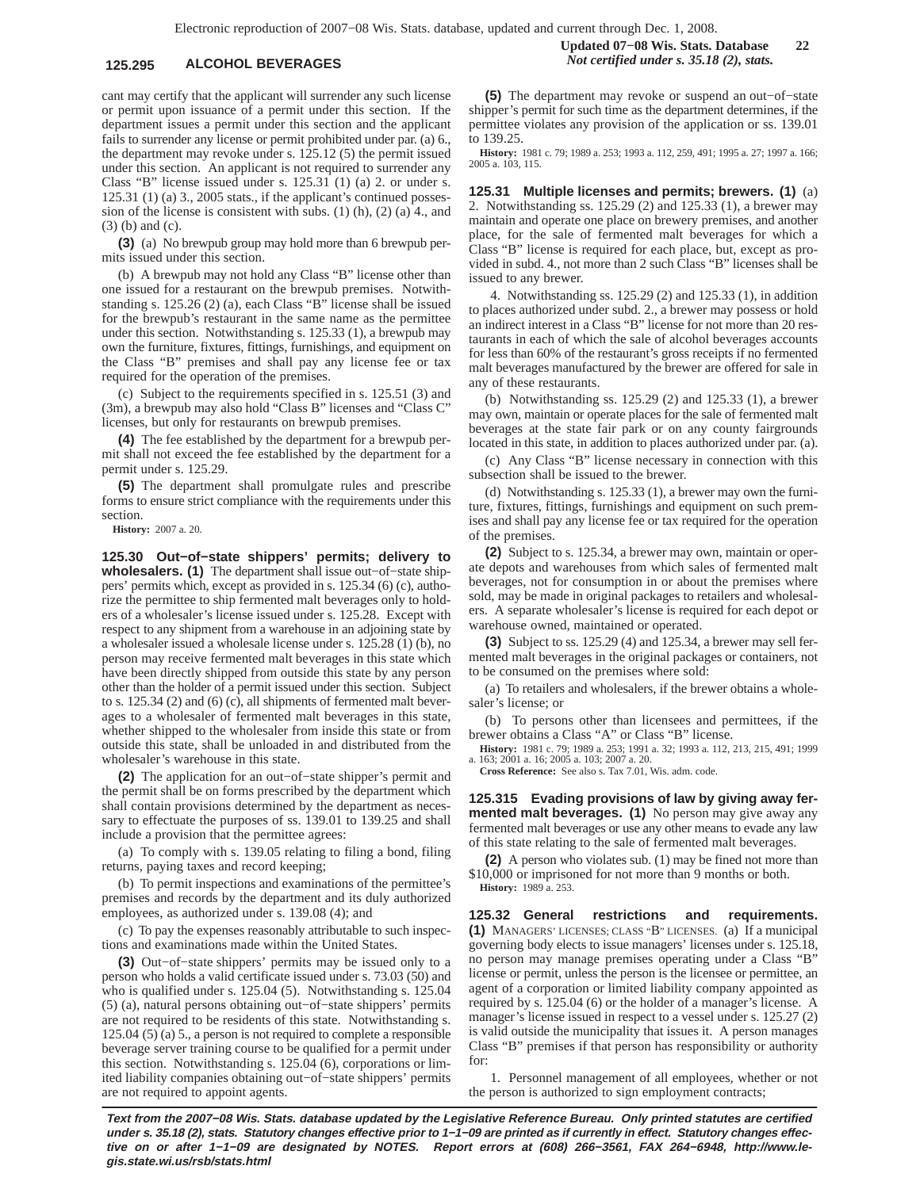cant may certify that the applicant will surrender any such license or permit upon issuance of a permit under this section. If the department issues a permit under this section and the applicant fails to surrender any license or permit prohibited under par. (a) 6., the department may revoke under s. 125.12 (5) the permit issued under this section. An applicant is not required to surrender any Class "B" license issued under s. 125.31 (1) (a) 2. or under s. 125.31 (1) (a) 3., 2005 stats., if the applicant's continued possession of the license is consistent with subs. (1) (h), (2) (a) 4., and (3) (b) and (c).

**(3)** (a) No brewpub group may hold more than 6 brewpub permits issued under this section.

(b) A brewpub may not hold any Class "B" license other than one issued for a restaurant on the brewpub premises. Notwithstanding s. 125.26 (2) (a), each Class "B" license shall be issued for the brewpub's restaurant in the same name as the permittee under this section. Notwithstanding s. 125.33 (1), a brewpub may own the furniture, fixtures, fittings, furnishings, and equipment on the Class "B" premises and shall pay any license fee or tax required for the operation of the premises.

(c) Subject to the requirements specified in s. 125.51 (3) and (3m), a brewpub may also hold "Class B" licenses and "Class C" licenses, but only for restaurants on brewpub premises.

**(4)** The fee established by the department for a brewpub permit shall not exceed the fee established by the department for a permit under s. 125.29.

**(5)** The department shall promulgate rules and prescribe forms to ensure strict compliance with the requirements under this section.

**History:** 2007 a. 20.

**125.30 Out−of−state shippers' permits; delivery to wholesalers. (1)** The department shall issue out−of−state shippers' permits which, except as provided in s. 125.34 (6) (c), authorize the permittee to ship fermented malt beverages only to holders of a wholesaler's license issued under s. 125.28. Except with respect to any shipment from a warehouse in an adjoining state by a wholesaler issued a wholesale license under s. 125.28 (1) (b), no person may receive fermented malt beverages in this state which have been directly shipped from outside this state by any person other than the holder of a permit issued under this section. Subject to s. 125.34 (2) and (6) (c), all shipments of fermented malt beverages to a wholesaler of fermented malt beverages in this state, whether shipped to the wholesaler from inside this state or from outside this state, shall be unloaded in and distributed from the wholesaler's warehouse in this state.

**(2)** The application for an out−of−state shipper's permit and the permit shall be on forms prescribed by the department which shall contain provisions determined by the department as necessary to effectuate the purposes of ss. 139.01 to 139.25 and shall include a provision that the permittee agrees:

(a) To comply with s. 139.05 relating to filing a bond, filing returns, paying taxes and record keeping;

(b) To permit inspections and examinations of the permittee's premises and records by the department and its duly authorized employees, as authorized under s. 139.08 (4); and

(c) To pay the expenses reasonably attributable to such inspections and examinations made within the United States.

**(3)** Out−of−state shippers' permits may be issued only to a person who holds a valid certificate issued under s. 73.03 (50) and who is qualified under s. 125.04 (5). Notwithstanding s. 125.04 (5) (a), natural persons obtaining out−of−state shippers' permits are not required to be residents of this state. Notwithstanding s. 125.04 (5) (a) 5., a person is not required to complete a responsible beverage server training course to be qualified for a permit under this section. Notwithstanding s. 125.04 (6), corporations or limited liability companies obtaining out−of−state shippers' permits are not required to appoint agents.

**(5)** The department may revoke or suspend an out−of−state shipper's permit for such time as the department determines, if the permittee violates any provision of the application or ss. 139.01 to 139.25.

**History:** 1981 c. 79; 1989 a. 253; 1993 a. 112, 259, 491; 1995 a. 27; 1997 a. 166; 2005 a. 103, 115.

**125.31 Multiple licenses and permits; brewers. (1)** (a) 2. Notwithstanding ss. 125.29 (2) and 125.33 (1), a brewer may maintain and operate one place on brewery premises, and another place, for the sale of fermented malt beverages for which a Class "B" license is required for each place, but, except as provided in subd. 4., not more than 2 such Class "B" licenses shall be issued to any brewer.

4. Notwithstanding ss. 125.29 (2) and 125.33 (1), in addition to places authorized under subd. 2., a brewer may possess or hold an indirect interest in a Class "B" license for not more than 20 restaurants in each of which the sale of alcohol beverages accounts for less than 60% of the restaurant's gross receipts if no fermented malt beverages manufactured by the brewer are offered for sale in any of these restaurants.

(b) Notwithstanding ss. 125.29 (2) and 125.33 (1), a brewer may own, maintain or operate places for the sale of fermented malt beverages at the state fair park or on any county fairgrounds located in this state, in addition to places authorized under par. (a).

(c) Any Class "B" license necessary in connection with this subsection shall be issued to the brewer.

(d) Notwithstanding s. 125.33 (1), a brewer may own the furniture, fixtures, fittings, furnishings and equipment on such premises and shall pay any license fee or tax required for the operation of the premises.

**(2)** Subject to s. 125.34, a brewer may own, maintain or operate depots and warehouses from which sales of fermented malt beverages, not for consumption in or about the premises where sold, may be made in original packages to retailers and wholesalers. A separate wholesaler's license is required for each depot or warehouse owned, maintained or operated.

**(3)** Subject to ss. 125.29 (4) and 125.34, a brewer may sell fermented malt beverages in the original packages or containers, not to be consumed on the premises where sold:

(a) To retailers and wholesalers, if the brewer obtains a wholesaler's license; or

(b) To persons other than licensees and permittees, if the brewer obtains a Class "A" or Class "B" license.

**History:** 1981 c. 79; 1989 a. 253; 1991 a. 32; 1993 a. 112, 213, 215, 491; 1999 a. 163; 2001 a. 16; 2005 a. 103; 2007 a. 20.

**Cross Reference:** See also s. Tax 7.01, Wis. adm. code.

**125.315 Evading provisions of law by giving away fermented malt beverages. (1)** No person may give away any fermented malt beverages or use any other means to evade any law of this state relating to the sale of fermented malt beverages.

**(2)** A person who violates sub. (1) may be fined not more than $10,000 or imprisoned for not more than 9 months or both.

**History:** 1989 a. 253.

**125.32 General restrictions and requirements. (1)** MANAGERS' LICENSES; CLASS "B" LICENSES. (a) If a municipal governing body elects to issue managers' licenses under s. 125.18, no person may manage premises operating under a Class "B" license or permit, unless the person is the licensee or permittee, an agent of a corporation or limited liability company appointed as required by s. 125.04 (6) or the holder of a manager's license. A manager's license issued in respect to a vessel under s. 125.27 (2) is valid outside the municipality that issues it. A person manages Class "B" premises if that person has responsibility or authority for:

1. Personnel management of all employees, whether or not the person is authorized to sign employment contracts;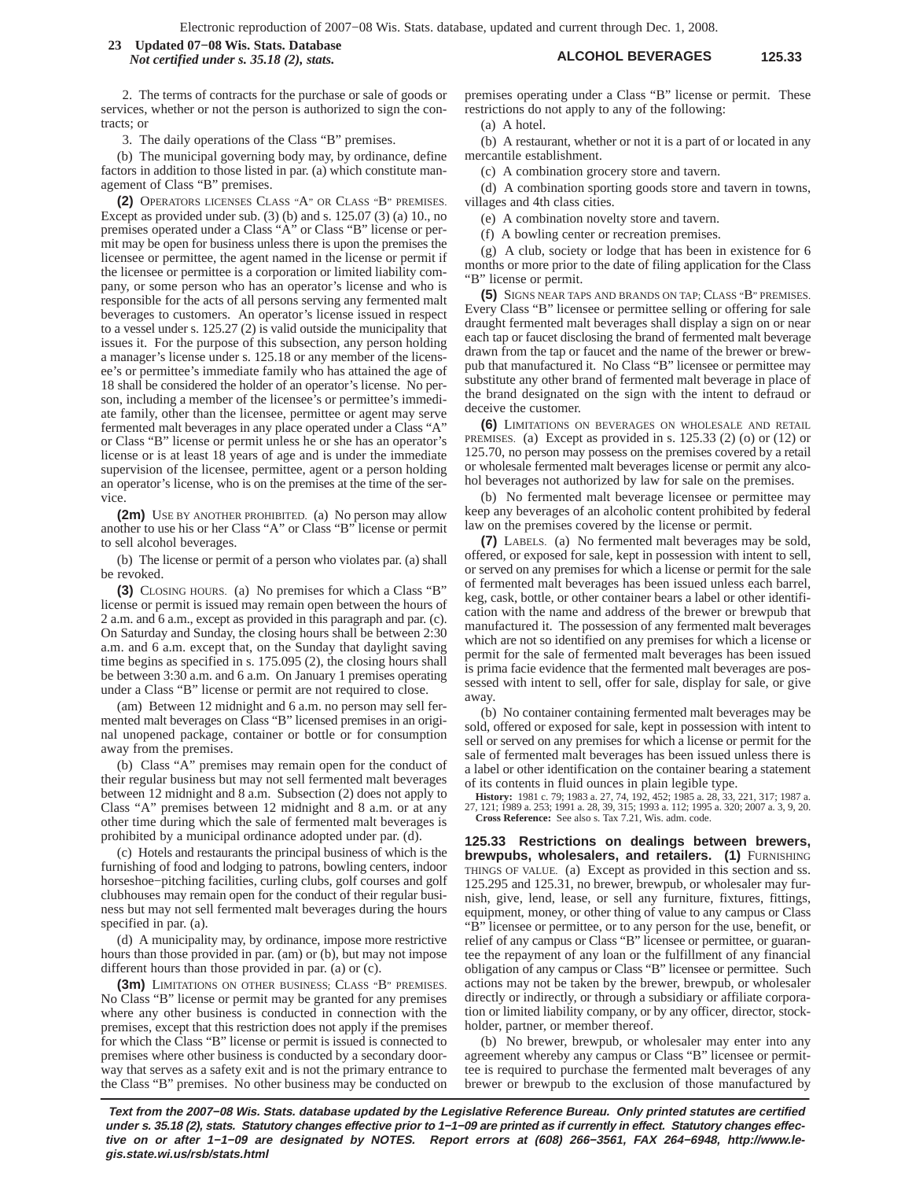2. The terms of contracts for the purchase or sale of goods or services, whether or not the person is authorized to sign the contracts; or

3. The daily operations of the Class "B" premises.

(b) The municipal governing body may, by ordinance, define factors in addition to those listed in par. (a) which constitute management of Class "B" premises.

**(2)** OPERATORS LICENSES CLASS "A" OR CLASS "B" PREMISES. Except as provided under sub. (3) (b) and s. 125.07 (3) (a) 10., no premises operated under a Class "A" or Class "B" license or permit may be open for business unless there is upon the premises the licensee or permittee, the agent named in the license or permit if the licensee or permittee is a corporation or limited liability company, or some person who has an operator's license and who is responsible for the acts of all persons serving any fermented malt beverages to customers. An operator's license issued in respect to a vessel under s. 125.27 (2) is valid outside the municipality that issues it. For the purpose of this subsection, any person holding a manager's license under s. 125.18 or any member of the licensee's or permittee's immediate family who has attained the age of 18 shall be considered the holder of an operator's license. No person, including a member of the licensee's or permittee's immediate family, other than the licensee, permittee or agent may serve fermented malt beverages in any place operated under a Class "A" or Class "B" license or permit unless he or she has an operator's license or is at least 18 years of age and is under the immediate supervision of the licensee, permittee, agent or a person holding an operator's license, who is on the premises at the time of the service.

**(2m)** USE BY ANOTHER PROHIBITED. (a) No person may allow another to use his or her Class "A" or Class "B" license or permit to sell alcohol beverages.

(b) The license or permit of a person who violates par. (a) shall be revoked.

**(3)** CLOSING HOURS. (a) No premises for which a Class "B" license or permit is issued may remain open between the hours of 2 a.m. and 6 a.m., except as provided in this paragraph and par. (c). On Saturday and Sunday, the closing hours shall be between 2:30 a.m. and 6 a.m. except that, on the Sunday that daylight saving time begins as specified in s. 175.095 (2), the closing hours shall be between 3:30 a.m. and 6 a.m. On January 1 premises operating under a Class "B" license or permit are not required to close.

(am) Between 12 midnight and 6 a.m. no person may sell fermented malt beverages on Class "B" licensed premises in an original unopened package, container or bottle or for consumption away from the premises.

(b) Class "A" premises may remain open for the conduct of their regular business but may not sell fermented malt beverages between 12 midnight and 8 a.m. Subsection (2) does not apply to Class "A" premises between 12 midnight and 8 a.m. or at any other time during which the sale of fermented malt beverages is prohibited by a municipal ordinance adopted under par. (d).

(c) Hotels and restaurants the principal business of which is the furnishing of food and lodging to patrons, bowling centers, indoor horseshoe−pitching facilities, curling clubs, golf courses and golf clubhouses may remain open for the conduct of their regular business but may not sell fermented malt beverages during the hours specified in par. (a).

(d) A municipality may, by ordinance, impose more restrictive hours than those provided in par. (am) or (b), but may not impose different hours than those provided in par. (a) or (c).

**(3m)** LIMITATIONS ON OTHER BUSINESS; CLASS "B" PREMISES. No Class "B" license or permit may be granted for any premises where any other business is conducted in connection with the premises, except that this restriction does not apply if the premises for which the Class "B" license or permit is issued is connected to premises where other business is conducted by a secondary doorway that serves as a safety exit and is not the primary entrance to the Class "B" premises. No other business may be conducted on premises operating under a Class "B" license or permit. These restrictions do not apply to any of the following:

(a) A hotel.

(b) A restaurant, whether or not it is a part of or located in any mercantile establishment.

(c) A combination grocery store and tavern.

(d) A combination sporting goods store and tavern in towns, villages and 4th class cities.

(e) A combination novelty store and tavern.

(f) A bowling center or recreation premises.

(g) A club, society or lodge that has been in existence for 6 months or more prior to the date of filing application for the Class "B" license or permit.

**(5)** SIGNS NEAR TAPS AND BRANDS ON TAP; CLASS "B" PREMISES. Every Class "B" licensee or permittee selling or offering for sale draught fermented malt beverages shall display a sign on or near each tap or faucet disclosing the brand of fermented malt beverage drawn from the tap or faucet and the name of the brewer or brewpub that manufactured it. No Class "B" licensee or permittee may substitute any other brand of fermented malt beverage in place of the brand designated on the sign with the intent to defraud or deceive the customer.

**(6)** LIMITATIONS ON BEVERAGES ON WHOLESALE AND RETAIL PREMISES. (a) Except as provided in s. 125.33 (2) (o) or (12) or 125.70, no person may possess on the premises covered by a retail or wholesale fermented malt beverages license or permit any alcohol beverages not authorized by law for sale on the premises.

(b) No fermented malt beverage licensee or permittee may keep any beverages of an alcoholic content prohibited by federal law on the premises covered by the license or permit.

**(7)** LABELS. (a) No fermented malt beverages may be sold, offered, or exposed for sale, kept in possession with intent to sell, or served on any premises for which a license or permit for the sale of fermented malt beverages has been issued unless each barrel, keg, cask, bottle, or other container bears a label or other identification with the name and address of the brewer or brewpub that manufactured it. The possession of any fermented malt beverages which are not so identified on any premises for which a license or permit for the sale of fermented malt beverages has been issued is prima facie evidence that the fermented malt beverages are possessed with intent to sell, offer for sale, display for sale, or give away.

(b) No container containing fermented malt beverages may be sold, offered or exposed for sale, kept in possession with intent to sell or served on any premises for which a license or permit for the sale of fermented malt beverages has been issued unless there is a label or other identification on the container bearing a statement of its contents in fluid ounces in plain legible type.

**History:** 1981 c. 79; 1983 a. 27, 74, 192, 452; 1985 a. 28, 33, 221, 317; 1987 a. 27, 121; 1989 a. 253; 1991 a. 28, 39, 315; 1993 a. 112; 1995 a. 320; 2007 a. 3, 9, 20.

**Cross Reference:** See also s. Tax 7.21, Wis. adm. code.

**125.33 Restrictions on dealings between brewers, brewpubs, wholesalers, and retailers. (1)** FURNISHING THINGS OF VALUE. (a) Except as provided in this section and ss. 125.295 and 125.31, no brewer, brewpub, or wholesaler may furnish, give, lend, lease, or sell any furniture, fixtures, fittings, equipment, money, or other thing of value to any campus or Class "B" licensee or permittee, or to any person for the use, benefit, or relief of any campus or Class "B" licensee or permittee, or guarantee the repayment of any loan or the fulfillment of any financial obligation of any campus or Class "B" licensee or permittee. Such actions may not be taken by the brewer, brewpub, or wholesaler directly or indirectly, or through a subsidiary or affiliate corporation or limited liability company, or by any officer, director, stockholder, partner, or member thereof.

(b) No brewer, brewpub, or wholesaler may enter into any agreement whereby any campus or Class "B" licensee or permittee is required to purchase the fermented malt beverages of any brewer or brewpub to the exclusion of those manufactured by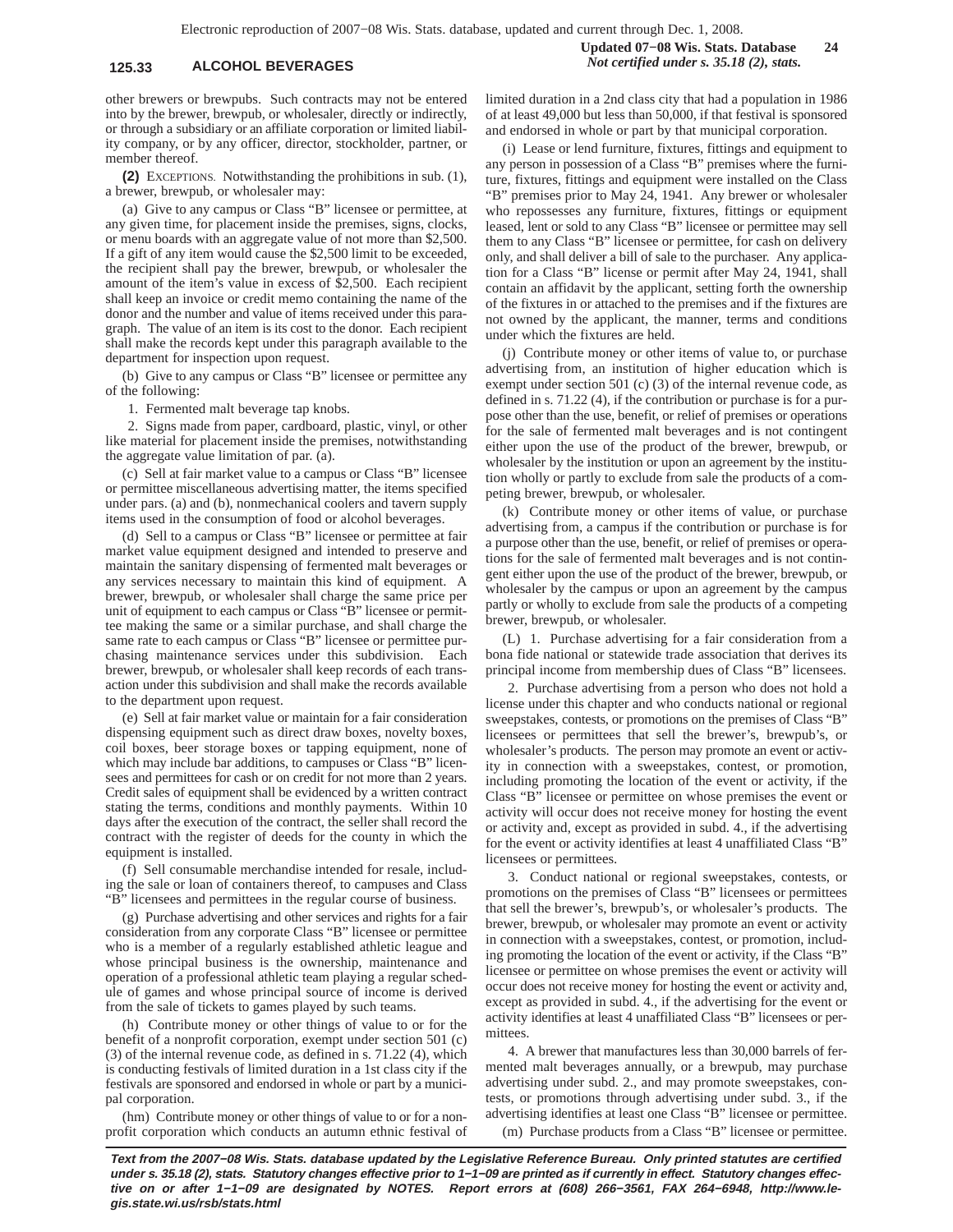other brewers or brewpubs. Such contracts may not be entered into by the brewer, brewpub, or wholesaler, directly or indirectly, or through a subsidiary or an affiliate corporation or limited liability company, or by any officer, director, stockholder, partner, or member thereof.

**(2)** EXCEPTIONS. Notwithstanding the prohibitions in sub. (1), a brewer, brewpub, or wholesaler may:

(a) Give to any campus or Class "B" licensee or permittee, at any given time, for placement inside the premises, signs, clocks, or menu boards with an aggregate value of not more than $2,500. If a gift of any item would cause the $2,500 limit to be exceeded, the recipient shall pay the brewer, brewpub, or wholesaler the amount of the item's value in excess of $2,500. Each recipient shall keep an invoice or credit memo containing the name of the donor and the number and value of items received under this paragraph. The value of an item is its cost to the donor. Each recipient shall make the records kept under this paragraph available to the department for inspection upon request.

(b) Give to any campus or Class "B" licensee or permittee any of the following:

1. Fermented malt beverage tap knobs.

2. Signs made from paper, cardboard, plastic, vinyl, or other like material for placement inside the premises, notwithstanding the aggregate value limitation of par. (a).

(c) Sell at fair market value to a campus or Class "B" licensee or permittee miscellaneous advertising matter, the items specified under pars. (a) and (b), nonmechanical coolers and tavern supply items used in the consumption of food or alcohol beverages.

(d) Sell to a campus or Class "B" licensee or permittee at fair market value equipment designed and intended to preserve and maintain the sanitary dispensing of fermented malt beverages or any services necessary to maintain this kind of equipment. A brewer, brewpub, or wholesaler shall charge the same price per unit of equipment to each campus or Class "B" licensee or permittee making the same or a similar purchase, and shall charge the same rate to each campus or Class "B" licensee or permittee purchasing maintenance services under this subdivision. Each brewer, brewpub, or wholesaler shall keep records of each transaction under this subdivision and shall make the records available to the department upon request.

(e) Sell at fair market value or maintain for a fair consideration dispensing equipment such as direct draw boxes, novelty boxes, coil boxes, beer storage boxes or tapping equipment, none of which may include bar additions, to campuses or Class "B" licensees and permittees for cash or on credit for not more than 2 years. Credit sales of equipment shall be evidenced by a written contract stating the terms, conditions and monthly payments. Within 10 days after the execution of the contract, the seller shall record the contract with the register of deeds for the county in which the equipment is installed.

(f) Sell consumable merchandise intended for resale, including the sale or loan of containers thereof, to campuses and Class "B" licensees and permittees in the regular course of business.

(g) Purchase advertising and other services and rights for a fair consideration from any corporate Class "B" licensee or permittee who is a member of a regularly established athletic league and whose principal business is the ownership, maintenance and operation of a professional athletic team playing a regular schedule of games and whose principal source of income is derived from the sale of tickets to games played by such teams.

(h) Contribute money or other things of value to or for the benefit of a nonprofit corporation, exempt under section 501 (c) (3) of the internal revenue code, as defined in s. 71.22 (4), which is conducting festivals of limited duration in a 1st class city if the festivals are sponsored and endorsed in whole or part by a municipal corporation.

(hm) Contribute money or other things of value to or for a nonprofit corporation which conducts an autumn ethnic festival of limited duration in a 2nd class city that had a population in 1986 of at least 49,000 but less than 50,000, if that festival is sponsored and endorsed in whole or part by that municipal corporation.

(i) Lease or lend furniture, fixtures, fittings and equipment to any person in possession of a Class "B" premises where the furniture, fixtures, fittings and equipment were installed on the Class "B" premises prior to May 24, 1941. Any brewer or wholesaler who repossesses any furniture, fixtures, fittings or equipment leased, lent or sold to any Class "B" licensee or permittee may sell them to any Class "B" licensee or permittee, for cash on delivery only, and shall deliver a bill of sale to the purchaser. Any application for a Class "B" license or permit after May 24, 1941, shall contain an affidavit by the applicant, setting forth the ownership of the fixtures in or attached to the premises and if the fixtures are not owned by the applicant, the manner, terms and conditions under which the fixtures are held.

(j) Contribute money or other items of value to, or purchase advertising from, an institution of higher education which is exempt under section 501 (c) (3) of the internal revenue code, as defined in s. 71.22 (4), if the contribution or purchase is for a purpose other than the use, benefit, or relief of premises or operations for the sale of fermented malt beverages and is not contingent either upon the use of the product of the brewer, brewpub, or wholesaler by the institution or upon an agreement by the institution wholly or partly to exclude from sale the products of a competing brewer, brewpub, or wholesaler.

(k) Contribute money or other items of value, or purchase advertising from, a campus if the contribution or purchase is for a purpose other than the use, benefit, or relief of premises or operations for the sale of fermented malt beverages and is not contingent either upon the use of the product of the brewer, brewpub, or wholesaler by the campus or upon an agreement by the campus partly or wholly to exclude from sale the products of a competing brewer, brewpub, or wholesaler.

(L) 1. Purchase advertising for a fair consideration from a bona fide national or statewide trade association that derives its principal income from membership dues of Class "B" licensees.

2. Purchase advertising from a person who does not hold a license under this chapter and who conducts national or regional sweepstakes, contests, or promotions on the premises of Class "B" licensees or permittees that sell the brewer's, brewpub's, or wholesaler's products. The person may promote an event or activity in connection with a sweepstakes, contest, or promotion, including promoting the location of the event or activity, if the Class "B" licensee or permittee on whose premises the event or activity will occur does not receive money for hosting the event or activity and, except as provided in subd. 4., if the advertising for the event or activity identifies at least 4 unaffiliated Class "B" licensees or permittees.

3. Conduct national or regional sweepstakes, contests, or promotions on the premises of Class "B" licensees or permittees that sell the brewer's, brewpub's, or wholesaler's products. The brewer, brewpub, or wholesaler may promote an event or activity in connection with a sweepstakes, contest, or promotion, including promoting the location of the event or activity, if the Class "B" licensee or permittee on whose premises the event or activity will occur does not receive money for hosting the event or activity and, except as provided in subd. 4., if the advertising for the event or activity identifies at least 4 unaffiliated Class "B" licensees or permittees.

4. A brewer that manufactures less than 30,000 barrels of fermented malt beverages annually, or a brewpub, may purchase advertising under subd. 2., and may promote sweepstakes, contests, or promotions through advertising under subd. 3., if the advertising identifies at least one Class "B" licensee or permittee.

(m) Purchase products from a Class "B" licensee or permittee.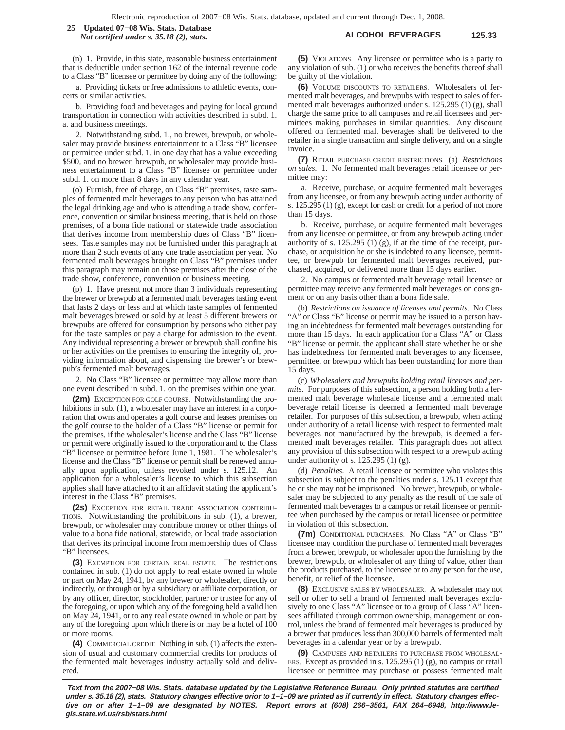(n) 1. Provide, in this state, reasonable business entertainment that is deductible under section 162 of the internal revenue code to a Class "B" licensee or permittee by doing any of the following:

a. Providing tickets or free admissions to athletic events, concerts or similar activities.

b. Providing food and beverages and paying for local ground transportation in connection with activities described in subd. 1. a. and business meetings.

2. Notwithstanding subd. 1., no brewer, brewpub, or wholesaler may provide business entertainment to a Class "B" licensee or permittee under subd. 1. in one day that has a value exceeding $500, and no brewer, brewpub, or wholesaler may provide business entertainment to a Class "B" licensee or permittee under subd. 1. on more than 8 days in any calendar year.

(o) Furnish, free of charge, on Class "B" premises, taste samples of fermented malt beverages to any person who has attained the legal drinking age and who is attending a trade show, conference, convention or similar business meeting, that is held on those premises, of a bona fide national or statewide trade association that derives income from membership dues of Class "B" licensees. Taste samples may not be furnished under this paragraph at more than 2 such events of any one trade association per year. No fermented malt beverages brought on Class "B" premises under this paragraph may remain on those premises after the close of the trade show, conference, convention or business meeting.

(p) 1. Have present not more than 3 individuals representing the brewer or brewpub at a fermented malt beverages tasting event that lasts 2 days or less and at which taste samples of fermented malt beverages brewed or sold by at least 5 different brewers or brewpubs are offered for consumption by persons who either pay for the taste samples or pay a charge for admission to the event. Any individual representing a brewer or brewpub shall confine his or her activities on the premises to ensuring the integrity of, providing information about, and dispensing the brewer's or brewpub's fermented malt beverages.

2. No Class "B" licensee or permittee may allow more than one event described in subd. 1. on the premises within one year.

**(2m)** EXCEPTION FOR GOLF COURSE. Notwithstanding the prohibitions in sub. (1), a wholesaler may have an interest in a corporation that owns and operates a golf course and leases premises on the golf course to the holder of a Class "B" license or permit for the premises, if the wholesaler's license and the Class "B" license or permit were originally issued to the corporation and to the Class "B" licensee or permittee before June 1, 1981. The wholesaler's license and the Class "B" license or permit shall be renewed annually upon application, unless revoked under s. 125.12. An application for a wholesaler's license to which this subsection applies shall have attached to it an affidavit stating the applicant's interest in the Class "B" premises.

**(2s)** EXCEPTION FOR RETAIL TRADE ASSOCIATION CONTRIBUTIONS. Notwithstanding the prohibitions in sub. (1), a brewer, brewpub, or wholesaler may contribute money or other things of value to a bona fide national, statewide, or local trade association that derives its principal income from membership dues of Class "B" licensees.

**(3)** EXEMPTION FOR CERTAIN REAL ESTATE. The restrictions contained in sub. (1) do not apply to real estate owned in whole or part on May 24, 1941, by any brewer or wholesaler, directly or indirectly, or through or by a subsidiary or affiliate corporation, or by any officer, director, stockholder, partner or trustee for any of the foregoing, or upon which any of the foregoing held a valid lien on May 24, 1941, or to any real estate owned in whole or part by any of the foregoing upon which there is or may be a hotel of 100 or more rooms.

**(4)** COMMERCIAL CREDIT. Nothing in sub. (1) affects the extension of usual and customary commercial credits for products of the fermented malt beverages industry actually sold and delivered.

**(5)** VIOLATIONS. Any licensee or permittee who is a party to any violation of sub. (1) or who receives the benefits thereof shall be guilty of the violation.

**(6)** VOLUME DISCOUNTS TO RETAILERS. Wholesalers of fermented malt beverages, and brewpubs with respect to sales of fermented malt beverages authorized under s. 125.295 (1) (g), shall charge the same price to all campuses and retail licensees and permittees making purchases in similar quantities. Any discount offered on fermented malt beverages shall be delivered to the retailer in a single transaction and single delivery, and on a single invoice.

**(7)** RETAIL PURCHASE CREDIT RESTRICTIONS. (a) *Restrictions on sales.* 1. No fermented malt beverages retail licensee or permittee may:

a. Receive, purchase, or acquire fermented malt beverages from any licensee, or from any brewpub acting under authority of s. 125.295 (1) (g), except for cash or credit for a period of not more than 15 days.

b. Receive, purchase, or acquire fermented malt beverages from any licensee or permittee, or from any brewpub acting under authority of s. 125.295 (1) (g), if at the time of the receipt, purchase, or acquisition he or she is indebted to any licensee, permittee, or brewpub for fermented malt beverages received, purchased, acquired, or delivered more than 15 days earlier.

2. No campus or fermented malt beverage retail licensee or permittee may receive any fermented malt beverages on consignment or on any basis other than a bona fide sale.

(b) *Restrictions on issuance of licenses and permits.* No Class "A" or Class "B" license or permit may be issued to a person having an indebtedness for fermented malt beverages outstanding for more than 15 days. In each application for a Class "A" or Class "B" license or permit, the applicant shall state whether he or she has indebtedness for fermented malt beverages to any licensee, permittee, or brewpub which has been outstanding for more than 15 days.

(c) *Wholesalers and brewpubs holding retail licenses and permits.* For purposes of this subsection, a person holding both a fermented malt beverage wholesale license and a fermented malt beverage retail license is deemed a fermented malt beverage retailer. For purposes of this subsection, a brewpub, when acting under authority of a retail license with respect to fermented malt beverages not manufactured by the brewpub, is deemed a fermented malt beverages retailer. This paragraph does not affect any provision of this subsection with respect to a brewpub acting under authority of s. 125.295 (1) (g).

(d) *Penalties.* A retail licensee or permittee who violates this subsection is subject to the penalties under s. 125.11 except that he or she may not be imprisoned. No brewer, brewpub, or wholesaler may be subjected to any penalty as the result of the sale of fermented malt beverages to a campus or retail licensee or permittee when purchased by the campus or retail licensee or permittee in violation of this subsection.

**(7m)** CONDITIONAL PURCHASES. No Class "A" or Class "B" licensee may condition the purchase of fermented malt beverages from a brewer, brewpub, or wholesaler upon the furnishing by the brewer, brewpub, or wholesaler of any thing of value, other than the products purchased, to the licensee or to any person for the use, benefit, or relief of the licensee.

**(8)** EXCLUSIVE SALES BY WHOLESALER. A wholesaler may not sell or offer to sell a brand of fermented malt beverages exclusively to one Class "A" licensee or to a group of Class "A" licensees affiliated through common ownership, management or control, unless the brand of fermented malt beverages is produced by a brewer that produces less than 300,000 barrels of fermented malt beverages in a calendar year or by a brewpub.

**(9)** CAMPUSES AND RETAILERS TO PURCHASE FROM WHOLESALERS. Except as provided in s. 125.295 (1) (g), no campus or retail licensee or permittee may purchase or possess fermented malt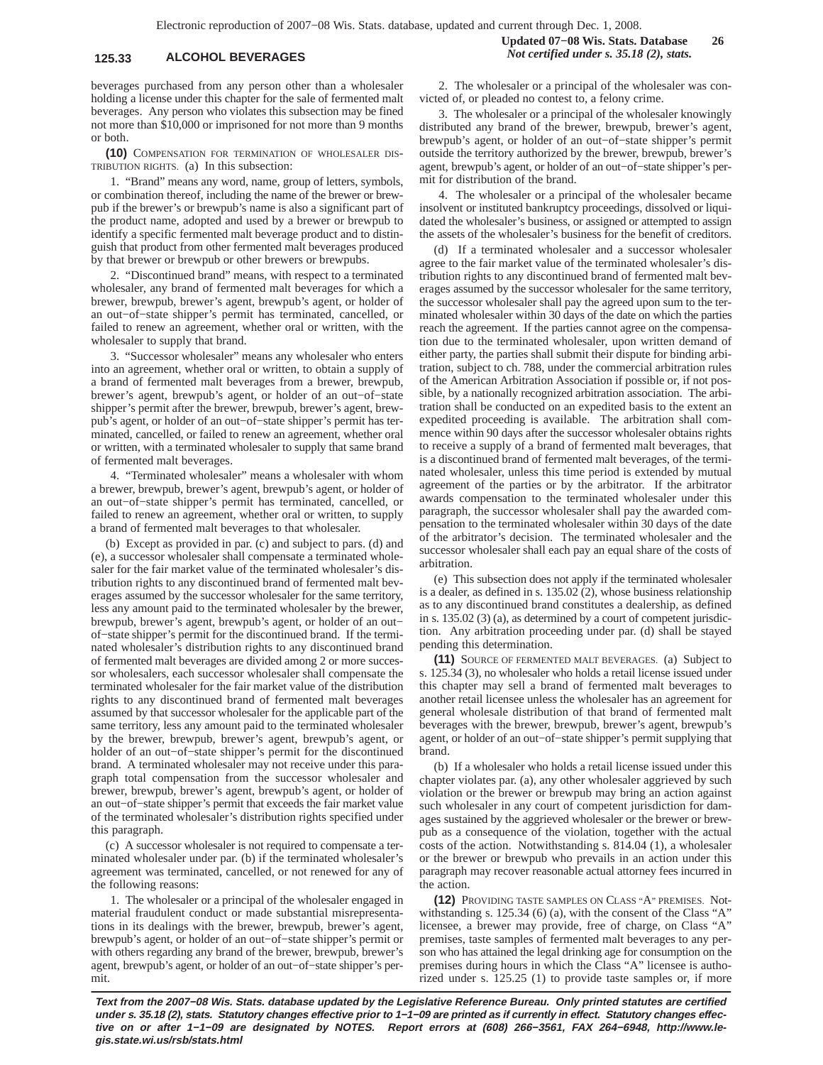beverages purchased from any person other than a wholesaler holding a license under this chapter for the sale of fermented malt beverages. Any person who violates this subsection may be fined not more than $10,000 or imprisoned for not more than 9 months or both.

**(10)** COMPENSATION FOR TERMINATION OF WHOLESALER DISTRIBUTION RIGHTS. (a) In this subsection:

1. "Brand" means any word, name, group of letters, symbols, or combination thereof, including the name of the brewer or brewpub if the brewer's or brewpub's name is also a significant part of the product name, adopted and used by a brewer or brewpub to identify a specific fermented malt beverage product and to distinguish that product from other fermented malt beverages produced by that brewer or brewpub or other brewers or brewpubs.

2. "Discontinued brand" means, with respect to a terminated wholesaler, any brand of fermented malt beverages for which a brewer, brewpub, brewer's agent, brewpub's agent, or holder of an out−of−state shipper's permit has terminated, cancelled, or failed to renew an agreement, whether oral or written, with the wholesaler to supply that brand.

3. "Successor wholesaler" means any wholesaler who enters into an agreement, whether oral or written, to obtain a supply of a brand of fermented malt beverages from a brewer, brewpub, brewer's agent, brewpub's agent, or holder of an out−of−state shipper's permit after the brewer, brewpub, brewer's agent, brewpub's agent, or holder of an out−of−state shipper's permit has terminated, cancelled, or failed to renew an agreement, whether oral or written, with a terminated wholesaler to supply that same brand of fermented malt beverages.

4. "Terminated wholesaler" means a wholesaler with whom a brewer, brewpub, brewer's agent, brewpub's agent, or holder of an out−of−state shipper's permit has terminated, cancelled, or failed to renew an agreement, whether oral or written, to supply a brand of fermented malt beverages to that wholesaler.

(b) Except as provided in par. (c) and subject to pars. (d) and (e), a successor wholesaler shall compensate a terminated wholesaler for the fair market value of the terminated wholesaler's distribution rights to any discontinued brand of fermented malt beverages assumed by the successor wholesaler for the same territory, less any amount paid to the terminated wholesaler by the brewer, brewpub, brewer's agent, brewpub's agent, or holder of an out−of−state shipper's permit for the discontinued brand. If the terminated wholesaler's distribution rights to any discontinued brand of fermented malt beverages are divided among 2 or more successor wholesalers, each successor wholesaler shall compensate the terminated wholesaler for the fair market value of the distribution rights to any discontinued brand of fermented malt beverages assumed by that successor wholesaler for the applicable part of the same territory, less any amount paid to the terminated wholesaler by the brewer, brewpub, brewer's agent, brewpub's agent, or holder of an out−of−state shipper's permit for the discontinued brand. A terminated wholesaler may not receive under this paragraph total compensation from the successor wholesaler and brewer, brewpub, brewer's agent, brewpub's agent, or holder of an out−of−state shipper's permit that exceeds the fair market value of the terminated wholesaler's distribution rights specified under this paragraph.

(c) A successor wholesaler is not required to compensate a terminated wholesaler under par. (b) if the terminated wholesaler's agreement was terminated, cancelled, or not renewed for any of the following reasons:

1. The wholesaler or a principal of the wholesaler engaged in material fraudulent conduct or made substantial misrepresentations in its dealings with the brewer, brewpub, brewer's agent, brewpub's agent, or holder of an out−of−state shipper's permit or with others regarding any brand of the brewer, brewpub, brewer's agent, brewpub's agent, or holder of an out−of−state shipper's permit.

2. The wholesaler or a principal of the wholesaler was convicted of, or pleaded no contest to, a felony crime.

3. The wholesaler or a principal of the wholesaler knowingly distributed any brand of the brewer, brewpub, brewer's agent, brewpub's agent, or holder of an out−of−state shipper's permit outside the territory authorized by the brewer, brewpub, brewer's agent, brewpub's agent, or holder of an out−of−state shipper's permit for distribution of the brand.

4. The wholesaler or a principal of the wholesaler became insolvent or instituted bankruptcy proceedings, dissolved or liquidated the wholesaler's business, or assigned or attempted to assign the assets of the wholesaler's business for the benefit of creditors.

(d) If a terminated wholesaler and a successor wholesaler agree to the fair market value of the terminated wholesaler's distribution rights to any discontinued brand of fermented malt beverages assumed by the successor wholesaler for the same territory, the successor wholesaler shall pay the agreed upon sum to the terminated wholesaler within 30 days of the date on which the parties reach the agreement. If the parties cannot agree on the compensation due to the terminated wholesaler, upon written demand of either party, the parties shall submit their dispute for binding arbitration, subject to ch. 788, under the commercial arbitration rules of the American Arbitration Association if possible or, if not possible, by a nationally recognized arbitration association. The arbitration shall be conducted on an expedited basis to the extent an expedited proceeding is available. The arbitration shall commence within 90 days after the successor wholesaler obtains rights to receive a supply of a brand of fermented malt beverages, that is a discontinued brand of fermented malt beverages, of the terminated wholesaler, unless this time period is extended by mutual agreement of the parties or by the arbitrator. If the arbitrator awards compensation to the terminated wholesaler under this paragraph, the successor wholesaler shall pay the awarded compensation to the terminated wholesaler within 30 days of the date of the arbitrator's decision. The terminated wholesaler and the successor wholesaler shall each pay an equal share of the costs of arbitration.

(e) This subsection does not apply if the terminated wholesaler is a dealer, as defined in s. 135.02 (2), whose business relationship as to any discontinued brand constitutes a dealership, as defined in s. 135.02 (3) (a), as determined by a court of competent jurisdiction. Any arbitration proceeding under par. (d) shall be stayed pending this determination.

**(11)** SOURCE OF FERMENTED MALT BEVERAGES. (a) Subject to s. 125.34 (3), no wholesaler who holds a retail license issued under this chapter may sell a brand of fermented malt beverages to another retail licensee unless the wholesaler has an agreement for general wholesale distribution of that brand of fermented malt beverages with the brewer, brewpub, brewer's agent, brewpub's agent, or holder of an out−of−state shipper's permit supplying that brand.

(b) If a wholesaler who holds a retail license issued under this chapter violates par. (a), any other wholesaler aggrieved by such violation or the brewer or brewpub may bring an action against such wholesaler in any court of competent jurisdiction for damages sustained by the aggrieved wholesaler or the brewer or brewpub as a consequence of the violation, together with the actual costs of the action. Notwithstanding s. 814.04 (1), a wholesaler or the brewer or brewpub who prevails in an action under this paragraph may recover reasonable actual attorney fees incurred in the action.

**(12)** PROVIDING TASTE SAMPLES ON CLASS "A" PREMISES. Notwithstanding s. 125.34 (6) (a), with the consent of the Class "A" licensee, a brewer may provide, free of charge, on Class "A" premises, taste samples of fermented malt beverages to any person who has attained the legal drinking age for consumption on the premises during hours in which the Class "A" licensee is authorized under s. 125.25 (1) to provide taste samples or, if more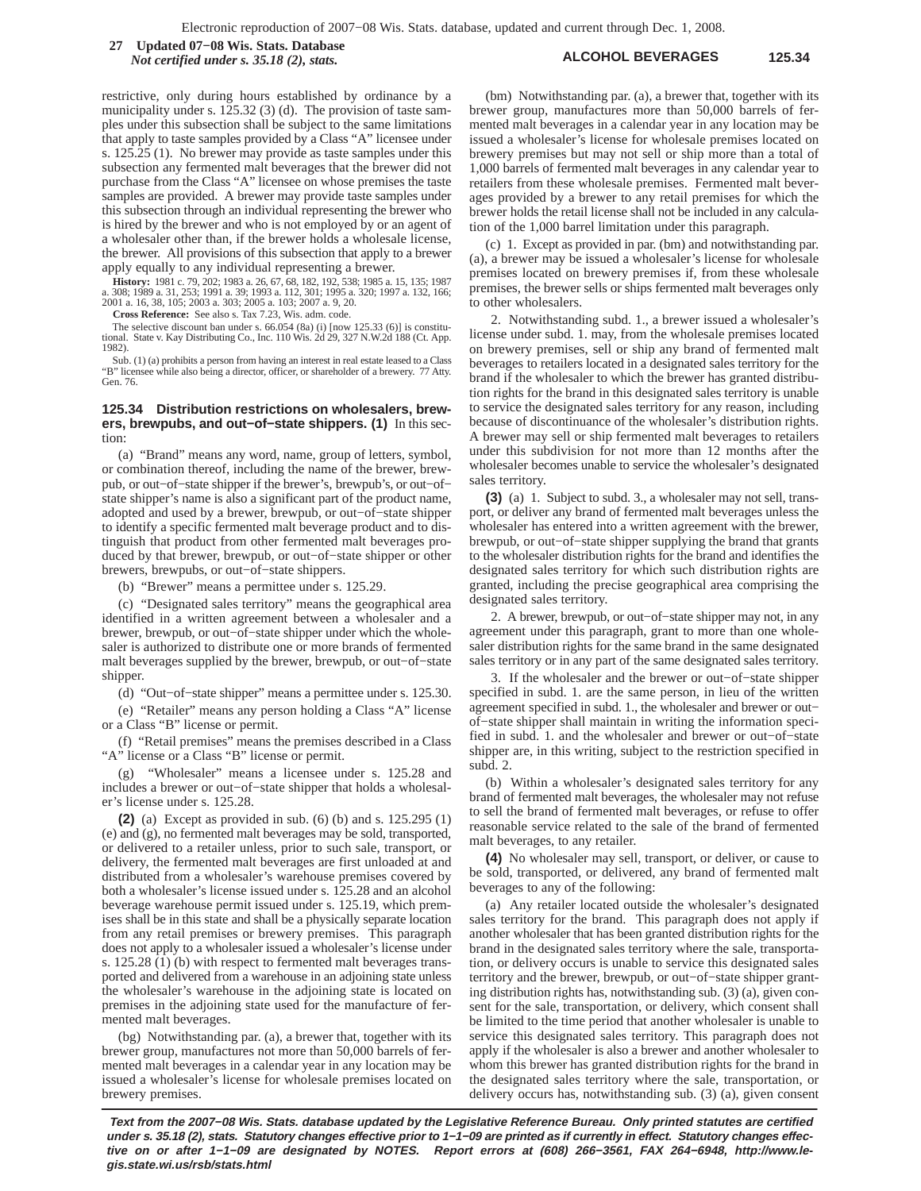restrictive, only during hours established by ordinance by a municipality under s. 125.32 (3) (d). The provision of taste samples under this subsection shall be subject to the same limitations that apply to taste samples provided by a Class "A" licensee under s. 125.25 (1). No brewer may provide as taste samples under this subsection any fermented malt beverages that the brewer did not purchase from the Class "A" licensee on whose premises the taste samples are provided. A brewer may provide taste samples under this subsection through an individual representing the brewer who is hired by the brewer and who is not employed by or an agent of a wholesaler other than, if the brewer holds a wholesale license, the brewer. All provisions of this subsection that apply to a brewer apply equally to any individual representing a brewer.

**History:** 1981 c. 79, 202; 1983 a. 26, 67, 68, 182, 192, 538; 1985 a. 15, 135; 1987 a. 308; 1989 a. 31, 253; 1991 a. 39; 1993 a. 112, 301; 1995 a. 320; 1997 a. 132, 166; 2001 a. 16, 38, 105; 2003 a. 303; 2005 a. 103; 2007 a. 9, 20.

**Cross Reference:** See also s. Tax 7.23, Wis. adm. code.

The selective discount ban under s. 66.054 (8a) (i) [now 125.33 (6)] is constitutional. State v. Kay Distributing Co., Inc. 110 Wis. 2d 29, 327 N.W.2d 188 (Ct. App. 1982).

Sub. (1) (a) prohibits a person from having an interest in real estate leased to a Class "B" licensee while also being a director, officer, or shareholder of a brewery. 77 Atty. Gen. 76.

**125.34 Distribution restrictions on wholesalers, brewers, brewpubs, and out−of−state shippers. (1)** In this section:

(a) "Brand" means any word, name, group of letters, symbol, or combination thereof, including the name of the brewer, brewpub, or out−of−state shipper if the brewer's, brewpub's, or out−of−state shipper's name is also a significant part of the product name, adopted and used by a brewer, brewpub, or out−of−state shipper to identify a specific fermented malt beverage product and to distinguish that product from other fermented malt beverages produced by that brewer, brewpub, or out−of−state shipper or other brewers, brewpubs, or out−of−state shippers.

(b) "Brewer" means a permittee under s. 125.29.

(c) "Designated sales territory" means the geographical area identified in a written agreement between a wholesaler and a brewer, brewpub, or out−of−state shipper under which the wholesaler is authorized to distribute one or more brands of fermented malt beverages supplied by the brewer, brewpub, or out−of−state shipper.

(d) "Out−of−state shipper" means a permittee under s. 125.30.

(e) "Retailer" means any person holding a Class "A" license or a Class "B" license or permit.

(f) "Retail premises" means the premises described in a Class "A" license or a Class "B" license or permit.

(g) "Wholesaler" means a licensee under s. 125.28 and includes a brewer or out−of−state shipper that holds a wholesaler's license under s. 125.28.

**(2)** (a) Except as provided in sub. (6) (b) and s. 125.295 (1) (e) and (g), no fermented malt beverages may be sold, transported, or delivered to a retailer unless, prior to such sale, transport, or delivery, the fermented malt beverages are first unloaded at and distributed from a wholesaler's warehouse premises covered by both a wholesaler's license issued under s. 125.28 and an alcohol beverage warehouse permit issued under s. 125.19, which premises shall be in this state and shall be a physically separate location from any retail premises or brewery premises. This paragraph does not apply to a wholesaler issued a wholesaler's license under s. 125.28 (1) (b) with respect to fermented malt beverages transported and delivered from a warehouse in an adjoining state unless the wholesaler's warehouse in the adjoining state is located on premises in the adjoining state used for the manufacture of fermented malt beverages.

(bg) Notwithstanding par. (a), a brewer that, together with its brewer group, manufactures not more than 50,000 barrels of fermented malt beverages in a calendar year in any location may be issued a wholesaler's license for wholesale premises located on brewery premises.

(bm) Notwithstanding par. (a), a brewer that, together with its brewer group, manufactures more than 50,000 barrels of fermented malt beverages in a calendar year in any location may be issued a wholesaler's license for wholesale premises located on brewery premises but may not sell or ship more than a total of 1,000 barrels of fermented malt beverages in any calendar year to retailers from these wholesale premises. Fermented malt beverages provided by a brewer to any retail premises for which the brewer holds the retail license shall not be included in any calculation of the 1,000 barrel limitation under this paragraph.

(c) 1. Except as provided in par. (bm) and notwithstanding par. (a), a brewer may be issued a wholesaler's license for wholesale premises located on brewery premises if, from these wholesale premises, the brewer sells or ships fermented malt beverages only to other wholesalers.

2. Notwithstanding subd. 1., a brewer issued a wholesaler's license under subd. 1. may, from the wholesale premises located on brewery premises, sell or ship any brand of fermented malt beverages to retailers located in a designated sales territory for the brand if the wholesaler to which the brewer has granted distribution rights for the brand in this designated sales territory is unable to service the designated sales territory for any reason, including because of discontinuance of the wholesaler's distribution rights. A brewer may sell or ship fermented malt beverages to retailers under this subdivision for not more than 12 months after the wholesaler becomes unable to service the wholesaler's designated sales territory.

**(3)** (a) 1. Subject to subd. 3., a wholesaler may not sell, transport, or deliver any brand of fermented malt beverages unless the wholesaler has entered into a written agreement with the brewer, brewpub, or out−of−state shipper supplying the brand that grants to the wholesaler distribution rights for the brand and identifies the designated sales territory for which such distribution rights are granted, including the precise geographical area comprising the designated sales territory.

2. A brewer, brewpub, or out−of−state shipper may not, in any agreement under this paragraph, grant to more than one wholesaler distribution rights for the same brand in the same designated sales territory or in any part of the same designated sales territory.

3. If the wholesaler and the brewer or out−of−state shipper specified in subd. 1. are the same person, in lieu of the written agreement specified in subd. 1., the wholesaler and brewer or out−of−state shipper shall maintain in writing the information specified in subd. 1. and the wholesaler and brewer or out−of−state shipper are, in this writing, subject to the restriction specified in subd. 2.

(b) Within a wholesaler's designated sales territory for any brand of fermented malt beverages, the wholesaler may not refuse to sell the brand of fermented malt beverages, or refuse to offer reasonable service related to the sale of the brand of fermented malt beverages, to any retailer.

**(4)** No wholesaler may sell, transport, or deliver, or cause to be sold, transported, or delivered, any brand of fermented malt beverages to any of the following:

(a) Any retailer located outside the wholesaler's designated sales territory for the brand. This paragraph does not apply if another wholesaler that has been granted distribution rights for the brand in the designated sales territory where the sale, transportation, or delivery occurs is unable to service this designated sales territory and the brewer, brewpub, or out−of−state shipper granting distribution rights has, notwithstanding sub. (3) (a), given consent for the sale, transportation, or delivery, which consent shall be limited to the time period that another wholesaler is unable to service this designated sales territory. This paragraph does not apply if the wholesaler is also a brewer and another wholesaler to whom this brewer has granted distribution rights for the brand in the designated sales territory where the sale, transportation, or delivery occurs has, notwithstanding sub. (3) (a), given consent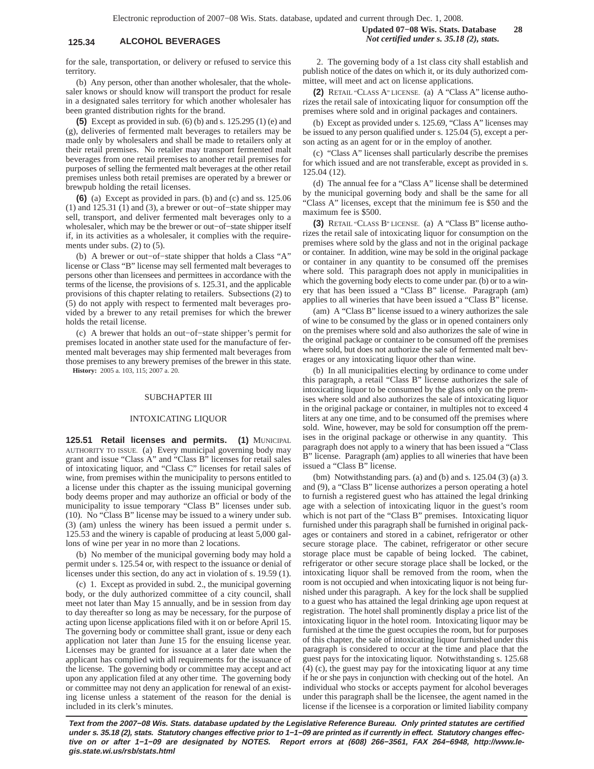for the sale, transportation, or delivery or refused to service this territory.

(b) Any person, other than another wholesaler, that the wholesaler knows or should know will transport the product for resale in a designated sales territory for which another wholesaler has been granted distribution rights for the brand.

**(5)** Except as provided in sub. (6) (b) and s. 125.295 (1) (e) and (g), deliveries of fermented malt beverages to retailers may be made only by wholesalers and shall be made to retailers only at their retail premises. No retailer may transport fermented malt beverages from one retail premises to another retail premises for purposes of selling the fermented malt beverages at the other retail premises unless both retail premises are operated by a brewer or brewpub holding the retail licenses.

**(6)** (a) Except as provided in pars. (b) and (c) and ss. 125.06 (1) and 125.31 (1) and (3), a brewer or out−of−state shipper may sell, transport, and deliver fermented malt beverages only to a wholesaler, which may be the brewer or out−of−state shipper itself if, in its activities as a wholesaler, it complies with the requirements under subs. (2) to (5).

(b) A brewer or out−of−state shipper that holds a Class "A" license or Class "B" license may sell fermented malt beverages to persons other than licensees and permittees in accordance with the terms of the license, the provisions of s. 125.31, and the applicable provisions of this chapter relating to retailers. Subsections (2) to (5) do not apply with respect to fermented malt beverages provided by a brewer to any retail premises for which the brewer holds the retail license.

(c) A brewer that holds an out−of−state shipper's permit for premises located in another state used for the manufacture of fermented malt beverages may ship fermented malt beverages from those premises to any brewery premises of the brewer in this state.

**History:** 2005 a. 103, 115; 2007 a. 20.

## SUBCHAPTER III

## INTOXICATING LIQUOR

**125.51 Retail licenses and permits. (1)** MUNICIPAL AUTHORITY TO ISSUE. (a) Every municipal governing body may grant and issue "Class A" and "Class B" licenses for retail sales of intoxicating liquor, and "Class C" licenses for retail sales of wine, from premises within the municipality to persons entitled to a license under this chapter as the issuing municipal governing body deems proper and may authorize an official or body of the municipality to issue temporary "Class B" licenses under sub. (10). No "Class B" license may be issued to a winery under sub. (3) (am) unless the winery has been issued a permit under s. 125.53 and the winery is capable of producing at least 5,000 gallons of wine per year in no more than 2 locations.

(b) No member of the municipal governing body may hold a permit under s. 125.54 or, with respect to the issuance or denial of licenses under this section, do any act in violation of s. 19.59 (1).

(c) 1. Except as provided in subd. 2., the municipal governing body, or the duly authorized committee of a city council, shall meet not later than May 15 annually, and be in session from day to day thereafter so long as may be necessary, for the purpose of acting upon license applications filed with it on or before April 15. The governing body or committee shall grant, issue or deny each application not later than June 15 for the ensuing license year. Licenses may be granted for issuance at a later date when the applicant has complied with all requirements for the issuance of the license. The governing body or committee may accept and act upon any application filed at any other time. The governing body or committee may not deny an application for renewal of an existing license unless a statement of the reason for the denial is included in its clerk's minutes.

2. The governing body of a 1st class city shall establish and publish notice of the dates on which it, or its duly authorized committee, will meet and act on license applications.

**(2)** RETAIL "CLASS A" LICENSE. (a) A "Class A" license authorizes the retail sale of intoxicating liquor for consumption off the premises where sold and in original packages and containers.

(b) Except as provided under s. 125.69, "Class A" licenses may be issued to any person qualified under s. 125.04 (5), except a person acting as an agent for or in the employ of another.

(c) "Class A" licenses shall particularly describe the premises for which issued and are not transferable, except as provided in s. 125.04 (12).

(d) The annual fee for a "Class A" license shall be determined by the municipal governing body and shall be the same for all "Class A" licenses, except that the minimum fee is $50 and the maximum fee is $500.

**(3)** RETAIL "CLASS B" LICENSE. (a) A "Class B" license authorizes the retail sale of intoxicating liquor for consumption on the premises where sold by the glass and not in the original package or container. In addition, wine may be sold in the original package or container in any quantity to be consumed off the premises where sold. This paragraph does not apply in municipalities in which the governing body elects to come under par. (b) or to a winery that has been issued a "Class B" license. Paragraph (am) applies to all wineries that have been issued a "Class B" license.

(am) A "Class B" license issued to a winery authorizes the sale of wine to be consumed by the glass or in opened containers only on the premises where sold and also authorizes the sale of wine in the original package or container to be consumed off the premises where sold, but does not authorize the sale of fermented malt beverages or any intoxicating liquor other than wine.

(b) In all municipalities electing by ordinance to come under this paragraph, a retail "Class B" license authorizes the sale of intoxicating liquor to be consumed by the glass only on the premises where sold and also authorizes the sale of intoxicating liquor in the original package or container, in multiples not to exceed 4 liters at any one time, and to be consumed off the premises where sold. Wine, however, may be sold for consumption off the premises in the original package or otherwise in any quantity. This paragraph does not apply to a winery that has been issued a "Class B" license. Paragraph (am) applies to all wineries that have been issued a "Class B" license.

(bm) Notwithstanding pars. (a) and (b) and s. 125.04 (3) (a) 3. and (9), a "Class B" license authorizes a person operating a hotel to furnish a registered guest who has attained the legal drinking age with a selection of intoxicating liquor in the guest's room which is not part of the "Class B" premises. Intoxicating liquor furnished under this paragraph shall be furnished in original packages or containers and stored in a cabinet, refrigerator or other secure storage place. The cabinet, refrigerator or other secure storage place must be capable of being locked. The cabinet, refrigerator or other secure storage place shall be locked, or the intoxicating liquor shall be removed from the room, when the room is not occupied and when intoxicating liquor is not being furnished under this paragraph. A key for the lock shall be supplied to a guest who has attained the legal drinking age upon request at registration. The hotel shall prominently display a price list of the intoxicating liquor in the hotel room. Intoxicating liquor may be furnished at the time the guest occupies the room, but for purposes of this chapter, the sale of intoxicating liquor furnished under this paragraph is considered to occur at the time and place that the guest pays for the intoxicating liquor. Notwithstanding s. 125.68 (4) (c), the guest may pay for the intoxicating liquor at any time if he or she pays in conjunction with checking out of the hotel. An individual who stocks or accepts payment for alcohol beverages under this paragraph shall be the licensee, the agent named in the license if the licensee is a corporation or limited liability company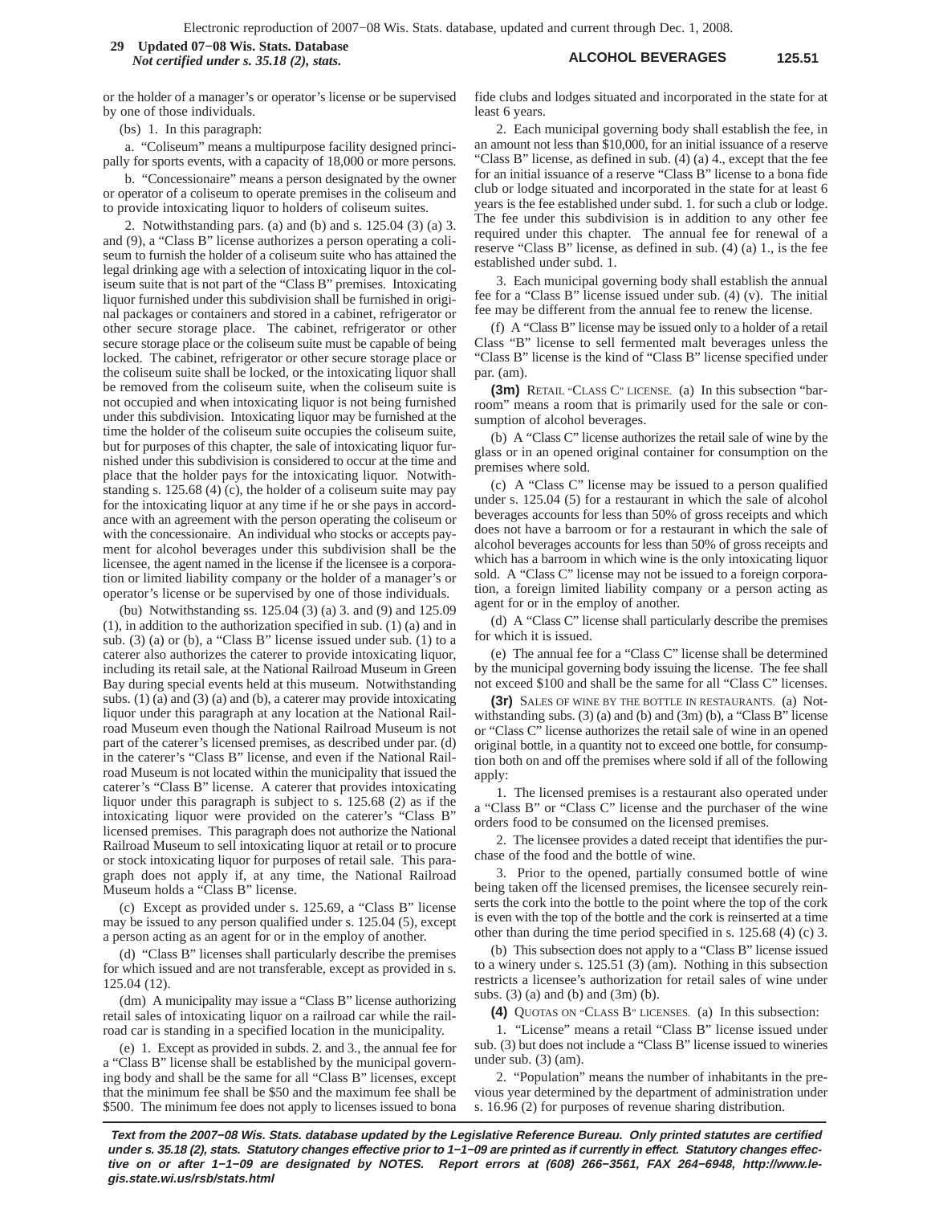or the holder of a manager's or operator's license or be supervised by one of those individuals.

(bs) 1. In this paragraph:

a. "Coliseum" means a multipurpose facility designed principally for sports events, with a capacity of 18,000 or more persons.

b. "Concessionaire" means a person designated by the owner or operator of a coliseum to operate premises in the coliseum and to provide intoxicating liquor to holders of coliseum suites.

2. Notwithstanding pars. (a) and (b) and s. 125.04 (3) (a) 3. and (9), a "Class B" license authorizes a person operating a coliseum to furnish the holder of a coliseum suite who has attained the legal drinking age with a selection of intoxicating liquor in the coliseum suite that is not part of the "Class B" premises. Intoxicating liquor furnished under this subdivision shall be furnished in original packages or containers and stored in a cabinet, refrigerator or other secure storage place. The cabinet, refrigerator or other secure storage place or the coliseum suite must be capable of being locked. The cabinet, refrigerator or other secure storage place or the coliseum suite shall be locked, or the intoxicating liquor shall be removed from the coliseum suite, when the coliseum suite is not occupied and when intoxicating liquor is not being furnished under this subdivision. Intoxicating liquor may be furnished at the time the holder of the coliseum suite occupies the coliseum suite, but for purposes of this chapter, the sale of intoxicating liquor furnished under this subdivision is considered to occur at the time and place that the holder pays for the intoxicating liquor. Notwithstanding s. 125.68 (4) (c), the holder of a coliseum suite may pay for the intoxicating liquor at any time if he or she pays in accordance with an agreement with the person operating the coliseum or with the concessionaire. An individual who stocks or accepts payment for alcohol beverages under this subdivision shall be the licensee, the agent named in the license if the licensee is a corporation or limited liability company or the holder of a manager's or operator's license or be supervised by one of those individuals.

(bu) Notwithstanding ss. 125.04 (3) (a) 3. and (9) and 125.09 (1), in addition to the authorization specified in sub. (1) (a) and in sub. (3) (a) or (b), a "Class B" license issued under sub. (1) to a caterer also authorizes the caterer to provide intoxicating liquor, including its retail sale, at the National Railroad Museum in Green Bay during special events held at this museum. Notwithstanding subs. (1) (a) and (3) (a) and (b), a caterer may provide intoxicating liquor under this paragraph at any location at the National Railroad Museum even though the National Railroad Museum is not part of the caterer's licensed premises, as described under par. (d) in the caterer's "Class B" license, and even if the National Railroad Museum is not located within the municipality that issued the caterer's "Class B" license. A caterer that provides intoxicating liquor under this paragraph is subject to s. 125.68 (2) as if the intoxicating liquor were provided on the caterer's "Class B" licensed premises. This paragraph does not authorize the National Railroad Museum to sell intoxicating liquor at retail or to procure or stock intoxicating liquor for purposes of retail sale. This paragraph does not apply if, at any time, the National Railroad Museum holds a "Class B" license.

(c) Except as provided under s. 125.69, a "Class B" license may be issued to any person qualified under s. 125.04 (5), except a person acting as an agent for or in the employ of another.

(d) "Class B" licenses shall particularly describe the premises for which issued and are not transferable, except as provided in s. 125.04 (12).

(dm) A municipality may issue a "Class B" license authorizing retail sales of intoxicating liquor on a railroad car while the railroad car is standing in a specified location in the municipality.

(e) 1. Except as provided in subds. 2. and 3., the annual fee for a "Class B" license shall be established by the municipal governing body and shall be the same for all "Class B" licenses, except that the minimum fee shall be $50 and the maximum fee shall be $500. The minimum fee does not apply to licenses issued to bona fide clubs and lodges situated and incorporated in the state for at least 6 years.

2. Each municipal governing body shall establish the fee, in an amount not less than $10,000, for an initial issuance of a reserve "Class B" license, as defined in sub. (4) (a) 4., except that the fee for an initial issuance of a reserve "Class B" license to a bona fide club or lodge situated and incorporated in the state for at least 6 years is the fee established under subd. 1. for such a club or lodge. The fee under this subdivision is in addition to any other fee required under this chapter. The annual fee for renewal of a reserve "Class B" license, as defined in sub. (4) (a) 1., is the fee established under subd. 1.

3. Each municipal governing body shall establish the annual fee for a "Class B" license issued under sub. (4) (v). The initial fee may be different from the annual fee to renew the license.

(f) A "Class B" license may be issued only to a holder of a retail Class "B" license to sell fermented malt beverages unless the "Class B" license is the kind of "Class B" license specified under par. (am).

**(3m)** RETAIL "CLASS C" LICENSE. (a) In this subsection "barroom" means a room that is primarily used for the sale or consumption of alcohol beverages.

(b) A "Class C" license authorizes the retail sale of wine by the glass or in an opened original container for consumption on the premises where sold.

(c) A "Class C" license may be issued to a person qualified under s. 125.04 (5) for a restaurant in which the sale of alcohol beverages accounts for less than 50% of gross receipts and which does not have a barroom or for a restaurant in which the sale of alcohol beverages accounts for less than 50% of gross receipts and which has a barroom in which wine is the only intoxicating liquor sold. A "Class C" license may not be issued to a foreign corporation, a foreign limited liability company or a person acting as agent for or in the employ of another.

(d) A "Class C" license shall particularly describe the premises for which it is issued.

(e) The annual fee for a "Class C" license shall be determined by the municipal governing body issuing the license. The fee shall not exceed $100 and shall be the same for all "Class C" licenses.

**(3r)** SALES OF WINE BY THE BOTTLE IN RESTAURANTS. (a) Notwithstanding subs. (3) (a) and (b) and (3m) (b), a "Class B" license or "Class C" license authorizes the retail sale of wine in an opened original bottle, in a quantity not to exceed one bottle, for consumption both on and off the premises where sold if all of the following apply:

1. The licensed premises is a restaurant also operated under a "Class B" or "Class C" license and the purchaser of the wine orders food to be consumed on the licensed premises.

2. The licensee provides a dated receipt that identifies the purchase of the food and the bottle of wine.

3. Prior to the opened, partially consumed bottle of wine being taken off the licensed premises, the licensee securely reinserts the cork into the bottle to the point where the top of the cork is even with the top of the bottle and the cork is reinserted at a time other than during the time period specified in s. 125.68 (4) (c) 3.

(b) This subsection does not apply to a "Class B" license issued to a winery under s. 125.51 (3) (am). Nothing in this subsection restricts a licensee's authorization for retail sales of wine under subs. (3) (a) and (b) and (3m) (b).

**(4)** QUOTAS ON "CLASS B" LICENSES. (a) In this subsection:

1. "License" means a retail "Class B" license issued under sub. (3) but does not include a "Class B" license issued to wineries under sub. (3) (am).

2. "Population" means the number of inhabitants in the previous year determined by the department of administration under s. 16.96 (2) for purposes of revenue sharing distribution.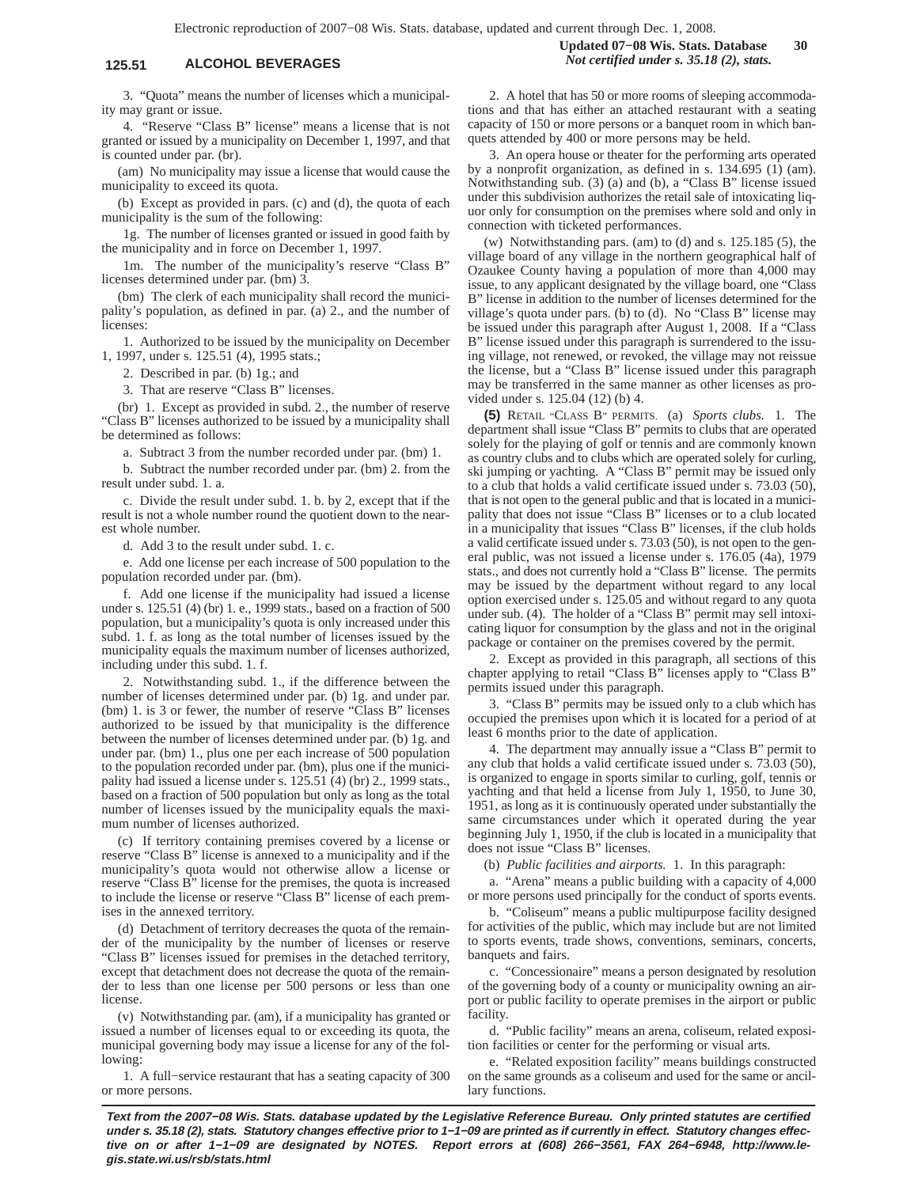3. "Quota" means the number of licenses which a municipality may grant or issue.

4. "Reserve "Class B" license" means a license that is not granted or issued by a municipality on December 1, 1997, and that is counted under par. (br).

(am) No municipality may issue a license that would cause the municipality to exceed its quota.

(b) Except as provided in pars. (c) and (d), the quota of each municipality is the sum of the following:

1g. The number of licenses granted or issued in good faith by the municipality and in force on December 1, 1997.

1m. The number of the municipality's reserve "Class B" licenses determined under par. (bm) 3.

(bm) The clerk of each municipality shall record the municipality's population, as defined in par. (a) 2., and the number of licenses:

1. Authorized to be issued by the municipality on December 1, 1997, under s. 125.51 (4), 1995 stats.;

2. Described in par. (b) 1g.; and

3. That are reserve "Class B" licenses.

(br) 1. Except as provided in subd. 2., the number of reserve "Class B" licenses authorized to be issued by a municipality shall be determined as follows:

a. Subtract 3 from the number recorded under par. (bm) 1.

b. Subtract the number recorded under par. (bm) 2. from the result under subd. 1. a.

c. Divide the result under subd. 1. b. by 2, except that if the result is not a whole number round the quotient down to the nearest whole number.

d. Add 3 to the result under subd. 1. c.

e. Add one license per each increase of 500 population to the population recorded under par. (bm).

f. Add one license if the municipality had issued a license under s. 125.51 (4) (br) 1. e., 1999 stats., based on a fraction of 500 population, but a municipality's quota is only increased under this subd. 1. f. as long as the total number of licenses issued by the municipality equals the maximum number of licenses authorized, including under this subd. 1. f.

2. Notwithstanding subd. 1., if the difference between the number of licenses determined under par. (b) 1g. and under par. (bm) 1. is 3 or fewer, the number of reserve "Class B" licenses authorized to be issued by that municipality is the difference between the number of licenses determined under par. (b) 1g. and under par. (bm) 1., plus one per each increase of 500 population to the population recorded under par. (bm), plus one if the municipality had issued a license under s. 125.51 (4) (br) 2., 1999 stats., based on a fraction of 500 population but only as long as the total number of licenses issued by the municipality equals the maximum number of licenses authorized.

(c) If territory containing premises covered by a license or reserve "Class B" license is annexed to a municipality and if the municipality's quota would not otherwise allow a license or reserve "Class B" license for the premises, the quota is increased to include the license or reserve "Class B" license of each premises in the annexed territory.

(d) Detachment of territory decreases the quota of the remainder of the municipality by the number of licenses or reserve "Class B" licenses issued for premises in the detached territory, except that detachment does not decrease the quota of the remainder to less than one license per 500 persons or less than one license.

(v) Notwithstanding par. (am), if a municipality has granted or issued a number of licenses equal to or exceeding its quota, the municipal governing body may issue a license for any of the following:

1. A full−service restaurant that has a seating capacity of 300 or more persons.

2. A hotel that has 50 or more rooms of sleeping accommodations and that has either an attached restaurant with a seating capacity of 150 or more persons or a banquet room in which banquets attended by 400 or more persons may be held.

3. An opera house or theater for the performing arts operated by a nonprofit organization, as defined in s. 134.695 (1) (am). Notwithstanding sub. (3) (a) and (b), a "Class B" license issued under this subdivision authorizes the retail sale of intoxicating liquor only for consumption on the premises where sold and only in connection with ticketed performances.

(w) Notwithstanding pars. (am) to (d) and s. 125.185 (5), the village board of any village in the northern geographical half of Ozaukee County having a population of more than 4,000 may issue, to any applicant designated by the village board, one "Class B" license in addition to the number of licenses determined for the village's quota under pars. (b) to (d). No "Class B" license may be issued under this paragraph after August 1, 2008. If a "Class B" license issued under this paragraph is surrendered to the issuing village, not renewed, or revoked, the village may not reissue the license, but a "Class B" license issued under this paragraph may be transferred in the same manner as other licenses as provided under s. 125.04 (12) (b) 4.

**(5)** RETAIL "CLASS B" PERMITS. (a) *Sports clubs.* 1. The department shall issue "Class B" permits to clubs that are operated solely for the playing of golf or tennis and are commonly known as country clubs and to clubs which are operated solely for curling, ski jumping or yachting. A "Class B" permit may be issued only to a club that holds a valid certificate issued under s. 73.03 (50), that is not open to the general public and that is located in a municipality that does not issue "Class B" licenses or to a club located in a municipality that issues "Class B" licenses, if the club holds a valid certificate issued under s. 73.03 (50), is not open to the general public, was not issued a license under s. 176.05 (4a), 1979 stats., and does not currently hold a "Class B" license. The permits may be issued by the department without regard to any local option exercised under s. 125.05 and without regard to any quota under sub. (4). The holder of a "Class B" permit may sell intoxicating liquor for consumption by the glass and not in the original package or container on the premises covered by the permit.

2. Except as provided in this paragraph, all sections of this chapter applying to retail "Class B" licenses apply to "Class B" permits issued under this paragraph.

3. "Class B" permits may be issued only to a club which has occupied the premises upon which it is located for a period of at least 6 months prior to the date of application.

4. The department may annually issue a "Class B" permit to any club that holds a valid certificate issued under s. 73.03 (50), is organized to engage in sports similar to curling, golf, tennis or yachting and that held a license from July 1, 1950, to June 30, 1951, as long as it is continuously operated under substantially the same circumstances under which it operated during the year beginning July 1, 1950, if the club is located in a municipality that does not issue "Class B" licenses.

(b) *Public facilities and airports.* 1. In this paragraph:

a. "Arena" means a public building with a capacity of 4,000 or more persons used principally for the conduct of sports events.

b. "Coliseum" means a public multipurpose facility designed for activities of the public, which may include but are not limited to sports events, trade shows, conventions, seminars, concerts, banquets and fairs.

c. "Concessionaire" means a person designated by resolution of the governing body of a county or municipality owning an airport or public facility to operate premises in the airport or public facility.

d. "Public facility" means an arena, coliseum, related exposition facilities or center for the performing or visual arts.

e. "Related exposition facility" means buildings constructed on the same grounds as a coliseum and used for the same or ancillary functions.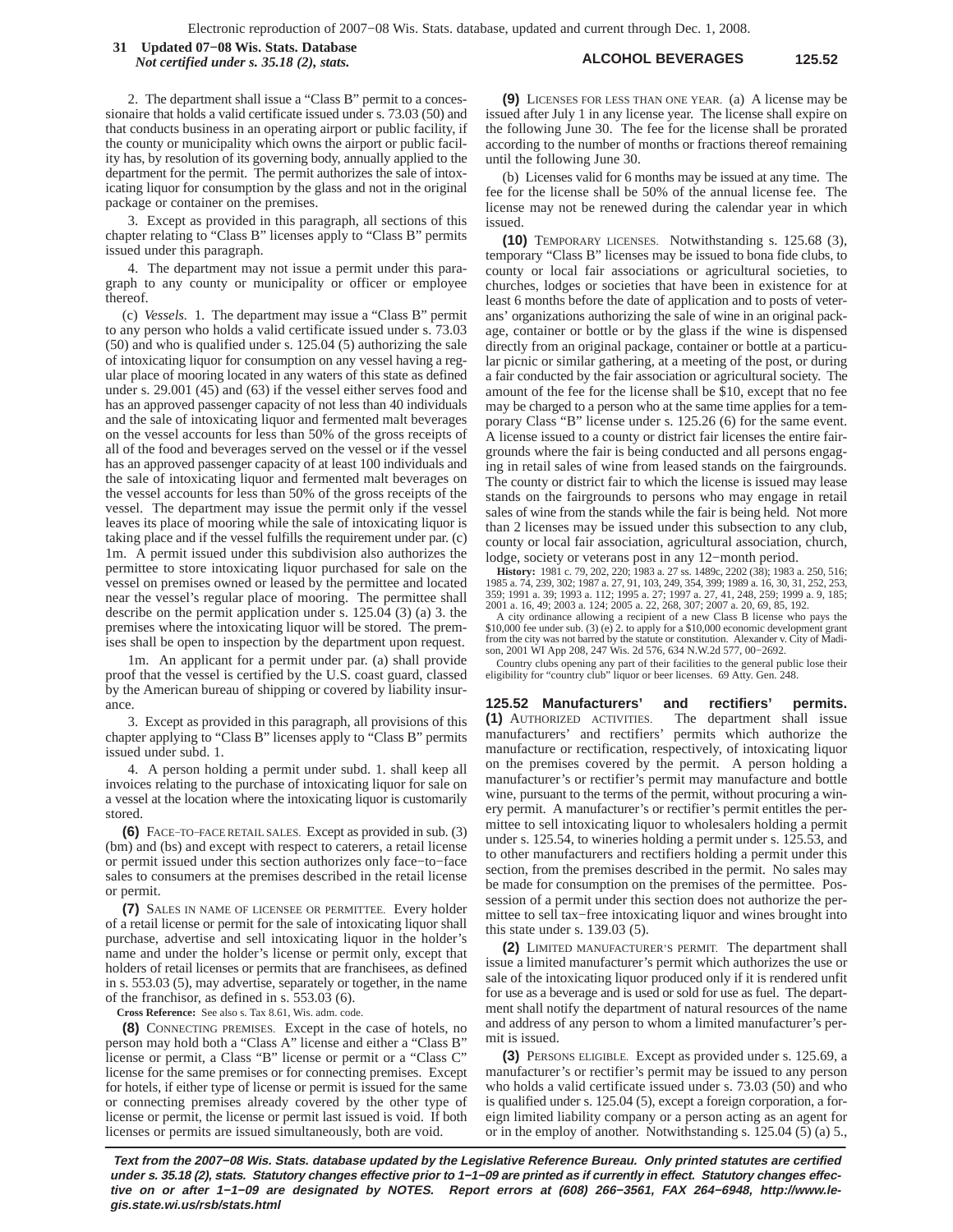2. The department shall issue a "Class B" permit to a concessionaire that holds a valid certificate issued under s. 73.03 (50) and that conducts business in an operating airport or public facility, if the county or municipality which owns the airport or public facility has, by resolution of its governing body, annually applied to the department for the permit. The permit authorizes the sale of intoxicating liquor for consumption by the glass and not in the original package or container on the premises.

3. Except as provided in this paragraph, all sections of this chapter relating to "Class B" licenses apply to "Class B" permits issued under this paragraph.

4. The department may not issue a permit under this paragraph to any county or municipality or officer or employee thereof.

(c) *Vessels.* 1. The department may issue a "Class B" permit to any person who holds a valid certificate issued under s. 73.03 (50) and who is qualified under s. 125.04 (5) authorizing the sale of intoxicating liquor for consumption on any vessel having a regular place of mooring located in any waters of this state as defined under s. 29.001 (45) and (63) if the vessel either serves food and has an approved passenger capacity of not less than 40 individuals and the sale of intoxicating liquor and fermented malt beverages on the vessel accounts for less than 50% of the gross receipts of all of the food and beverages served on the vessel or if the vessel has an approved passenger capacity of at least 100 individuals and the sale of intoxicating liquor and fermented malt beverages on the vessel accounts for less than 50% of the gross receipts of the vessel. The department may issue the permit only if the vessel leaves its place of mooring while the sale of intoxicating liquor is taking place and if the vessel fulfills the requirement under par. (c) 1m. A permit issued under this subdivision also authorizes the permittee to store intoxicating liquor purchased for sale on the vessel on premises owned or leased by the permittee and located near the vessel's regular place of mooring. The permittee shall describe on the permit application under s. 125.04 (3) (a) 3. the premises where the intoxicating liquor will be stored. The premises shall be open to inspection by the department upon request.

1m. An applicant for a permit under par. (a) shall provide proof that the vessel is certified by the U.S. coast guard, classed by the American bureau of shipping or covered by liability insurance.

3. Except as provided in this paragraph, all provisions of this chapter applying to "Class B" licenses apply to "Class B" permits issued under subd. 1.

4. A person holding a permit under subd. 1. shall keep all invoices relating to the purchase of intoxicating liquor for sale on a vessel at the location where the intoxicating liquor is customarily stored.

**(6)** FACE-TO-FACE RETAIL SALES. Except as provided in sub. (3) (bm) and (bs) and except with respect to caterers, a retail license or permit issued under this section authorizes only face-to-face sales to consumers at the premises described in the retail license or permit.

**(7)** SALES IN NAME OF LICENSEE OR PERMITTEE. Every holder of a retail license or permit for the sale of intoxicating liquor shall purchase, advertise and sell intoxicating liquor in the holder's name and under the holder's license or permit only, except that holders of retail licenses or permits that are franchisees, as defined in s. 553.03 (5), may advertise, separately or together, in the name of the franchisor, as defined in s. 553.03 (6).

**Cross Reference:** See also s. Tax 8.61, Wis. adm. code.

**(8)** CONNECTING PREMISES. Except in the case of hotels, no person may hold both a "Class A" license and either a "Class B" license or permit, a Class "B" license or permit or a "Class C" license for the same premises or for connecting premises. Except for hotels, if either type of license or permit is issued for the same or connecting premises already covered by the other type of license or permit, the license or permit last issued is void. If both licenses or permits are issued simultaneously, both are void.

**(9)** LICENSES FOR LESS THAN ONE YEAR. (a) A license may be issued after July 1 in any license year. The license shall expire on the following June 30. The fee for the license shall be prorated according to the number of months or fractions thereof remaining until the following June 30.

(b) Licenses valid for 6 months may be issued at any time. The fee for the license shall be 50% of the annual license fee. The license may not be renewed during the calendar year in which issued.

**(10)** TEMPORARY LICENSES. Notwithstanding s. 125.68 (3), temporary "Class B" licenses may be issued to bona fide clubs, to county or local fair associations or agricultural societies, to churches, lodges or societies that have been in existence for at least 6 months before the date of application and to posts of veterans' organizations authorizing the sale of wine in an original package, container or bottle or by the glass if the wine is dispensed directly from an original package, container or bottle at a particular picnic or similar gathering, at a meeting of the post, or during a fair conducted by the fair association or agricultural society. The amount of the fee for the license shall be $10, except that no fee may be charged to a person who at the same time applies for a temporary Class "B" license under s. 125.26 (6) for the same event. A license issued to a county or district fair licenses the entire fairgrounds where the fair is being conducted and all persons engaging in retail sales of wine from leased stands on the fairgrounds. The county or district fair to which the license is issued may lease stands on the fairgrounds to persons who may engage in retail sales of wine from the stands while the fair is being held. Not more than 2 licenses may be issued under this subsection to any club, county or local fair association, agricultural association, church, lodge, society or veterans post in any 12-month period.

**History:** 1981 c. 79, 202, 220; 1983 a. 27 ss. 1489c, 2202 (38); 1983 a. 250, 516; 1985 a. 74, 239, 302; 1987 a. 27, 91, 103, 249, 354, 399; 1989 a. 16, 30, 31, 252, 253, 359; 1991 a. 39; 1993 a. 112; 1995 a. 27; 1997 a. 27, 41, 248, 259; 1999 a. 9, 185; 2001 a. 16, 49; 2003 a. 124; 2005 a. 22, 268, 307; 2007 a. 20, 69, 85, 192.

A city ordinance allowing a recipient of a new Class B license who pays the $10,000 fee under sub. (3) (e) 2. to apply for a $10,000 economic development grant from the city was not barred by the statute or constitution. Alexander v. City of Madison, 2001 WI App 208, 247 Wis. 2d 576, 634 N.W.2d 577, 00-2692.

Country clubs opening any part of their facilities to the general public lose their eligibility for "country club" liquor or beer licenses. 69 Atty. Gen. 248.

**125.52 Manufacturers' and rectifiers' permits.** **(1)** AUTHORIZED ACTIVITIES. The department shall issue manufacturers' and rectifiers' permits which authorize the manufacture or rectification, respectively, of intoxicating liquor on the premises covered by the permit. A person holding a manufacturer's or rectifier's permit may manufacture and bottle wine, pursuant to the terms of the permit, without procuring a winery permit. A manufacturer's or rectifier's permit entitles the permittee to sell intoxicating liquor to wholesalers holding a permit under s. 125.54, to wineries holding a permit under s. 125.53, and to other manufacturers and rectifiers holding a permit under this section, from the premises described in the permit. No sales may be made for consumption on the premises of the permittee. Possession of a permit under this section does not authorize the permittee to sell tax-free intoxicating liquor and wines brought into this state under s. 139.03 (5).

**(2)** LIMITED MANUFACTURER'S PERMIT. The department shall issue a limited manufacturer's permit which authorizes the use or sale of the intoxicating liquor produced only if it is rendered unfit for use as a beverage and is used or sold for use as fuel. The department shall notify the department of natural resources of the name and address of any person to whom a limited manufacturer's permit is issued.

**(3)** PERSONS ELIGIBLE. Except as provided under s. 125.69, a manufacturer's or rectifier's permit may be issued to any person who holds a valid certificate issued under s. 73.03 (50) and who is qualified under s. 125.04 (5), except a foreign corporation, a foreign limited liability company or a person acting as an agent for or in the employ of another. Notwithstanding s. 125.04 (5) (a) 5.,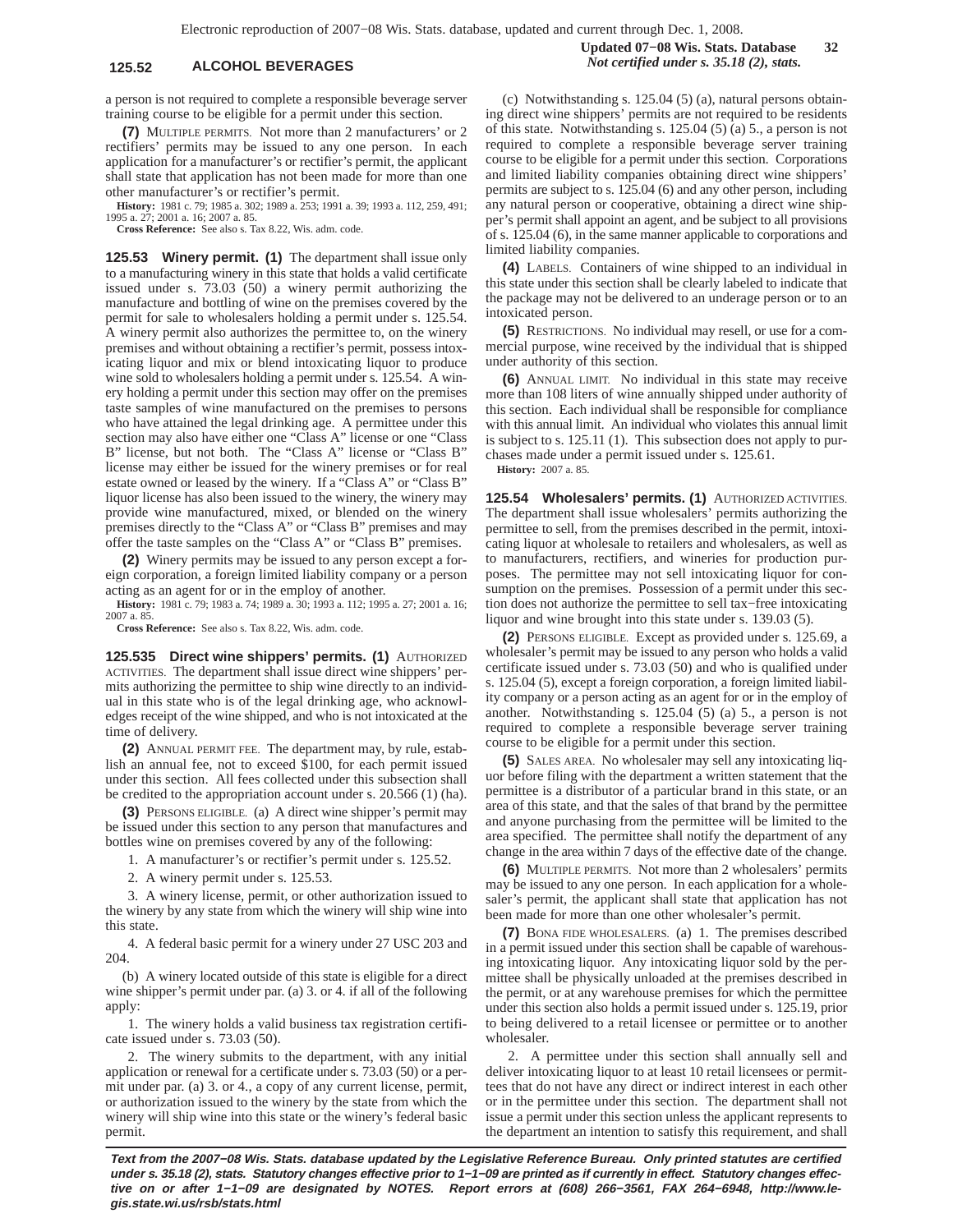a person is not required to complete a responsible beverage server training course to be eligible for a permit under this section.

**(7)** MULTIPLE PERMITS. Not more than 2 manufacturers' or 2 rectifiers' permits may be issued to any one person. In each application for a manufacturer's or rectifier's permit, the applicant shall state that application has not been made for more than one other manufacturer's or rectifier's permit.

**History:** 1981 c. 79; 1985 a. 302; 1989 a. 253; 1991 a. 39; 1993 a. 112, 259, 491; 1995 a. 27; 2001 a. 16; 2007 a. 85.

**Cross Reference:** See also s. Tax 8.22, Wis. adm. code.

**125.53 Winery permit. (1)** The department shall issue only to a manufacturing winery in this state that holds a valid certificate issued under s. 73.03 (50) a winery permit authorizing the manufacture and bottling of wine on the premises covered by the permit for sale to wholesalers holding a permit under s. 125.54. A winery permit also authorizes the permittee to, on the winery premises and without obtaining a rectifier's permit, possess intoxicating liquor and mix or blend intoxicating liquor to produce wine sold to wholesalers holding a permit under s. 125.54. A winery holding a permit under this section may offer on the premises taste samples of wine manufactured on the premises to persons who have attained the legal drinking age. A permittee under this section may also have either one "Class A" license or one "Class B" license, but not both. The "Class A" license or "Class B" license may either be issued for the winery premises or for real estate owned or leased by the winery. If a "Class A" or "Class B" liquor license has also been issued to the winery, the winery may provide wine manufactured, mixed, or blended on the winery premises directly to the "Class A" or "Class B" premises and may offer the taste samples on the "Class A" or "Class B" premises.

**(2)** Winery permits may be issued to any person except a foreign corporation, a foreign limited liability company or a person acting as an agent for or in the employ of another.

**History:** 1981 c. 79; 1983 a. 74; 1989 a. 30; 1993 a. 112; 1995 a. 27; 2001 a. 16; 2007 a. 85.

**Cross Reference:** See also s. Tax 8.22, Wis. adm. code.

**125.535 Direct wine shippers' permits. (1)** AUTHORIZED ACTIVITIES. The department shall issue direct wine shippers' permits authorizing the permittee to ship wine directly to an individual in this state who is of the legal drinking age, who acknowledges receipt of the wine shipped, and who is not intoxicated at the time of delivery.

**(2)** ANNUAL PERMIT FEE. The department may, by rule, establish an annual fee, not to exceed $100, for each permit issued under this section. All fees collected under this subsection shall be credited to the appropriation account under s. 20.566 (1) (ha).

**(3)** PERSONS ELIGIBLE. (a) A direct wine shipper's permit may be issued under this section to any person that manufactures and bottles wine on premises covered by any of the following:

1. A manufacturer's or rectifier's permit under s. 125.52.

2. A winery permit under s. 125.53.

3. A winery license, permit, or other authorization issued to the winery by any state from which the winery will ship wine into this state.

4. A federal basic permit for a winery under 27 USC 203 and 204.

(b) A winery located outside of this state is eligible for a direct wine shipper's permit under par. (a) 3. or 4. if all of the following apply:

1. The winery holds a valid business tax registration certificate issued under s. 73.03 (50).

2. The winery submits to the department, with any initial application or renewal for a certificate under s. 73.03 (50) or a permit under par. (a) 3. or 4., a copy of any current license, permit, or authorization issued to the winery by the state from which the winery will ship wine into this state or the winery's federal basic permit.

(c) Notwithstanding s. 125.04 (5) (a), natural persons obtaining direct wine shippers' permits are not required to be residents of this state. Notwithstanding s. 125.04 (5) (a) 5., a person is not required to complete a responsible beverage server training course to be eligible for a permit under this section. Corporations and limited liability companies obtaining direct wine shippers' permits are subject to s. 125.04 (6) and any other person, including any natural person or cooperative, obtaining a direct wine shipper's permit shall appoint an agent, and be subject to all provisions of s. 125.04 (6), in the same manner applicable to corporations and limited liability companies.

**(4)** LABELS. Containers of wine shipped to an individual in this state under this section shall be clearly labeled to indicate that the package may not be delivered to an underage person or to an intoxicated person.

**(5)** RESTRICTIONS. No individual may resell, or use for a commercial purpose, wine received by the individual that is shipped under authority of this section.

**(6)** ANNUAL LIMIT. No individual in this state may receive more than 108 liters of wine annually shipped under authority of this section. Each individual shall be responsible for compliance with this annual limit. An individual who violates this annual limit is subject to s. 125.11 (1). This subsection does not apply to purchases made under a permit issued under s. 125.61.

**History:** 2007 a. 85.

**125.54 Wholesalers' permits. (1)** AUTHORIZED ACTIVITIES. The department shall issue wholesalers' permits authorizing the permittee to sell, from the premises described in the permit, intoxicating liquor at wholesale to retailers and wholesalers, as well as to manufacturers, rectifiers, and wineries for production purposes. The permittee may not sell intoxicating liquor for consumption on the premises. Possession of a permit under this section does not authorize the permittee to sell tax−free intoxicating liquor and wine brought into this state under s. 139.03 (5).

**(2)** PERSONS ELIGIBLE. Except as provided under s. 125.69, a wholesaler's permit may be issued to any person who holds a valid certificate issued under s. 73.03 (50) and who is qualified under s. 125.04 (5), except a foreign corporation, a foreign limited liability company or a person acting as an agent for or in the employ of another. Notwithstanding s. 125.04 (5) (a) 5., a person is not required to complete a responsible beverage server training course to be eligible for a permit under this section.

**(5)** SALES AREA. No wholesaler may sell any intoxicating liquor before filing with the department a written statement that the permittee is a distributor of a particular brand in this state, or an area of this state, and that the sales of that brand by the permittee and anyone purchasing from the permittee will be limited to the area specified. The permittee shall notify the department of any change in the area within 7 days of the effective date of the change.

**(6)** MULTIPLE PERMITS. Not more than 2 wholesalers' permits may be issued to any one person. In each application for a wholesaler's permit, the applicant shall state that application has not been made for more than one other wholesaler's permit.

**(7)** BONA FIDE WHOLESALERS. (a) 1. The premises described in a permit issued under this section shall be capable of warehousing intoxicating liquor. Any intoxicating liquor sold by the permittee shall be physically unloaded at the premises described in the permit, or at any warehouse premises for which the permittee under this section also holds a permit issued under s. 125.19, prior to being delivered to a retail licensee or permittee or to another wholesaler.

2. A permittee under this section shall annually sell and deliver intoxicating liquor to at least 10 retail licensees or permittees that do not have any direct or indirect interest in each other or in the permittee under this section. The department shall not issue a permit under this section unless the applicant represents to the department an intention to satisfy this requirement, and shall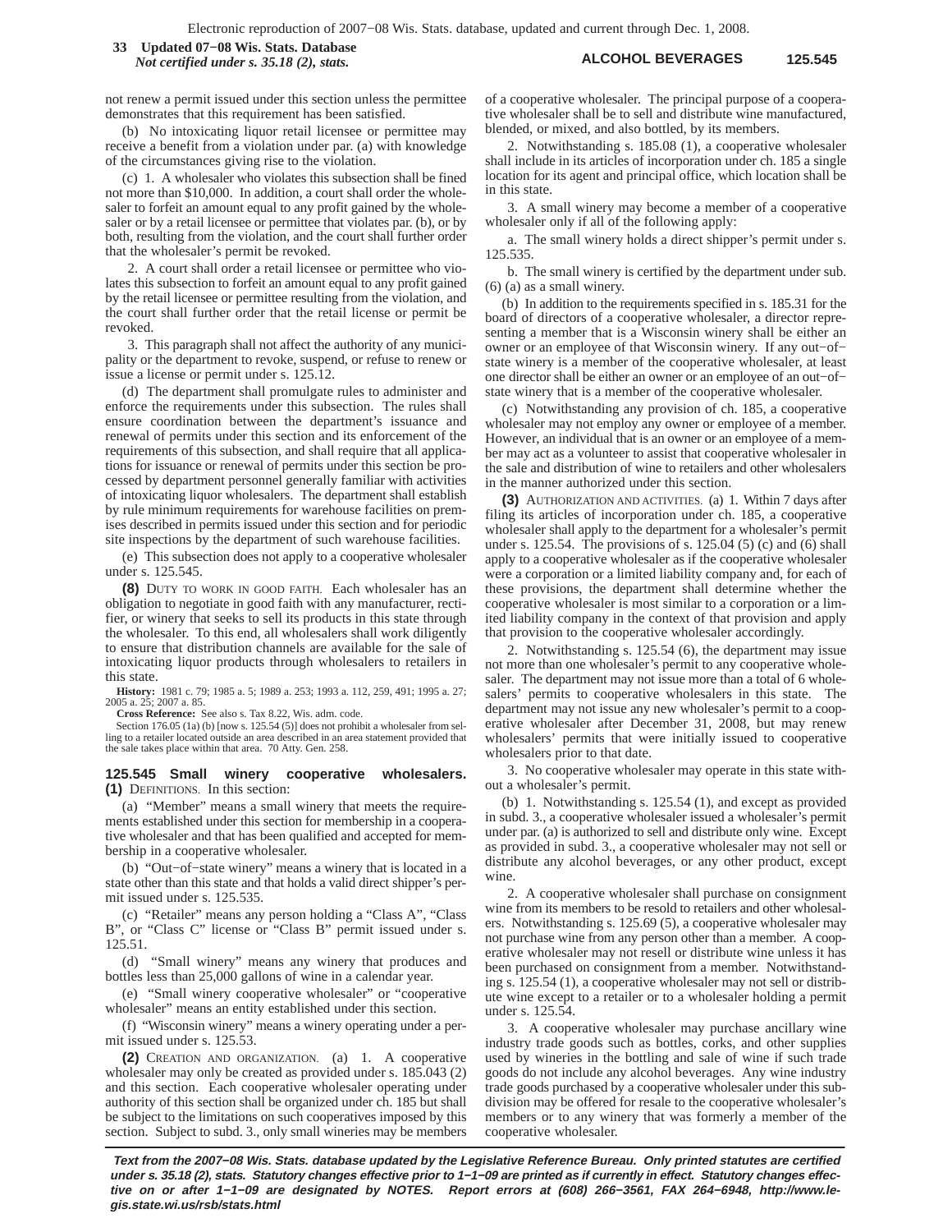not renew a permit issued under this section unless the permittee demonstrates that this requirement has been satisfied.

(b) No intoxicating liquor retail licensee or permittee may receive a benefit from a violation under par. (a) with knowledge of the circumstances giving rise to the violation.

(c) 1. A wholesaler who violates this subsection shall be fined not more than $10,000. In addition, a court shall order the wholesaler to forfeit an amount equal to any profit gained by the wholesaler or by a retail licensee or permittee that violates par. (b), or by both, resulting from the violation, and the court shall further order that the wholesaler's permit be revoked.

2. A court shall order a retail licensee or permittee who violates this subsection to forfeit an amount equal to any profit gained by the retail licensee or permittee resulting from the violation, and the court shall further order that the retail license or permit be revoked.

3. This paragraph shall not affect the authority of any municipality or the department to revoke, suspend, or refuse to renew or issue a license or permit under s. 125.12.

(d) The department shall promulgate rules to administer and enforce the requirements under this subsection. The rules shall ensure coordination between the department's issuance and renewal of permits under this section and its enforcement of the requirements of this subsection, and shall require that all applications for issuance or renewal of permits under this section be processed by department personnel generally familiar with activities of intoxicating liquor wholesalers. The department shall establish by rule minimum requirements for warehouse facilities on premises described in permits issued under this section and for periodic site inspections by the department of such warehouse facilities.

(e) This subsection does not apply to a cooperative wholesaler under s. 125.545.

**(8)** DUTY TO WORK IN GOOD FAITH. Each wholesaler has an obligation to negotiate in good faith with any manufacturer, rectifier, or winery that seeks to sell its products in this state through the wholesaler. To this end, all wholesalers shall work diligently to ensure that distribution channels are available for the sale of intoxicating liquor products through wholesalers to retailers in this state.

**History:** 1981 c. 79; 1985 a. 5; 1989 a. 253; 1993 a. 112, 259, 491; 1995 a. 27; 2005 a. 25; 2007 a. 85.

**Cross Reference:** See also s. Tax 8.22, Wis. adm. code.

Section 176.05 (1a) (b) [now s. 125.54 (5)] does not prohibit a wholesaler from selling to a retailer located outside an area described in an area statement provided that the sale takes place within that area. 70 Atty. Gen. 258.

## 125.545 Small winery cooperative wholesalers.

**(1)** DEFINITIONS. In this section:

(a) "Member" means a small winery that meets the requirements established under this section for membership in a cooperative wholesaler and that has been qualified and accepted for membership in a cooperative wholesaler.

(b) "Out-of-state winery" means a winery that is located in a state other than this state and that holds a valid direct shipper's permit issued under s. 125.535.

(c) "Retailer" means any person holding a "Class A", "Class B", or "Class C" license or "Class B" permit issued under s. 125.51.

(d) "Small winery" means any winery that produces and bottles less than 25,000 gallons of wine in a calendar year.

(e) "Small winery cooperative wholesaler" or "cooperative wholesaler" means an entity established under this section.

(f) "Wisconsin winery" means a winery operating under a permit issued under s. 125.53.

**(2)** CREATION AND ORGANIZATION. (a) 1. A cooperative wholesaler may only be created as provided under s. 185.043 (2) and this section. Each cooperative wholesaler operating under authority of this section shall be organized under ch. 185 but shall be subject to the limitations on such cooperatives imposed by this section. Subject to subd. 3., only small wineries may be members of a cooperative wholesaler. The principal purpose of a cooperative wholesaler shall be to sell and distribute wine manufactured, blended, or mixed, and also bottled, by its members.

2. Notwithstanding s. 185.08 (1), a cooperative wholesaler shall include in its articles of incorporation under ch. 185 a single location for its agent and principal office, which location shall be in this state.

3. A small winery may become a member of a cooperative wholesaler only if all of the following apply:

a. The small winery holds a direct shipper's permit under s. 125.535.

b. The small winery is certified by the department under sub. (6) (a) as a small winery.

(b) In addition to the requirements specified in s. 185.31 for the board of directors of a cooperative wholesaler, a director representing a member that is a Wisconsin winery shall be either an owner or an employee of that Wisconsin winery. If any out-of-state winery is a member of the cooperative wholesaler, at least one director shall be either an owner or an employee of an out-of-state winery that is a member of the cooperative wholesaler.

(c) Notwithstanding any provision of ch. 185, a cooperative wholesaler may not employ any owner or employee of a member. However, an individual that is an owner or an employee of a member may act as a volunteer to assist that cooperative wholesaler in the sale and distribution of wine to retailers and other wholesalers in the manner authorized under this section.

**(3)** AUTHORIZATION AND ACTIVITIES. (a) 1. Within 7 days after filing its articles of incorporation under ch. 185, a cooperative wholesaler shall apply to the department for a wholesaler's permit under s. 125.54. The provisions of s. 125.04 (5) (c) and (6) shall apply to a cooperative wholesaler as if the cooperative wholesaler were a corporation or a limited liability company and, for each of these provisions, the department shall determine whether the cooperative wholesaler is most similar to a corporation or a limited liability company in the context of that provision and apply that provision to the cooperative wholesaler accordingly.

2. Notwithstanding s. 125.54 (6), the department may issue not more than one wholesaler's permit to any cooperative wholesaler. The department may not issue more than a total of 6 wholesalers' permits to cooperative wholesalers in this state. The department may not issue any new wholesaler's permit to a cooperative wholesaler after December 31, 2008, but may renew wholesalers' permits that were initially issued to cooperative wholesalers prior to that date.

3. No cooperative wholesaler may operate in this state without a wholesaler's permit.

(b) 1. Notwithstanding s. 125.54 (1), and except as provided in subd. 3., a cooperative wholesaler issued a wholesaler's permit under par. (a) is authorized to sell and distribute only wine. Except as provided in subd. 3., a cooperative wholesaler may not sell or distribute any alcohol beverages, or any other product, except wine.

2. A cooperative wholesaler shall purchase on consignment wine from its members to be resold to retailers and other wholesalers. Notwithstanding s. 125.69 (5), a cooperative wholesaler may not purchase wine from any person other than a member. A cooperative wholesaler may not resell or distribute wine unless it has been purchased on consignment from a member. Notwithstanding s. 125.54 (1), a cooperative wholesaler may not sell or distribute wine except to a retailer or to a wholesaler holding a permit under s. 125.54.

3. A cooperative wholesaler may purchase ancillary wine industry trade goods such as bottles, corks, and other supplies used by wineries in the bottling and sale of wine if such trade goods do not include any alcohol beverages. Any wine industry trade goods purchased by a cooperative wholesaler under this subdivision may be offered for resale to the cooperative wholesaler's members or to any winery that was formerly a member of the cooperative wholesaler.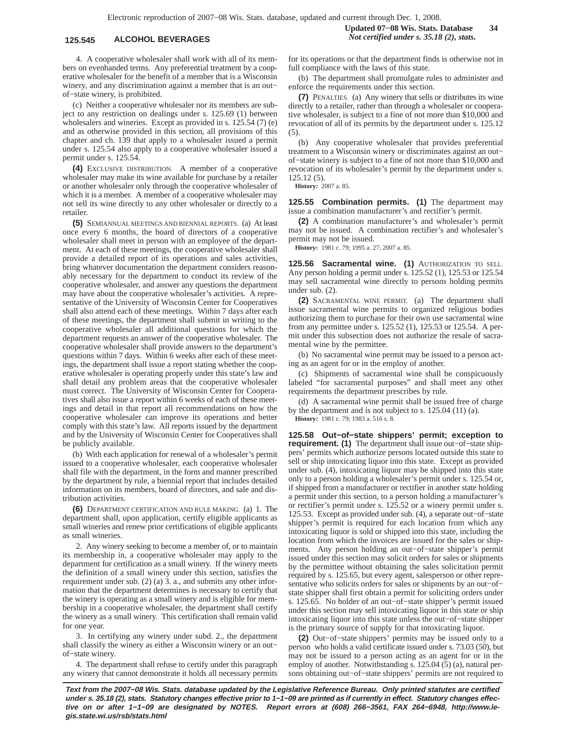4. A cooperative wholesaler shall work with all of its members on evenhanded terms. Any preferential treatment by a cooperative wholesaler for the benefit of a member that is a Wisconsin winery, and any discrimination against a member that is an out−of−state winery, is prohibited.

(c) Neither a cooperative wholesaler nor its members are subject to any restriction on dealings under s. 125.69 (1) between wholesalers and wineries. Except as provided in s. 125.54 (7) (e) and as otherwise provided in this section, all provisions of this chapter and ch. 139 that apply to a wholesaler issued a permit under s. 125.54 also apply to a cooperative wholesaler issued a permit under s. 125.54.

**(4)** EXCLUSIVE DISTRIBUTION. A member of a cooperative wholesaler may make its wine available for purchase by a retailer or another wholesaler only through the cooperative wholesaler of which it is a member. A member of a cooperative wholesaler may not sell its wine directly to any other wholesaler or directly to a retailer.

**(5)** SEMIANNUAL MEETINGS AND BIENNIAL REPORTS. (a) At least once every 6 months, the board of directors of a cooperative wholesaler shall meet in person with an employee of the department. At each of these meetings, the cooperative wholesaler shall provide a detailed report of its operations and sales activities, bring whatever documentation the department considers reasonably necessary for the department to conduct its review of the cooperative wholesaler, and answer any questions the department may have about the cooperative wholesaler's activities. A representative of the University of Wisconsin Center for Cooperatives shall also attend each of these meetings. Within 7 days after each of these meetings, the department shall submit in writing to the cooperative wholesaler all additional questions for which the department requests an answer of the cooperative wholesaler. The cooperative wholesaler shall provide answers to the department's questions within 7 days. Within 6 weeks after each of these meetings, the department shall issue a report stating whether the cooperative wholesaler is operating properly under this state's law and shall detail any problem areas that the cooperative wholesaler must correct. The University of Wisconsin Center for Cooperatives shall also issue a report within 6 weeks of each of these meetings and detail in that report all recommendations on how the cooperative wholesaler can improve its operations and better comply with this state's law. All reports issued by the department and by the University of Wisconsin Center for Cooperatives shall be publicly available.

(b) With each application for renewal of a wholesaler's permit issued to a cooperative wholesaler, each cooperative wholesaler shall file with the department, in the form and manner prescribed by the department by rule, a biennial report that includes detailed information on its members, board of directors, and sale and distribution activities.

**(6)** DEPARTMENT CERTIFICATION AND RULE MAKING. (a) 1. The department shall, upon application, certify eligible applicants as small wineries and renew prior certifications of eligible applicants as small wineries.

2. Any winery seeking to become a member of, or to maintain its membership in, a cooperative wholesaler may apply to the department for certification as a small winery. If the winery meets the definition of a small winery under this section, satisfies the requirement under sub. (2) (a) 3. a., and submits any other information that the department determines is necessary to certify that the winery is operating as a small winery and is eligible for membership in a cooperative wholesaler, the department shall certify the winery as a small winery. This certification shall remain valid for one year.

3. In certifying any winery under subd. 2., the department shall classify the winery as either a Wisconsin winery or an out−of−state winery.

4. The department shall refuse to certify under this paragraph any winery that cannot demonstrate it holds all necessary permits for its operations or that the department finds is otherwise not in full compliance with the laws of this state.

(b) The department shall promulgate rules to administer and enforce the requirements under this section.

**(7)** PENALTIES. (a) Any winery that sells or distributes its wine directly to a retailer, rather than through a wholesaler or cooperative wholesaler, is subject to a fine of not more than $10,000 and revocation of all of its permits by the department under s. 125.12 (5).

(b) Any cooperative wholesaler that provides preferential treatment to a Wisconsin winery or discriminates against an out−of−state winery is subject to a fine of not more than $10,000 and revocation of its wholesaler's permit by the department under s. 125.12 (5).

**History:** 2007 a. 85.

**125.55 Combination permits. (1)** The department may issue a combination manufacturer's and rectifier's permit.

**(2)** A combination manufacturer's and wholesaler's permit may not be issued. A combination rectifier's and wholesaler's permit may not be issued.

**History:** 1981 c. 79; 1995 a. 27; 2007 a. 85.

**125.56 Sacramental wine. (1)** AUTHORIZATION TO SELL. Any person holding a permit under s. 125.52 (1), 125.53 or 125.54 may sell sacramental wine directly to persons holding permits under sub. (2).

**(2)** SACRAMENTAL WINE PERMIT. (a) The department shall issue sacramental wine permits to organized religious bodies authorizing them to purchase for their own use sacramental wine from any permittee under s. 125.52 (1), 125.53 or 125.54. A permit under this subsection does not authorize the resale of sacramental wine by the permittee.

(b) No sacramental wine permit may be issued to a person acting as an agent for or in the employ of another.

(c) Shipments of sacramental wine shall be conspicuously labeled "for sacramental purposes" and shall meet any other requirements the department prescribes by rule.

(d) A sacramental wine permit shall be issued free of charge by the department and is not subject to s. 125.04 (11) (a).

**History:** 1981 c. 79; 1983 a. 516 s. 8.

**125.58 Out−of−state shippers' permit; exception to requirement. (1)** The department shall issue out−of−state shippers' permits which authorize persons located outside this state to sell or ship intoxicating liquor into this state. Except as provided under sub. (4), intoxicating liquor may be shipped into this state only to a person holding a wholesaler's permit under s. 125.54 or, if shipped from a manufacturer or rectifier in another state holding a permit under this section, to a person holding a manufacturer's or rectifier's permit under s. 125.52 or a winery permit under s. 125.53. Except as provided under sub. (4), a separate out−of−state shipper's permit is required for each location from which any intoxicating liquor is sold or shipped into this state, including the location from which the invoices are issued for the sales or shipments. Any person holding an out−of−state shipper's permit issued under this section may solicit orders for sales or shipments by the permittee without obtaining the sales solicitation permit required by s. 125.65, but every agent, salesperson or other representative who solicits orders for sales or shipments by an out−of−state shipper shall first obtain a permit for soliciting orders under s. 125.65. No holder of an out−of−state shipper's permit issued under this section may sell intoxicating liquor in this state or ship intoxicating liquor into this state unless the out−of−state shipper is the primary source of supply for that intoxicating liquor.

**(2)** Out−of−state shippers' permits may be issued only to a person who holds a valid certificate issued under s. 73.03 (50), but may not be issued to a person acting as an agent for or in the employ of another. Notwithstanding s. 125.04 (5) (a), natural persons obtaining out−of−state shippers' permits are not required to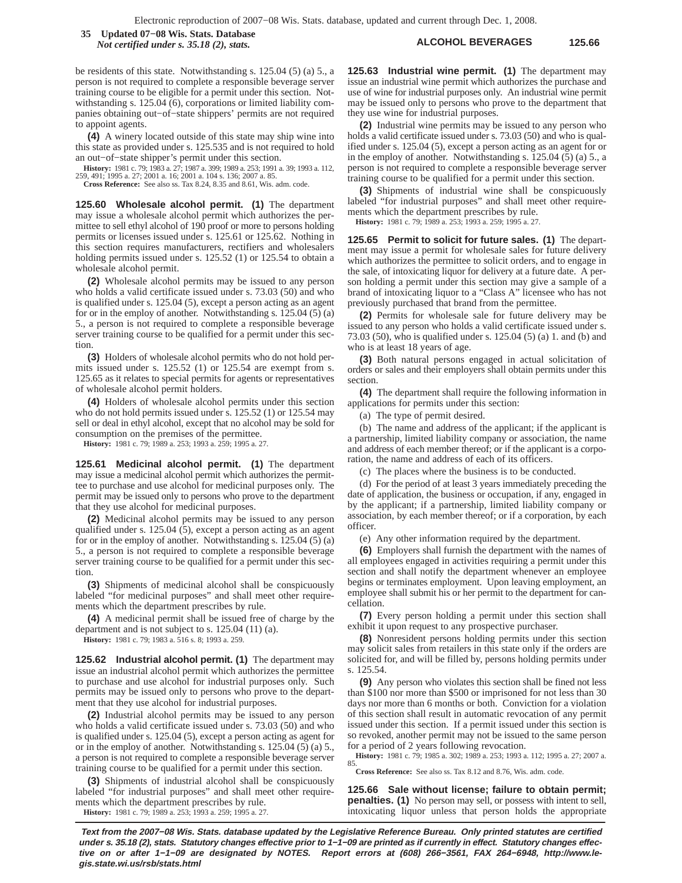be residents of this state. Notwithstanding s. 125.04 (5) (a) 5., a person is not required to complete a responsible beverage server training course to be eligible for a permit under this section. Notwithstanding s. 125.04 (6), corporations or limited liability companies obtaining out−of−state shippers' permits are not required to appoint agents.

**(4)** A winery located outside of this state may ship wine into this state as provided under s. 125.535 and is not required to hold an out−of−state shipper's permit under this section.

**History:** 1981 c. 79; 1983 a. 27; 1987 a. 399; 1989 a. 253; 1991 a. 39; 1993 a. 112, 259, 491; 1995 a. 27; 2001 a. 16; 2001 a. 104 s. 136; 2007 a. 85.

**Cross Reference:** See also ss. Tax 8.24, 8.35 and 8.61, Wis. adm. code.

**125.60 Wholesale alcohol permit. (1)** The department may issue a wholesale alcohol permit which authorizes the permittee to sell ethyl alcohol of 190 proof or more to persons holding permits or licenses issued under s. 125.61 or 125.62. Nothing in this section requires manufacturers, rectifiers and wholesalers holding permits issued under s. 125.52 (1) or 125.54 to obtain a wholesale alcohol permit.

**(2)** Wholesale alcohol permits may be issued to any person who holds a valid certificate issued under s. 73.03 (50) and who is qualified under s. 125.04 (5), except a person acting as an agent for or in the employ of another. Notwithstanding s. 125.04 (5) (a) 5., a person is not required to complete a responsible beverage server training course to be qualified for a permit under this section.

**(3)** Holders of wholesale alcohol permits who do not hold permits issued under s. 125.52 (1) or 125.54 are exempt from s. 125.65 as it relates to special permits for agents or representatives of wholesale alcohol permit holders.

**(4)** Holders of wholesale alcohol permits under this section who do not hold permits issued under s. 125.52 (1) or 125.54 may sell or deal in ethyl alcohol, except that no alcohol may be sold for consumption on the premises of the permittee.

**History:** 1981 c. 79; 1989 a. 253; 1993 a. 259; 1995 a. 27.

**125.61 Medicinal alcohol permit. (1)** The department may issue a medicinal alcohol permit which authorizes the permittee to purchase and use alcohol for medicinal purposes only. The permit may be issued only to persons who prove to the department that they use alcohol for medicinal purposes.

**(2)** Medicinal alcohol permits may be issued to any person qualified under s. 125.04 (5), except a person acting as an agent for or in the employ of another. Notwithstanding s. 125.04 (5) (a) 5., a person is not required to complete a responsible beverage server training course to be qualified for a permit under this section.

**(3)** Shipments of medicinal alcohol shall be conspicuously labeled "for medicinal purposes" and shall meet other requirements which the department prescribes by rule.

**(4)** A medicinal permit shall be issued free of charge by the department and is not subject to s. 125.04 (11) (a).

**History:** 1981 c. 79; 1983 a. 516 s. 8; 1993 a. 259.

**125.62 Industrial alcohol permit. (1)** The department may issue an industrial alcohol permit which authorizes the permittee to purchase and use alcohol for industrial purposes only. Such permits may be issued only to persons who prove to the department that they use alcohol for industrial purposes.

**(2)** Industrial alcohol permits may be issued to any person who holds a valid certificate issued under s. 73.03 (50) and who is qualified under s. 125.04 (5), except a person acting as agent for or in the employ of another. Notwithstanding s. 125.04 (5) (a) 5., a person is not required to complete a responsible beverage server training course to be qualified for a permit under this section.

**(3)** Shipments of industrial alcohol shall be conspicuously labeled "for industrial purposes" and shall meet other requirements which the department prescribes by rule.

**History:** 1981 c. 79; 1989 a. 253; 1993 a. 259; 1995 a. 27.

**125.63 Industrial wine permit. (1)** The department may issue an industrial wine permit which authorizes the purchase and use of wine for industrial purposes only. An industrial wine permit may be issued only to persons who prove to the department that they use wine for industrial purposes.

**(2)** Industrial wine permits may be issued to any person who holds a valid certificate issued under s. 73.03 (50) and who is qualified under s. 125.04 (5), except a person acting as an agent for or in the employ of another. Notwithstanding s. 125.04 (5) (a) 5., a person is not required to complete a responsible beverage server training course to be qualified for a permit under this section.

**(3)** Shipments of industrial wine shall be conspicuously labeled "for industrial purposes" and shall meet other requirements which the department prescribes by rule.

**History:** 1981 c. 79; 1989 a. 253; 1993 a. 259; 1995 a. 27.

**125.65 Permit to solicit for future sales. (1)** The department may issue a permit for wholesale sales for future delivery which authorizes the permittee to solicit orders, and to engage in the sale, of intoxicating liquor for delivery at a future date. A person holding a permit under this section may give a sample of a brand of intoxicating liquor to a "Class A" licensee who has not previously purchased that brand from the permittee.

**(2)** Permits for wholesale sale for future delivery may be issued to any person who holds a valid certificate issued under s. 73.03 (50), who is qualified under s. 125.04 (5) (a) 1. and (b) and who is at least 18 years of age.

**(3)** Both natural persons engaged in actual solicitation of orders or sales and their employers shall obtain permits under this section.

**(4)** The department shall require the following information in applications for permits under this section:

(a) The type of permit desired.

(b) The name and address of the applicant; if the applicant is a partnership, limited liability company or association, the name and address of each member thereof; or if the applicant is a corporation, the name and address of each of its officers.

(c) The places where the business is to be conducted.

(d) For the period of at least 3 years immediately preceding the date of application, the business or occupation, if any, engaged in by the applicant; if a partnership, limited liability company or association, by each member thereof; or if a corporation, by each officer.

(e) Any other information required by the department.

**(6)** Employers shall furnish the department with the names of all employees engaged in activities requiring a permit under this section and shall notify the department whenever an employee begins or terminates employment. Upon leaving employment, an employee shall submit his or her permit to the department for cancellation.

**(7)** Every person holding a permit under this section shall exhibit it upon request to any prospective purchaser.

**(8)** Nonresident persons holding permits under this section may solicit sales from retailers in this state only if the orders are solicited for, and will be filled by, persons holding permits under s. 125.54.

**(9)** Any person who violates this section shall be fined not less than $100 nor more than $500 or imprisoned for not less than 30 days nor more than 6 months or both. Conviction for a violation of this section shall result in automatic revocation of any permit issued under this section. If a permit issued under this section is so revoked, another permit may not be issued to the same person for a period of 2 years following revocation.

**History:** 1981 c. 79; 1985 a. 302; 1989 a. 253; 1993 a. 112; 1995 a. 27; 2007 a. 85.

**Cross Reference:** See also ss. Tax 8.12 and 8.76, Wis. adm. code.

**125.66 Sale without license; failure to obtain permit; penalties. (1)** No person may sell, or possess with intent to sell, intoxicating liquor unless that person holds the appropriate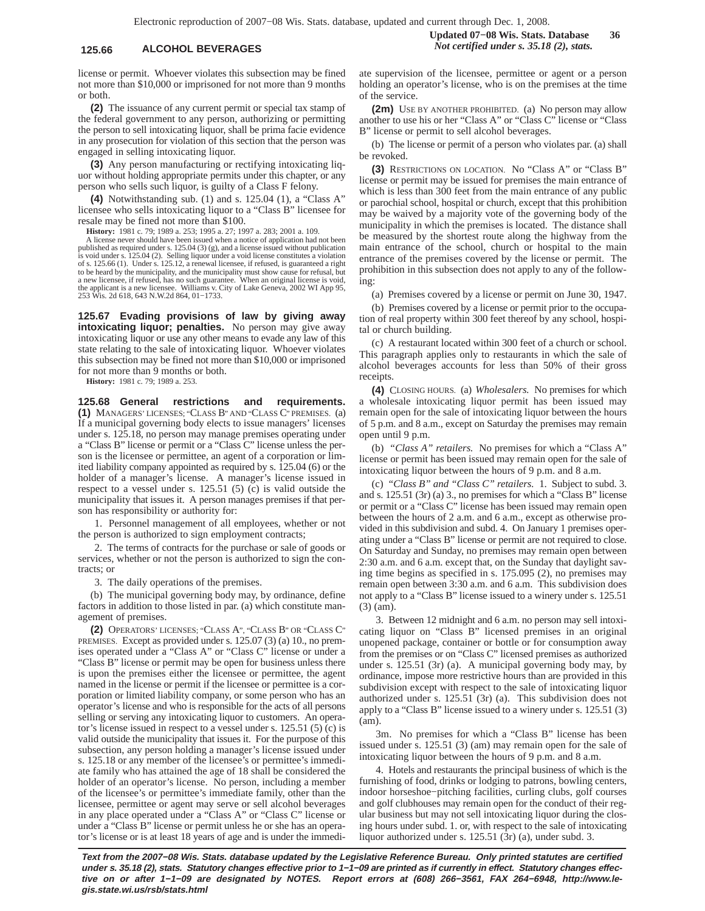license or permit. Whoever violates this subsection may be fined not more than $10,000 or imprisoned for not more than 9 months or both.

**(2)** The issuance of any current permit or special tax stamp of the federal government to any person, authorizing or permitting the person to sell intoxicating liquor, shall be prima facie evidence in any prosecution for violation of this section that the person was engaged in selling intoxicating liquor.

**(3)** Any person manufacturing or rectifying intoxicating liquor without holding appropriate permits under this chapter, or any person who sells such liquor, is guilty of a Class F felony.

**(4)** Notwithstanding sub. (1) and s. 125.04 (1), a "Class A" licensee who sells intoxicating liquor to a "Class B" licensee for resale may be fined not more than $100.

**History:** 1981 c. 79; 1989 a. 253; 1995 a. 27; 1997 a. 283; 2001 a. 109.

A license never should have been issued when a notice of application had not been published as required under s. 125.04 (3) (g), and a license issued without publication is void under s. 125.04 (2). Selling liquor under a void license constitutes a violation of s. 125.66 (1). Under s. 125.12, a renewal licensee, if refused, is guaranteed a right to be heard by the municipality, and the municipality must show cause for refusal, but a new licensee, if refused, has no such guarantee. When an original license is void, the applicant is a new licensee. Williams v. City of Lake Geneva, 2002 WI App 95, 253 Wis. 2d 618, 643 N.W.2d 864, 01−1733.

**125.67 Evading provisions of law by giving away intoxicating liquor; penalties.** No person may give away intoxicating liquor or use any other means to evade any law of this state relating to the sale of intoxicating liquor. Whoever violates this subsection may be fined not more than $10,000 or imprisoned for not more than 9 months or both.

**History:** 1981 c. 79; 1989 a. 253.

**125.68 General restrictions and requirements.** **(1)** MANAGERS' LICENSES; "CLASS B" AND "CLASS C" PREMISES. (a) If a municipal governing body elects to issue managers' licenses under s. 125.18, no person may manage premises operating under a "Class B" license or permit or a "Class C" license unless the person is the licensee or permittee, an agent of a corporation or limited liability company appointed as required by s. 125.04 (6) or the holder of a manager's license. A manager's license issued in respect to a vessel under s. 125.51 (5) (c) is valid outside the municipality that issues it. A person manages premises if that person has responsibility or authority for:

1. Personnel management of all employees, whether or not the person is authorized to sign employment contracts;

2. The terms of contracts for the purchase or sale of goods or services, whether or not the person is authorized to sign the contracts; or

3. The daily operations of the premises.

(b) The municipal governing body may, by ordinance, define factors in addition to those listed in par. (a) which constitute management of premises.

**(2)** OPERATORS' LICENSES; "CLASS A", "CLASS B" OR "CLASS C" PREMISES. Except as provided under s. 125.07 (3) (a) 10., no premises operated under a "Class A" or "Class C" license or under a "Class B" license or permit may be open for business unless there is upon the premises either the licensee or permittee, the agent named in the license or permit if the licensee or permittee is a corporation or limited liability company, or some person who has an operator's license and who is responsible for the acts of all persons selling or serving any intoxicating liquor to customers. An operator's license issued in respect to a vessel under s. 125.51 (5) (c) is valid outside the municipality that issues it. For the purpose of this subsection, any person holding a manager's license issued under s. 125.18 or any member of the licensee's or permittee's immediate family who has attained the age of 18 shall be considered the holder of an operator's license. No person, including a member of the licensee's or permittee's immediate family, other than the licensee, permittee or agent may serve or sell alcohol beverages in any place operated under a "Class A" or "Class C" license or under a "Class B" license or permit unless he or she has an operator's license or is at least 18 years of age and is under the immediate supervision of the licensee, permittee or agent or a person holding an operator's license, who is on the premises at the time of the service.

**(2m)** USE BY ANOTHER PROHIBITED. (a) No person may allow another to use his or her "Class A" or "Class C" license or "Class B" license or permit to sell alcohol beverages.

(b) The license or permit of a person who violates par. (a) shall be revoked.

**(3)** RESTRICTIONS ON LOCATION. No "Class A" or "Class B" license or permit may be issued for premises the main entrance of which is less than 300 feet from the main entrance of any public or parochial school, hospital or church, except that this prohibition may be waived by a majority vote of the governing body of the municipality in which the premises is located. The distance shall be measured by the shortest route along the highway from the main entrance of the school, church or hospital to the main entrance of the premises covered by the license or permit. The prohibition in this subsection does not apply to any of the following:

(a) Premises covered by a license or permit on June 30, 1947.

(b) Premises covered by a license or permit prior to the occupation of real property within 300 feet thereof by any school, hospital or church building.

(c) A restaurant located within 300 feet of a church or school. This paragraph applies only to restaurants in which the sale of alcohol beverages accounts for less than 50% of their gross receipts.

**(4)** CLOSING HOURS. (a) *Wholesalers.* No premises for which a wholesale intoxicating liquor permit has been issued may remain open for the sale of intoxicating liquor between the hours of 5 p.m. and 8 a.m., except on Saturday the premises may remain open until 9 p.m.

(b) *"Class A" retailers.* No premises for which a "Class A" license or permit has been issued may remain open for the sale of intoxicating liquor between the hours of 9 p.m. and 8 a.m.

(c) *"Class B" and "Class C" retailers.* 1. Subject to subd. 3. and s. 125.51 (3r) (a) 3., no premises for which a "Class B" license or permit or a "Class C" license has been issued may remain open between the hours of 2 a.m. and 6 a.m., except as otherwise provided in this subdivision and subd. 4. On January 1 premises operating under a "Class B" license or permit are not required to close. On Saturday and Sunday, no premises may remain open between 2:30 a.m. and 6 a.m. except that, on the Sunday that daylight saving time begins as specified in s. 175.095 (2), no premises may remain open between 3:30 a.m. and 6 a.m. This subdivision does not apply to a "Class B" license issued to a winery under s. 125.51 (3) (am).

3. Between 12 midnight and 6 a.m. no person may sell intoxicating liquor on "Class B" licensed premises in an original unopened package, container or bottle or for consumption away from the premises or on "Class C" licensed premises as authorized under s. 125.51 (3r) (a). A municipal governing body may, by ordinance, impose more restrictive hours than are provided in this subdivision except with respect to the sale of intoxicating liquor authorized under s. 125.51 (3r) (a). This subdivision does not apply to a "Class B" license issued to a winery under s. 125.51 (3) (am).

3m. No premises for which a "Class B" license has been issued under s. 125.51 (3) (am) may remain open for the sale of intoxicating liquor between the hours of 9 p.m. and 8 a.m.

4. Hotels and restaurants the principal business of which is the furnishing of food, drinks or lodging to patrons, bowling centers, indoor horseshoe−pitching facilities, curling clubs, golf courses and golf clubhouses may remain open for the conduct of their regular business but may not sell intoxicating liquor during the closing hours under subd. 1. or, with respect to the sale of intoxicating liquor authorized under s. 125.51 (3r) (a), under subd. 3.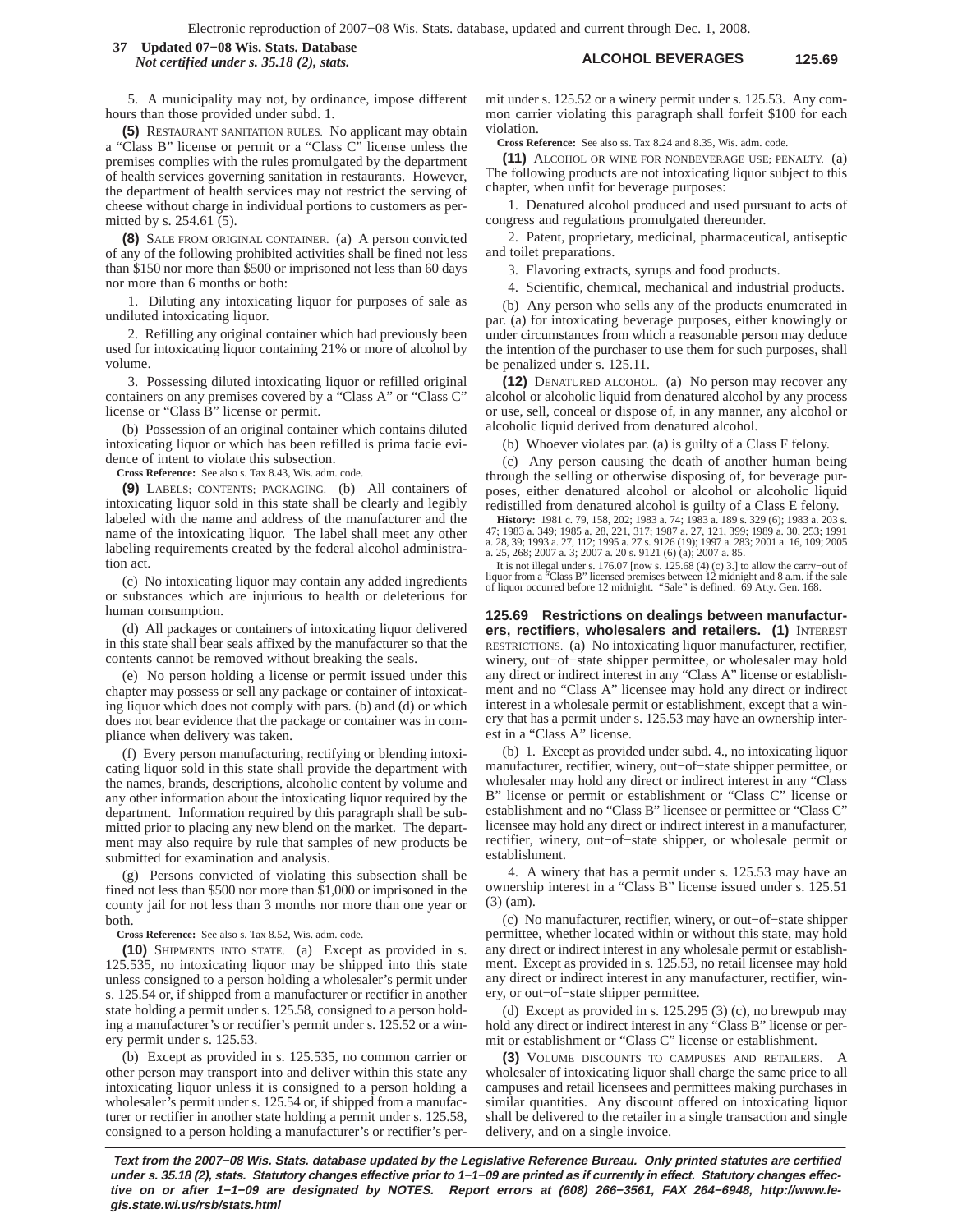5. A municipality may not, by ordinance, impose different hours than those provided under subd. 1.

**(5)** RESTAURANT SANITATION RULES. No applicant may obtain a "Class B" license or permit or a "Class C" license unless the premises complies with the rules promulgated by the department of health services governing sanitation in restaurants. However, the department of health services may not restrict the serving of cheese without charge in individual portions to customers as permitted by s. 254.61 (5).

**(8)** SALE FROM ORIGINAL CONTAINER. (a) A person convicted of any of the following prohibited activities shall be fined not less than $150 nor more than $500 or imprisoned not less than 60 days nor more than 6 months or both:

1. Diluting any intoxicating liquor for purposes of sale as undiluted intoxicating liquor.

2. Refilling any original container which had previously been used for intoxicating liquor containing 21% or more of alcohol by volume.

3. Possessing diluted intoxicating liquor or refilled original containers on any premises covered by a "Class A" or "Class C" license or "Class B" license or permit.

(b) Possession of an original container which contains diluted intoxicating liquor or which has been refilled is prima facie evidence of intent to violate this subsection.

**Cross Reference:** See also s. Tax 8.43, Wis. adm. code.

**(9)** LABELS; CONTENTS; PACKAGING. (b) All containers of intoxicating liquor sold in this state shall be clearly and legibly labeled with the name and address of the manufacturer and the name of the intoxicating liquor. The label shall meet any other labeling requirements created by the federal alcohol administration act.

(c) No intoxicating liquor may contain any added ingredients or substances which are injurious to health or deleterious for human consumption.

(d) All packages or containers of intoxicating liquor delivered in this state shall bear seals affixed by the manufacturer so that the contents cannot be removed without breaking the seals.

(e) No person holding a license or permit issued under this chapter may possess or sell any package or container of intoxicating liquor which does not comply with pars. (b) and (d) or which does not bear evidence that the package or container was in compliance when delivery was taken.

(f) Every person manufacturing, rectifying or blending intoxicating liquor sold in this state shall provide the department with the names, brands, descriptions, alcoholic content by volume and any other information about the intoxicating liquor required by the department. Information required by this paragraph shall be submitted prior to placing any new blend on the market. The department may also require by rule that samples of new products be submitted for examination and analysis.

(g) Persons convicted of violating this subsection shall be fined not less than $500 nor more than $1,000 or imprisoned in the county jail for not less than 3 months nor more than one year or both.

**Cross Reference:** See also s. Tax 8.52, Wis. adm. code.

**(10)** SHIPMENTS INTO STATE. (a) Except as provided in s. 125.535, no intoxicating liquor may be shipped into this state unless consigned to a person holding a wholesaler's permit under s. 125.54 or, if shipped from a manufacturer or rectifier in another state holding a permit under s. 125.58, consigned to a person holding a manufacturer's or rectifier's permit under s. 125.52 or a winery permit under s. 125.53.

(b) Except as provided in s. 125.535, no common carrier or other person may transport into and deliver within this state any intoxicating liquor unless it is consigned to a person holding a wholesaler's permit under s. 125.54 or, if shipped from a manufacturer or rectifier in another state holding a permit under s. 125.58, consigned to a person holding a manufacturer's or rectifier's permit under s. 125.52 or a winery permit under s. 125.53. Any common carrier violating this paragraph shall forfeit $100 for each violation.

**Cross Reference:** See also ss. Tax 8.24 and 8.35, Wis. adm. code.

**(11)** ALCOHOL OR WINE FOR NONBEVERAGE USE; PENALTY. (a) The following products are not intoxicating liquor subject to this chapter, when unfit for beverage purposes:

1. Denatured alcohol produced and used pursuant to acts of congress and regulations promulgated thereunder.

2. Patent, proprietary, medicinal, pharmaceutical, antiseptic and toilet preparations.

3. Flavoring extracts, syrups and food products.

4. Scientific, chemical, mechanical and industrial products.

(b) Any person who sells any of the products enumerated in par. (a) for intoxicating beverage purposes, either knowingly or under circumstances from which a reasonable person may deduce the intention of the purchaser to use them for such purposes, shall be penalized under s. 125.11.

**(12)** DENATURED ALCOHOL. (a) No person may recover any alcohol or alcoholic liquid from denatured alcohol by any process or use, sell, conceal or dispose of, in any manner, any alcohol or alcoholic liquid derived from denatured alcohol.

(b) Whoever violates par. (a) is guilty of a Class F felony.

(c) Any person causing the death of another human being through the selling or otherwise disposing of, for beverage purposes, either denatured alcohol or alcohol or alcoholic liquid redistilled from denatured alcohol is guilty of a Class E felony.

**History:** 1981 c. 79, 158, 202; 1983 a. 74; 1983 a. 189 s. 329 (6); 1983 a. 203 s. 47; 1983 a. 349; 1985 a. 28, 221, 317; 1987 a. 27, 121, 399; 1989 a. 30, 253; 1991 a. 28, 39; 1993 a. 27, 112; 1995 a. 27 s. 9126 (19); 1997 a. 283; 2001 a. 16, 109; 2005 a. 25, 268; 2007 a. 3; 2007 a. 20 s. 9121 (6) (a); 2007 a. 85.

It is not illegal under s. 176.07 [now s. 125.68 (4) (c) 3.] to allow the carry−out of liquor from a "Class B" licensed premises between 12 midnight and 8 a.m. if the sale of liquor occurred before 12 midnight. "Sale" is defined. 69 Atty. Gen. 168.

**125.69 Restrictions on dealings between manufacturers, rectifiers, wholesalers and retailers. (1)** INTEREST RESTRICTIONS. (a) No intoxicating liquor manufacturer, rectifier, winery, out−of−state shipper permittee, or wholesaler may hold any direct or indirect interest in any "Class A" license or establishment and no "Class A" licensee may hold any direct or indirect interest in a wholesale permit or establishment, except that a winery that has a permit under s. 125.53 may have an ownership interest in a "Class A" license.

(b) 1. Except as provided under subd. 4., no intoxicating liquor manufacturer, rectifier, winery, out−of−state shipper permittee, or wholesaler may hold any direct or indirect interest in any "Class B" license or permit or establishment or "Class C" license or establishment and no "Class B" licensee or permittee or "Class C" licensee may hold any direct or indirect interest in a manufacturer, rectifier, winery, out−of−state shipper, or wholesale permit or establishment.

4. A winery that has a permit under s. 125.53 may have an ownership interest in a "Class B" license issued under s. 125.51 (3) (am).

(c) No manufacturer, rectifier, winery, or out−of−state shipper permittee, whether located within or without this state, may hold any direct or indirect interest in any wholesale permit or establishment. Except as provided in s. 125.53, no retail licensee may hold any direct or indirect interest in any manufacturer, rectifier, winery, or out−of−state shipper permittee.

(d) Except as provided in s. 125.295 (3) (c), no brewpub may hold any direct or indirect interest in any "Class B" license or permit or establishment or "Class C" license or establishment.

**(3)** VOLUME DISCOUNTS TO CAMPUSES AND RETAILERS. A wholesaler of intoxicating liquor shall charge the same price to all campuses and retail licensees and permittees making purchases in similar quantities. Any discount offered on intoxicating liquor shall be delivered to the retailer in a single transaction and single delivery, and on a single invoice.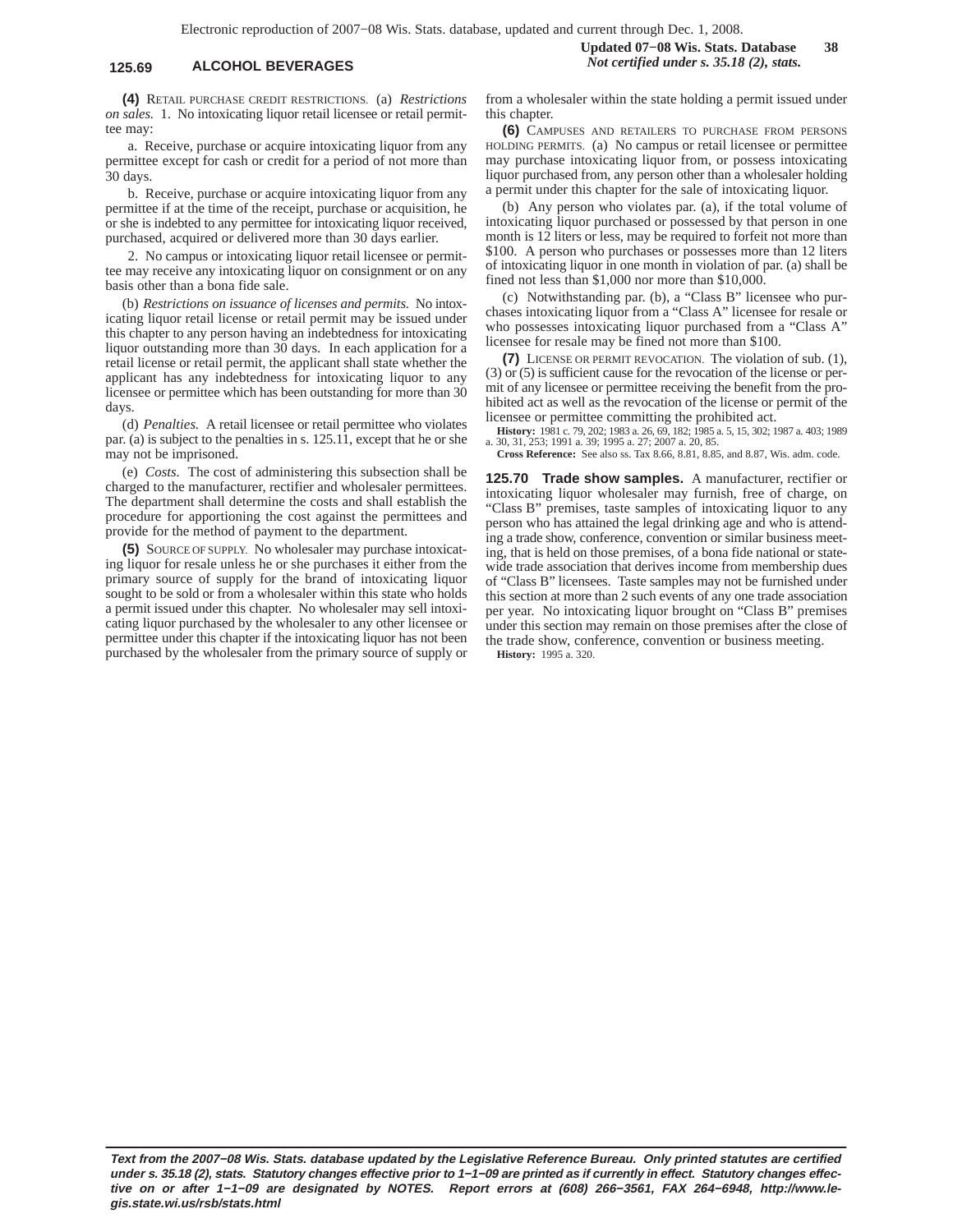**(4)** RETAIL PURCHASE CREDIT RESTRICTIONS. (a) *Restrictions on sales.* 1. No intoxicating liquor retail licensee or retail permittee may:

a. Receive, purchase or acquire intoxicating liquor from any permittee except for cash or credit for a period of not more than 30 days.

b. Receive, purchase or acquire intoxicating liquor from any permittee if at the time of the receipt, purchase or acquisition, he or she is indebted to any permittee for intoxicating liquor received, purchased, acquired or delivered more than 30 days earlier.

2. No campus or intoxicating liquor retail licensee or permittee may receive any intoxicating liquor on consignment or on any basis other than a bona fide sale.

(b) *Restrictions on issuance of licenses and permits.* No intoxicating liquor retail license or retail permit may be issued under this chapter to any person having an indebtedness for intoxicating liquor outstanding more than 30 days. In each application for a retail license or retail permit, the applicant shall state whether the applicant has any indebtedness for intoxicating liquor to any licensee or permittee which has been outstanding for more than 30 days.

(d) *Penalties.* A retail licensee or retail permittee who violates par. (a) is subject to the penalties in s. 125.11, except that he or she may not be imprisoned.

(e) *Costs.* The cost of administering this subsection shall be charged to the manufacturer, rectifier and wholesaler permittees. The department shall determine the costs and shall establish the procedure for apportioning the cost against the permittees and provide for the method of payment to the department.

**(5)** SOURCE OF SUPPLY. No wholesaler may purchase intoxicating liquor for resale unless he or she purchases it either from the primary source of supply for the brand of intoxicating liquor sought to be sold or from a wholesaler within this state who holds a permit issued under this chapter. No wholesaler may sell intoxicating liquor purchased by the wholesaler to any other licensee or permittee under this chapter if the intoxicating liquor has not been purchased by the wholesaler from the primary source of supply or from a wholesaler within the state holding a permit issued under this chapter.

**(6)** CAMPUSES AND RETAILERS TO PURCHASE FROM PERSONS HOLDING PERMITS. (a) No campus or retail licensee or permittee may purchase intoxicating liquor from, or possess intoxicating liquor purchased from, any person other than a wholesaler holding a permit under this chapter for the sale of intoxicating liquor.

(b) Any person who violates par. (a), if the total volume of intoxicating liquor purchased or possessed by that person in one month is 12 liters or less, may be required to forfeit not more than $100. A person who purchases or possesses more than 12 liters of intoxicating liquor in one month in violation of par. (a) shall be fined not less than $1,000 nor more than $10,000.

(c) Notwithstanding par. (b), a "Class B" licensee who purchases intoxicating liquor from a "Class A" licensee for resale or who possesses intoxicating liquor purchased from a "Class A" licensee for resale may be fined not more than $100.

**(7)** LICENSE OR PERMIT REVOCATION. The violation of sub. (1), (3) or (5) is sufficient cause for the revocation of the license or permit of any licensee or permittee receiving the benefit from the prohibited act as well as the revocation of the license or permit of the licensee or permittee committing the prohibited act.

**History:** 1981 c. 79, 202; 1983 a. 26, 69, 182; 1985 a. 5, 15, 302; 1987 a. 403; 1989 a. 30, 31, 253; 1991 a. 39; 1995 a. 27; 2007 a. 20, 85.

**Cross Reference:** See also ss. Tax 8.66, 8.81, 8.85, and 8.87, Wis. adm. code.

**125.70 Trade show samples.** A manufacturer, rectifier or intoxicating liquor wholesaler may furnish, free of charge, on "Class B" premises, taste samples of intoxicating liquor to any person who has attained the legal drinking age and who is attending a trade show, conference, convention or similar business meeting, that is held on those premises, of a bona fide national or statewide trade association that derives income from membership dues of "Class B" licensees. Taste samples may not be furnished under this section at more than 2 such events of any one trade association per year. No intoxicating liquor brought on "Class B" premises under this section may remain on those premises after the close of the trade show, conference, convention or business meeting.

**History:** 1995 a. 320.